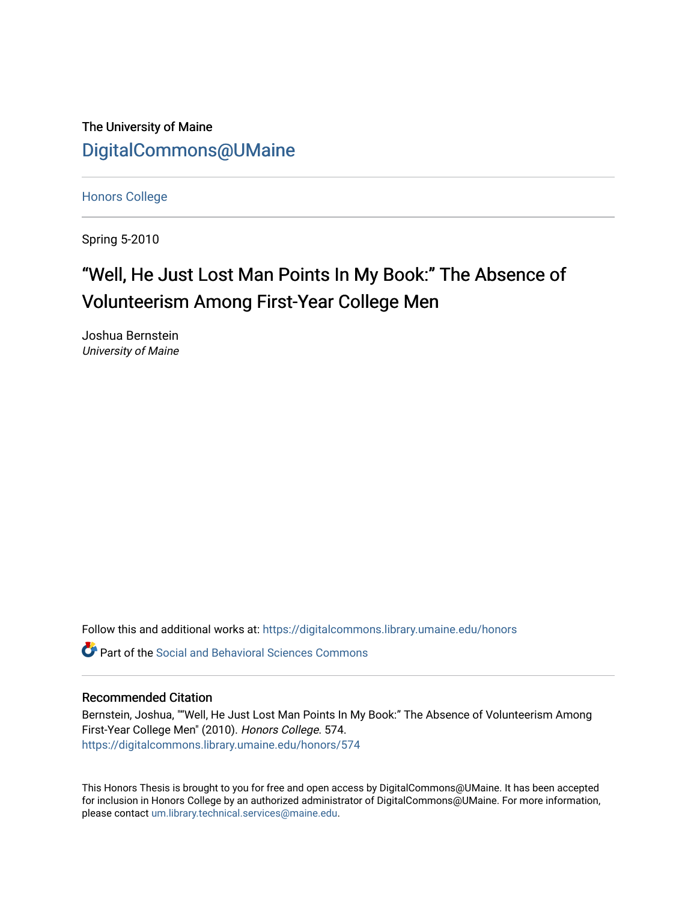The University of Maine

DigitalCommons@UMaine

Honors College

Spring 5-2010

# "Well, He Just Lost Man Points In My Book:" The Absence of Volunteerism Among First-Year College Men

Joshua Bernstein
*University of Maine*

Follow this and additional works at: https://digitalcommons.library.umaine.edu/honors

Part of the Social and Behavioral Sciences Commons

## Recommended Citation

Bernstein, Joshua, ""Well, He Just Lost Man Points In My Book:" The Absence of Volunteerism Among First-Year College Men" (2010). *Honors College*. 574.
https://digitalcommons.library.umaine.edu/honors/574

This Honors Thesis is brought to you for free and open access by DigitalCommons@UMaine. It has been accepted for inclusion in Honors College by an authorized administrator of DigitalCommons@UMaine. For more information, please contact um.library.technical.services@maine.edu.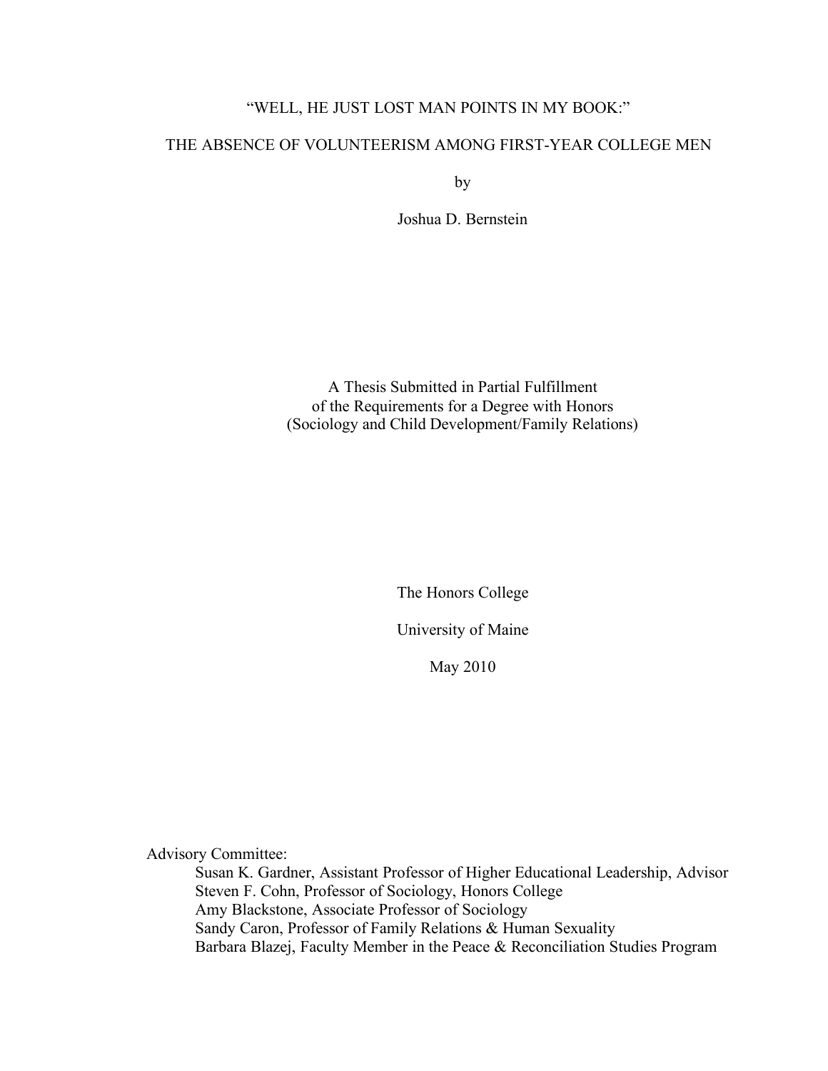# "WELL, HE JUST LOST MAN POINTS IN MY BOOK:"

# THE ABSENCE OF VOLUNTEERISM AMONG FIRST-YEAR COLLEGE MEN

by

Joshua D. Bernstein

A Thesis Submitted in Partial Fulfillment
of the Requirements for a Degree with Honors
(Sociology and Child Development/Family Relations)

The Honors College

University of Maine

May 2010

Advisory Committee:

Susan K. Gardner, Assistant Professor of Higher Educational Leadership, Advisor
Steven F. Cohn, Professor of Sociology, Honors College
Amy Blackstone, Associate Professor of Sociology
Sandy Caron, Professor of Family Relations & Human Sexuality
Barbara Blazej, Faculty Member in the Peace & Reconciliation Studies Program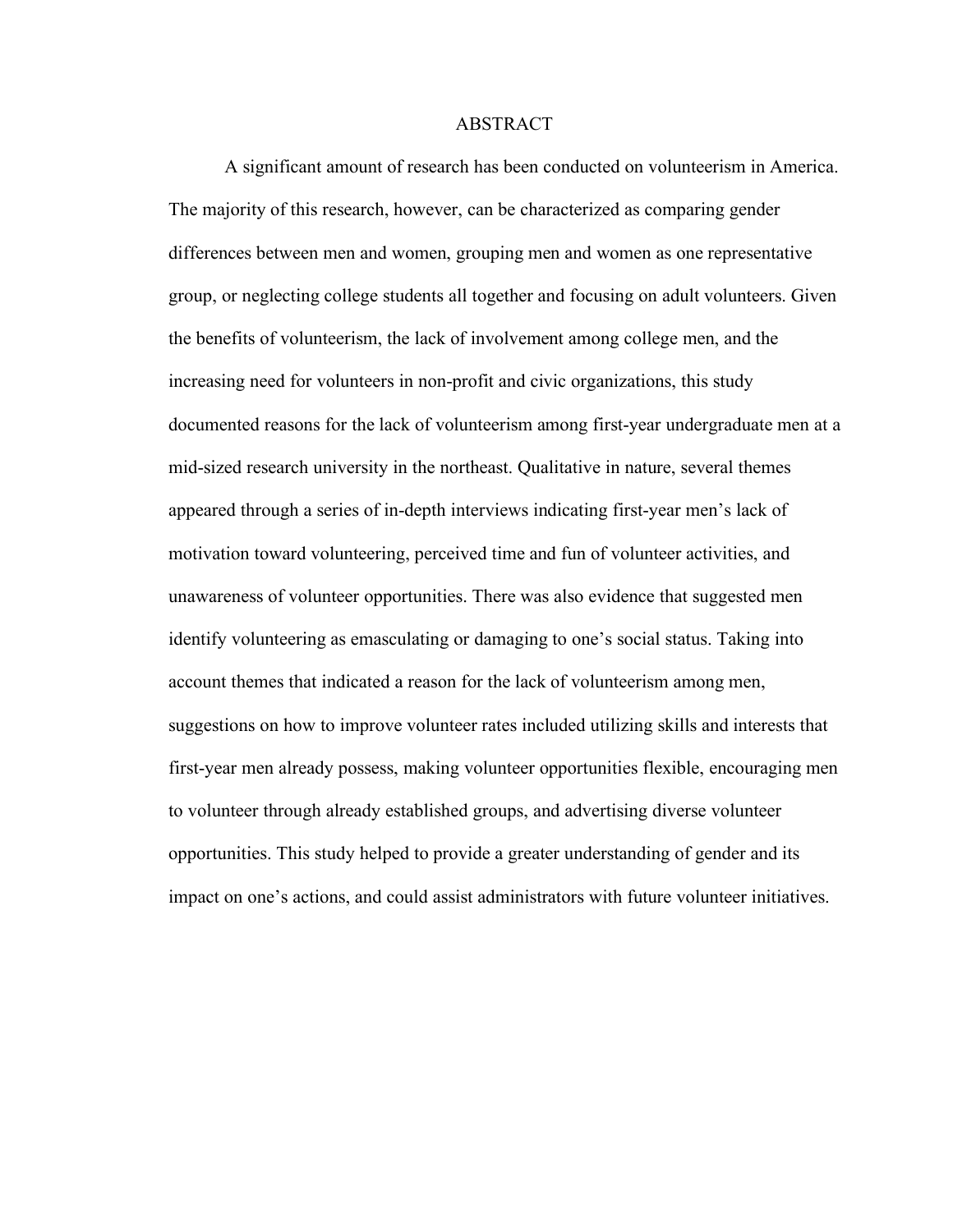# ABSTRACT

A significant amount of research has been conducted on volunteerism in America. The majority of this research, however, can be characterized as comparing gender differences between men and women, grouping men and women as one representative group, or neglecting college students all together and focusing on adult volunteers. Given the benefits of volunteerism, the lack of involvement among college men, and the increasing need for volunteers in non-profit and civic organizations, this study documented reasons for the lack of volunteerism among first-year undergraduate men at a mid-sized research university in the northeast. Qualitative in nature, several themes appeared through a series of in-depth interviews indicating first-year men's lack of motivation toward volunteering, perceived time and fun of volunteer activities, and unawareness of volunteer opportunities. There was also evidence that suggested men identify volunteering as emasculating or damaging to one's social status. Taking into account themes that indicated a reason for the lack of volunteerism among men, suggestions on how to improve volunteer rates included utilizing skills and interests that first-year men already possess, making volunteer opportunities flexible, encouraging men to volunteer through already established groups, and advertising diverse volunteer opportunities. This study helped to provide a greater understanding of gender and its impact on one's actions, and could assist administrators with future volunteer initiatives.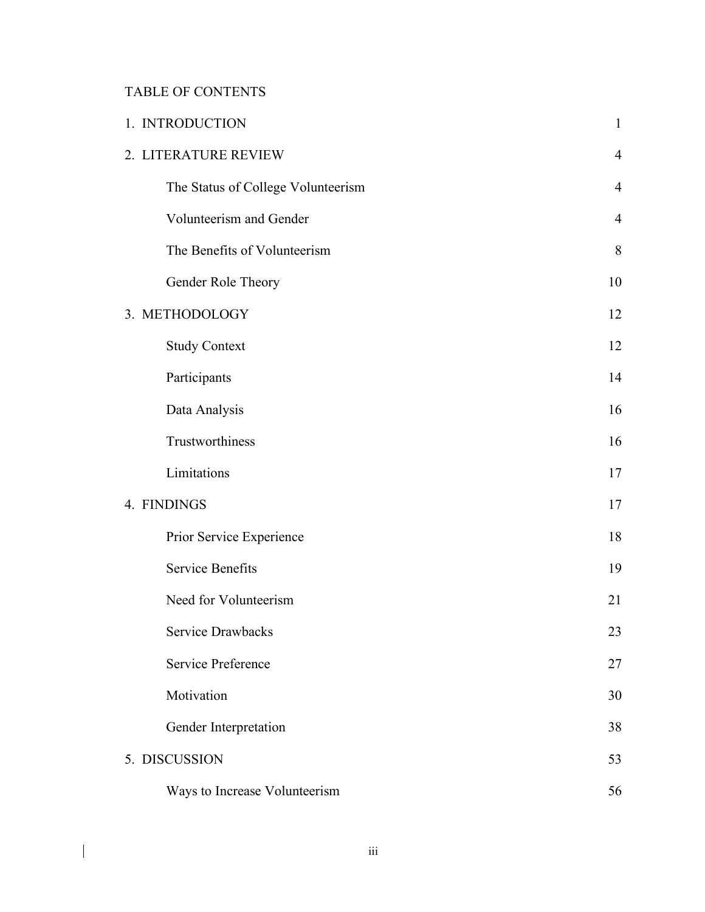# TABLE OF CONTENTS

| | |
|---|---|
| 1. INTRODUCTION | 1 |
| 2. LITERATURE REVIEW | 4 |
| The Status of College Volunteerism | 4 |
| Volunteerism and Gender | 4 |
| The Benefits of Volunteerism | 8 |
| Gender Role Theory | 10 |
| 3. METHODOLOGY | 12 |
| Study Context | 12 |
| Participants | 14 |
| Data Analysis | 16 |
| Trustworthiness | 16 |
| Limitations | 17 |
| 4. FINDINGS | 17 |
| Prior Service Experience | 18 |
| Service Benefits | 19 |
| Need for Volunteerism | 21 |
| Service Drawbacks | 23 |
| Service Preference | 27 |
| Motivation | 30 |
| Gender Interpretation | 38 |
| 5. DISCUSSION | 53 |
| Ways to Increase Volunteerism | 56 |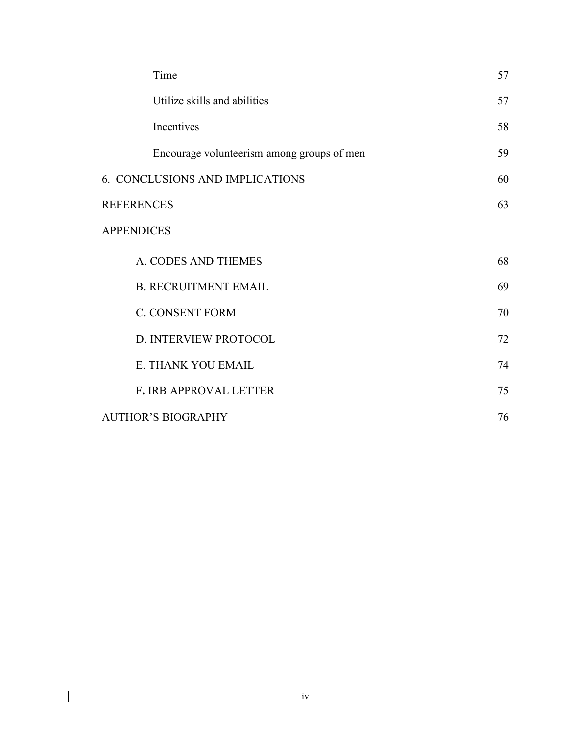Time 57

Utilize skills and abilities 57

Incentives 58

Encourage volunteerism among groups of men 59

6. CONCLUSIONS AND IMPLICATIONS 60

REFERENCES 63

APPENDICES

A. CODES AND THEMES 68

B. RECRUITMENT EMAIL 69

C. CONSENT FORM 70

D. INTERVIEW PROTOCOL 72

E. THANK YOU EMAIL 74

F. IRB APPROVAL LETTER 75

AUTHOR'S BIOGRAPHY 76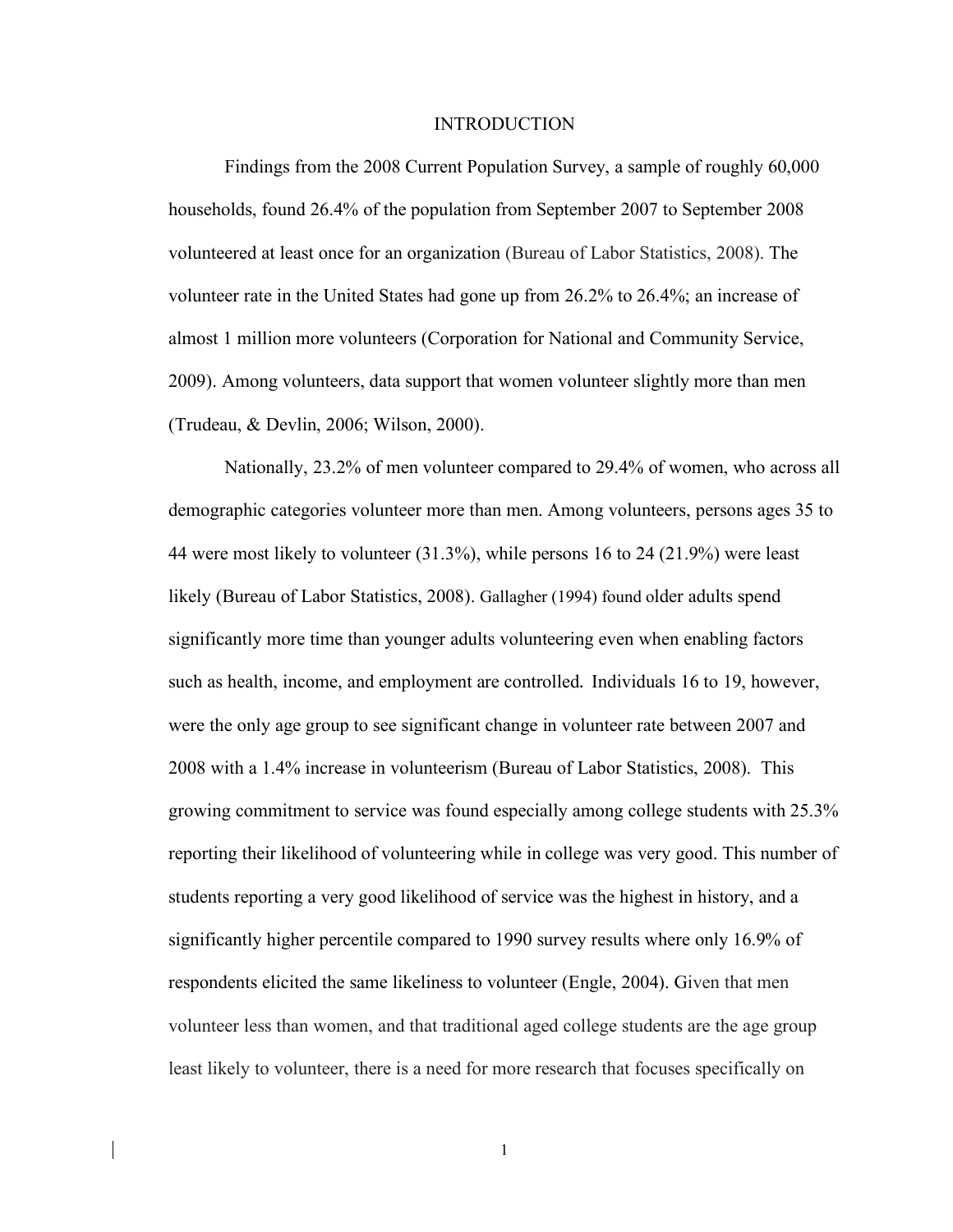# INTRODUCTION

Findings from the 2008 Current Population Survey, a sample of roughly 60,000 households, found 26.4% of the population from September 2007 to September 2008 volunteered at least once for an organization (Bureau of Labor Statistics, 2008). The volunteer rate in the United States had gone up from 26.2% to 26.4%; an increase of almost 1 million more volunteers (Corporation for National and Community Service, 2009). Among volunteers, data support that women volunteer slightly more than men (Trudeau, & Devlin, 2006; Wilson, 2000).

Nationally, 23.2% of men volunteer compared to 29.4% of women, who across all demographic categories volunteer more than men. Among volunteers, persons ages 35 to 44 were most likely to volunteer (31.3%), while persons 16 to 24 (21.9%) were least likely (Bureau of Labor Statistics, 2008). Gallagher (1994) found older adults spend significantly more time than younger adults volunteering even when enabling factors such as health, income, and employment are controlled. Individuals 16 to 19, however, were the only age group to see significant change in volunteer rate between 2007 and 2008 with a 1.4% increase in volunteerism (Bureau of Labor Statistics, 2008). This growing commitment to service was found especially among college students with 25.3% reporting their likelihood of volunteering while in college was very good. This number of students reporting a very good likelihood of service was the highest in history, and a significantly higher percentile compared to 1990 survey results where only 16.9% of respondents elicited the same likeliness to volunteer (Engle, 2004). Given that men volunteer less than women, and that traditional aged college students are the age group least likely to volunteer, there is a need for more research that focuses specifically on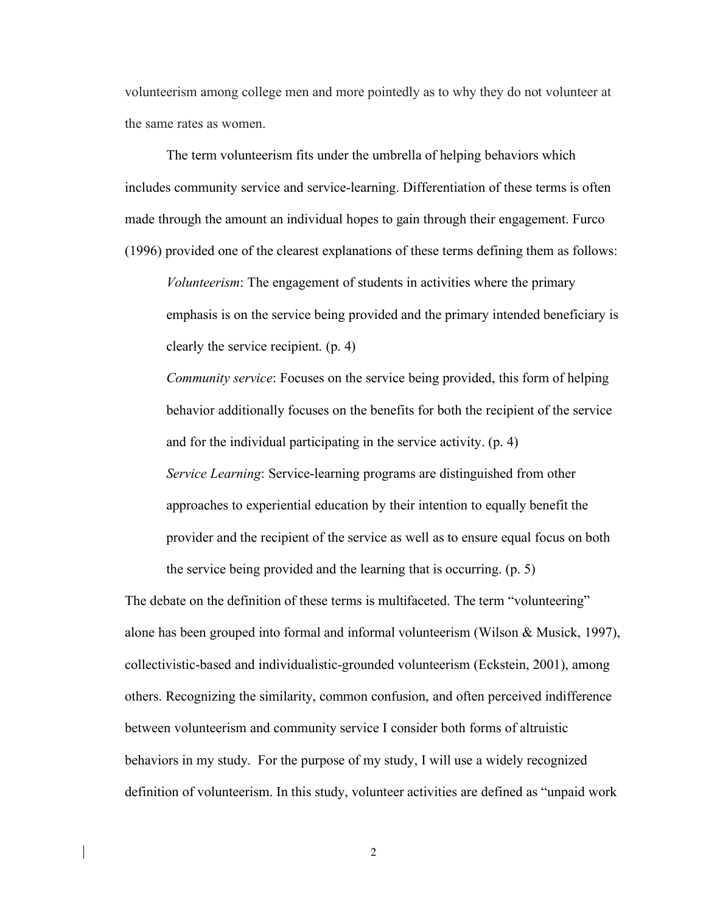volunteerism among college men and more pointedly as to why they do not volunteer at the same rates as women.

The term volunteerism fits under the umbrella of helping behaviors which includes community service and service-learning. Differentiation of these terms is often made through the amount an individual hopes to gain through their engagement. Furco (1996) provided one of the clearest explanations of these terms defining them as follows:

> *Volunteerism*: The engagement of students in activities where the primary emphasis is on the service being provided and the primary intended beneficiary is clearly the service recipient. (p. 4)
>
> *Community service*: Focuses on the service being provided, this form of helping behavior additionally focuses on the benefits for both the recipient of the service and for the individual participating in the service activity. (p. 4)
>
> *Service Learning*: Service-learning programs are distinguished from other approaches to experiential education by their intention to equally benefit the provider and the recipient of the service as well as to ensure equal focus on both the service being provided and the learning that is occurring. (p. 5)

The debate on the definition of these terms is multifaceted. The term "volunteering" alone has been grouped into formal and informal volunteerism (Wilson & Musick, 1997), collectivistic-based and individualistic-grounded volunteerism (Eckstein, 2001), among others. Recognizing the similarity, common confusion, and often perceived indifference between volunteerism and community service I consider both forms of altruistic behaviors in my study. For the purpose of my study, I will use a widely recognized definition of volunteerism. In this study, volunteer activities are defined as "unpaid work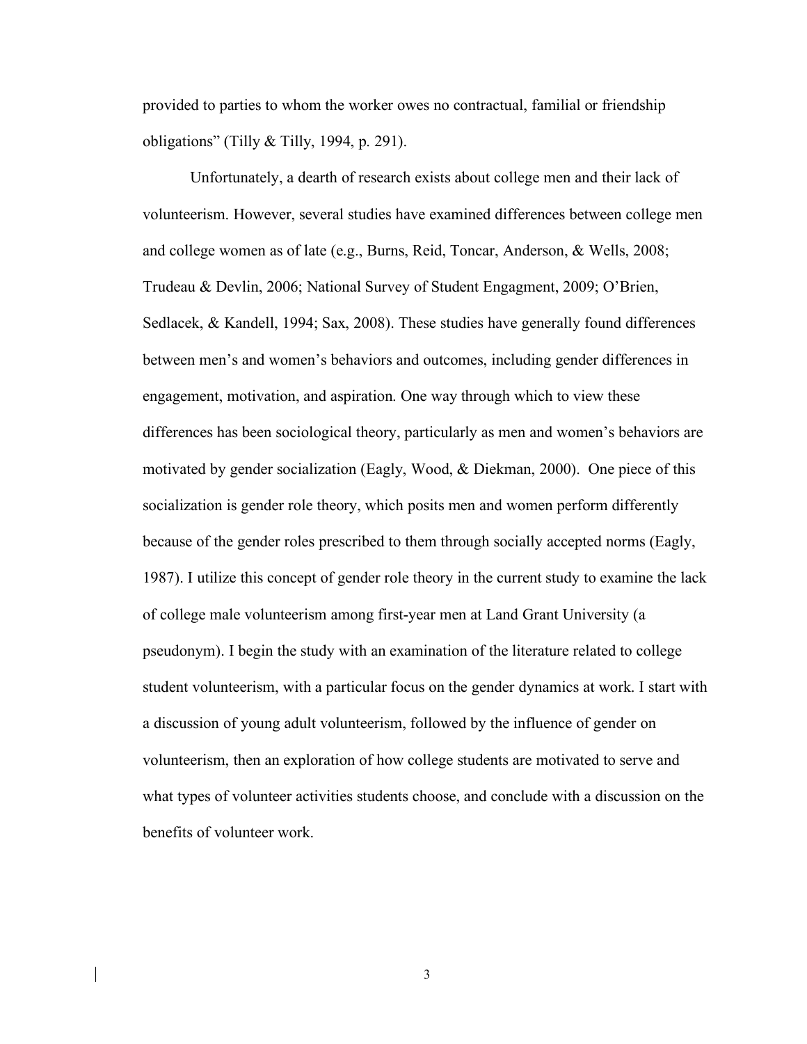provided to parties to whom the worker owes no contractual, familial or friendship obligations" (Tilly & Tilly, 1994, p. 291).

Unfortunately, a dearth of research exists about college men and their lack of volunteerism. However, several studies have examined differences between college men and college women as of late (e.g., Burns, Reid, Toncar, Anderson, & Wells, 2008; Trudeau & Devlin, 2006; National Survey of Student Engagment, 2009; O'Brien, Sedlacek, & Kandell, 1994; Sax, 2008). These studies have generally found differences between men's and women's behaviors and outcomes, including gender differences in engagement, motivation, and aspiration. One way through which to view these differences has been sociological theory, particularly as men and women's behaviors are motivated by gender socialization (Eagly, Wood, & Diekman, 2000). One piece of this socialization is gender role theory, which posits men and women perform differently because of the gender roles prescribed to them through socially accepted norms (Eagly, 1987). I utilize this concept of gender role theory in the current study to examine the lack of college male volunteerism among first-year men at Land Grant University (a pseudonym). I begin the study with an examination of the literature related to college student volunteerism, with a particular focus on the gender dynamics at work. I start with a discussion of young adult volunteerism, followed by the influence of gender on volunteerism, then an exploration of how college students are motivated to serve and what types of volunteer activities students choose, and conclude with a discussion on the benefits of volunteer work.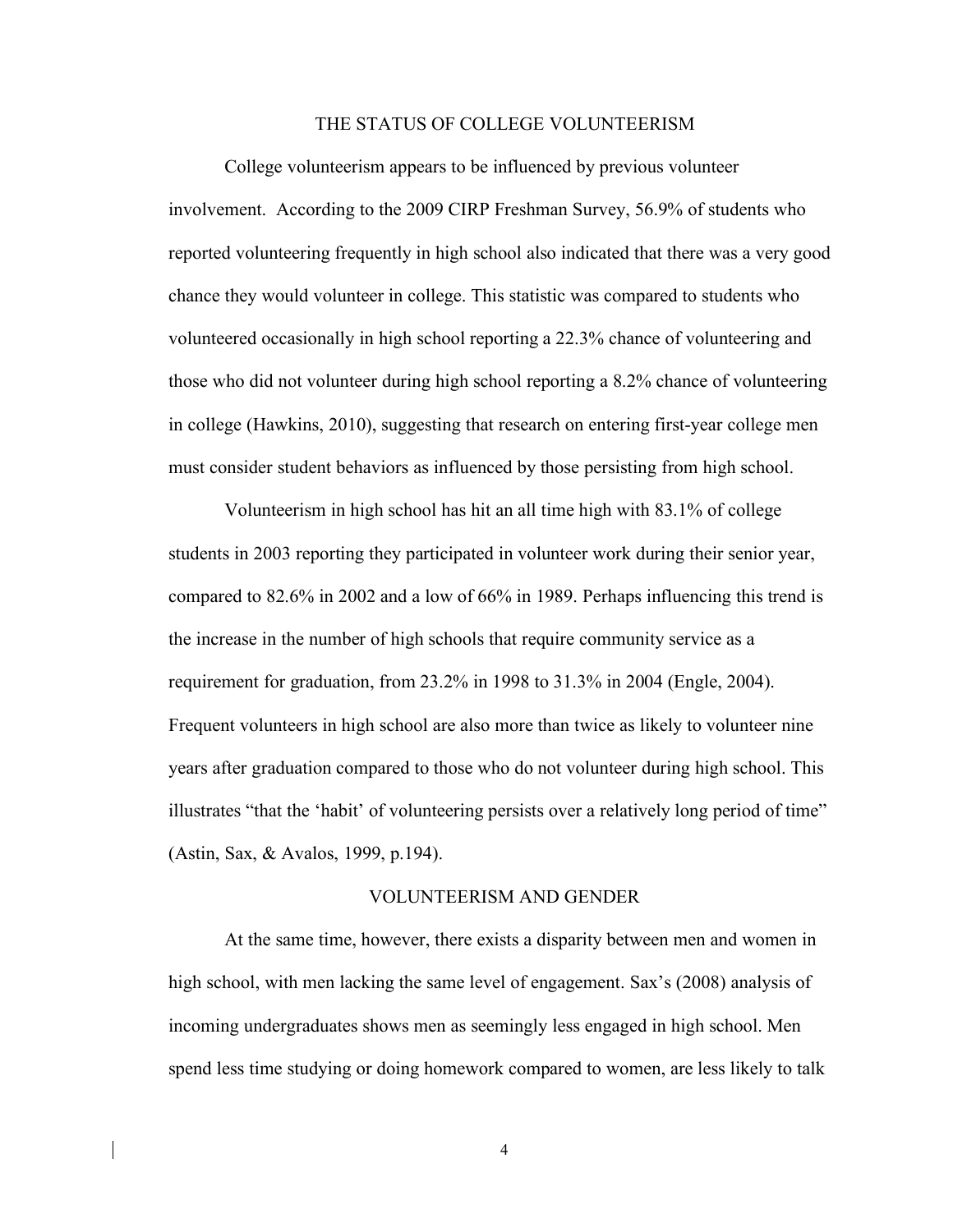## THE STATUS OF COLLEGE VOLUNTEERISM

College volunteerism appears to be influenced by previous volunteer involvement. According to the 2009 CIRP Freshman Survey, 56.9% of students who reported volunteering frequently in high school also indicated that there was a very good chance they would volunteer in college. This statistic was compared to students who volunteered occasionally in high school reporting a 22.3% chance of volunteering and those who did not volunteer during high school reporting a 8.2% chance of volunteering in college (Hawkins, 2010), suggesting that research on entering first-year college men must consider student behaviors as influenced by those persisting from high school.

Volunteerism in high school has hit an all time high with 83.1% of college students in 2003 reporting they participated in volunteer work during their senior year, compared to 82.6% in 2002 and a low of 66% in 1989. Perhaps influencing this trend is the increase in the number of high schools that require community service as a requirement for graduation, from 23.2% in 1998 to 31.3% in 2004 (Engle, 2004). Frequent volunteers in high school are also more than twice as likely to volunteer nine years after graduation compared to those who do not volunteer during high school. This illustrates "that the 'habit' of volunteering persists over a relatively long period of time" (Astin, Sax, & Avalos, 1999, p.194).

## VOLUNTEERISM AND GENDER

At the same time, however, there exists a disparity between men and women in high school, with men lacking the same level of engagement. Sax's (2008) analysis of incoming undergraduates shows men as seemingly less engaged in high school. Men spend less time studying or doing homework compared to women, are less likely to talk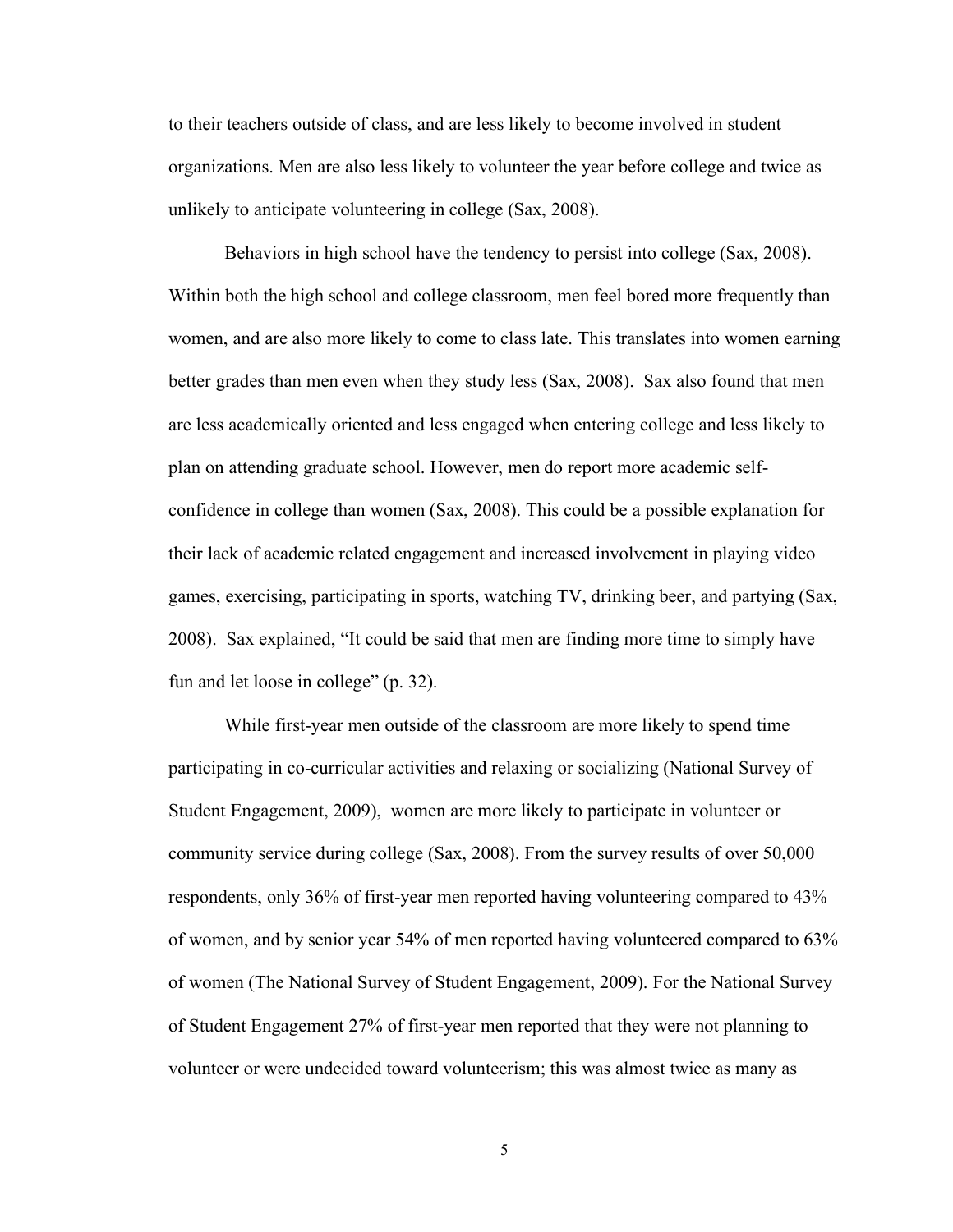to their teachers outside of class, and are less likely to become involved in student organizations. Men are also less likely to volunteer the year before college and twice as unlikely to anticipate volunteering in college (Sax, 2008).

Behaviors in high school have the tendency to persist into college (Sax, 2008). Within both the high school and college classroom, men feel bored more frequently than women, and are also more likely to come to class late. This translates into women earning better grades than men even when they study less (Sax, 2008). Sax also found that men are less academically oriented and less engaged when entering college and less likely to plan on attending graduate school. However, men do report more academic self-confidence in college than women (Sax, 2008). This could be a possible explanation for their lack of academic related engagement and increased involvement in playing video games, exercising, participating in sports, watching TV, drinking beer, and partying (Sax, 2008). Sax explained, “It could be said that men are finding more time to simply have fun and let loose in college” (p. 32).

While first-year men outside of the classroom are more likely to spend time participating in co-curricular activities and relaxing or socializing (National Survey of Student Engagement, 2009), women are more likely to participate in volunteer or community service during college (Sax, 2008). From the survey results of over 50,000 respondents, only 36% of first-year men reported having volunteering compared to 43% of women, and by senior year 54% of men reported having volunteered compared to 63% of women (The National Survey of Student Engagement, 2009). For the National Survey of Student Engagement 27% of first-year men reported that they were not planning to volunteer or were undecided toward volunteerism; this was almost twice as many as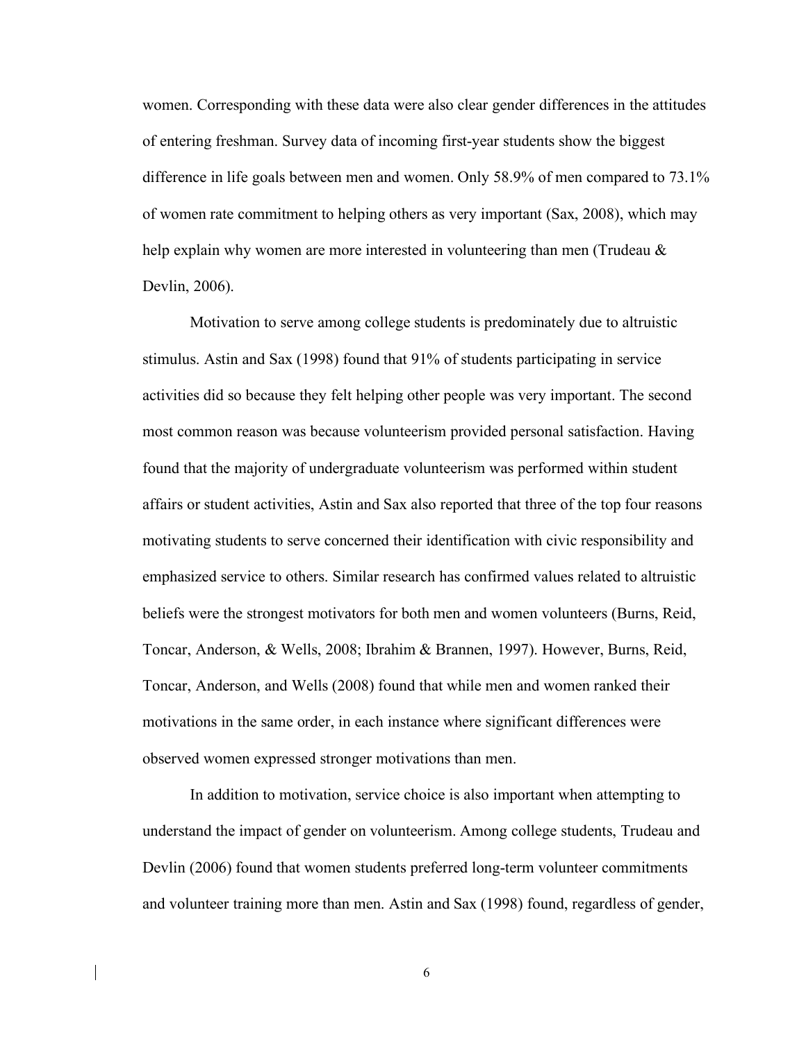women. Corresponding with these data were also clear gender differences in the attitudes of entering freshman. Survey data of incoming first-year students show the biggest difference in life goals between men and women. Only 58.9% of men compared to 73.1% of women rate commitment to helping others as very important (Sax, 2008), which may help explain why women are more interested in volunteering than men (Trudeau & Devlin, 2006).

Motivation to serve among college students is predominately due to altruistic stimulus. Astin and Sax (1998) found that 91% of students participating in service activities did so because they felt helping other people was very important. The second most common reason was because volunteerism provided personal satisfaction. Having found that the majority of undergraduate volunteerism was performed within student affairs or student activities, Astin and Sax also reported that three of the top four reasons motivating students to serve concerned their identification with civic responsibility and emphasized service to others. Similar research has confirmed values related to altruistic beliefs were the strongest motivators for both men and women volunteers (Burns, Reid, Toncar, Anderson, & Wells, 2008; Ibrahim & Brannen, 1997). However, Burns, Reid, Toncar, Anderson, and Wells (2008) found that while men and women ranked their motivations in the same order, in each instance where significant differences were observed women expressed stronger motivations than men.

In addition to motivation, service choice is also important when attempting to understand the impact of gender on volunteerism. Among college students, Trudeau and Devlin (2006) found that women students preferred long-term volunteer commitments and volunteer training more than men. Astin and Sax (1998) found, regardless of gender,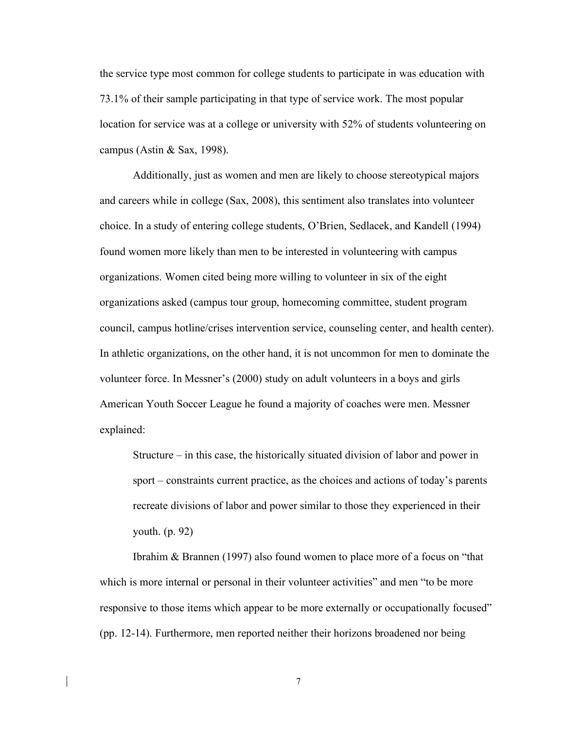the service type most common for college students to participate in was education with 73.1% of their sample participating in that type of service work. The most popular location for service was at a college or university with 52% of students volunteering on campus (Astin & Sax, 1998).

Additionally, just as women and men are likely to choose stereotypical majors and careers while in college (Sax, 2008), this sentiment also translates into volunteer choice. In a study of entering college students, O'Brien, Sedlacek, and Kandell (1994) found women more likely than men to be interested in volunteering with campus organizations. Women cited being more willing to volunteer in six of the eight organizations asked (campus tour group, homecoming committee, student program council, campus hotline/crises intervention service, counseling center, and health center). In athletic organizations, on the other hand, it is not uncommon for men to dominate the volunteer force. In Messner's (2000) study on adult volunteers in a boys and girls American Youth Soccer League he found a majority of coaches were men. Messner explained:

> Structure – in this case, the historically situated division of labor and power in sport – constraints current practice, as the choices and actions of today's parents recreate divisions of labor and power similar to those they experienced in their youth. (p. 92)

Ibrahim & Brannen (1997) also found women to place more of a focus on "that which is more internal or personal in their volunteer activities" and men "to be more responsive to those items which appear to be more externally or occupationally focused" (pp. 12-14). Furthermore, men reported neither their horizons broadened nor being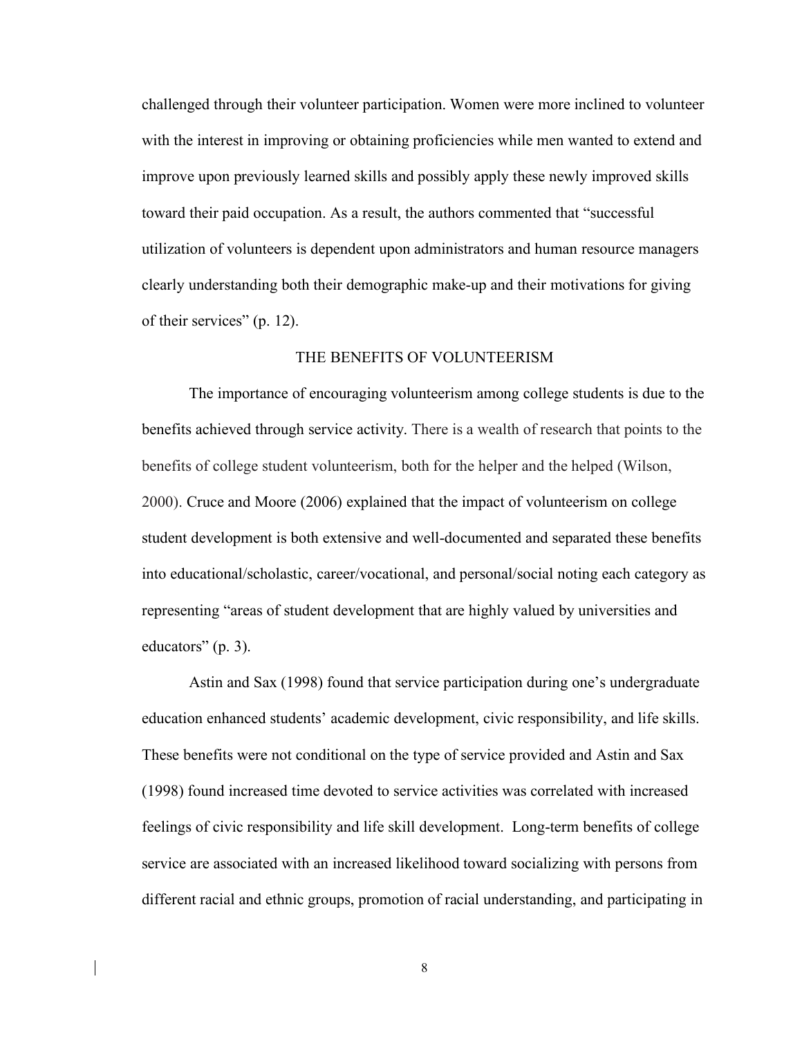challenged through their volunteer participation. Women were more inclined to volunteer with the interest in improving or obtaining proficiencies while men wanted to extend and improve upon previously learned skills and possibly apply these newly improved skills toward their paid occupation. As a result, the authors commented that "successful utilization of volunteers is dependent upon administrators and human resource managers clearly understanding both their demographic make-up and their motivations for giving of their services" (p. 12).

## THE BENEFITS OF VOLUNTEERISM

The importance of encouraging volunteerism among college students is due to the benefits achieved through service activity. There is a wealth of research that points to the benefits of college student volunteerism, both for the helper and the helped (Wilson, 2000). Cruce and Moore (2006) explained that the impact of volunteerism on college student development is both extensive and well-documented and separated these benefits into educational/scholastic, career/vocational, and personal/social noting each category as representing "areas of student development that are highly valued by universities and educators" (p. 3).

Astin and Sax (1998) found that service participation during one's undergraduate education enhanced students' academic development, civic responsibility, and life skills. These benefits were not conditional on the type of service provided and Astin and Sax (1998) found increased time devoted to service activities was correlated with increased feelings of civic responsibility and life skill development. Long-term benefits of college service are associated with an increased likelihood toward socializing with persons from different racial and ethnic groups, promotion of racial understanding, and participating in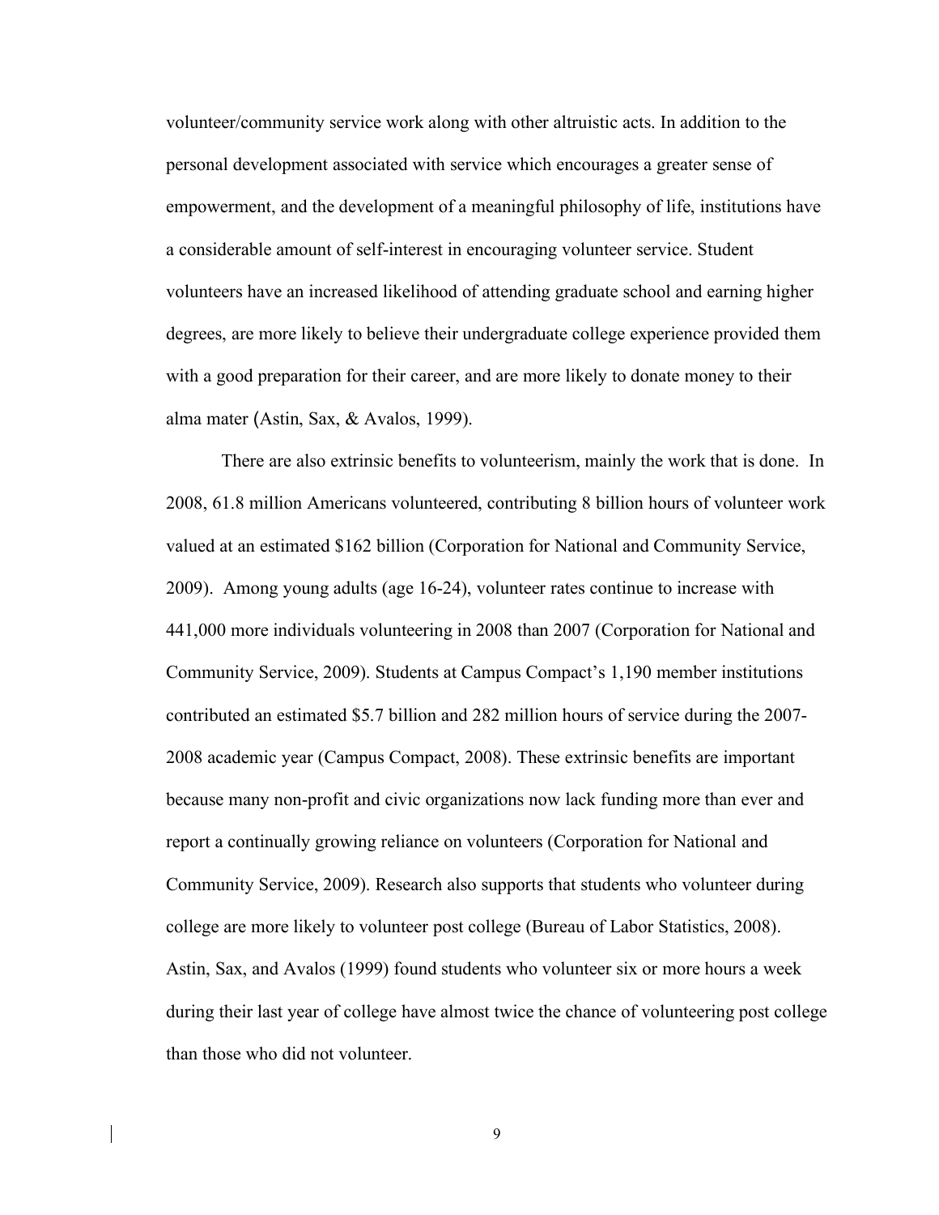volunteer/community service work along with other altruistic acts. In addition to the personal development associated with service which encourages a greater sense of empowerment, and the development of a meaningful philosophy of life, institutions have a considerable amount of self-interest in encouraging volunteer service. Student volunteers have an increased likelihood of attending graduate school and earning higher degrees, are more likely to believe their undergraduate college experience provided them with a good preparation for their career, and are more likely to donate money to their alma mater (Astin, Sax, & Avalos, 1999).

There are also extrinsic benefits to volunteerism, mainly the work that is done. In 2008, 61.8 million Americans volunteered, contributing 8 billion hours of volunteer work valued at an estimated $162 billion (Corporation for National and Community Service, 2009). Among young adults (age 16-24), volunteer rates continue to increase with 441,000 more individuals volunteering in 2008 than 2007 (Corporation for National and Community Service, 2009). Students at Campus Compact's 1,190 member institutions contributed an estimated $5.7 billion and 282 million hours of service during the 2007-2008 academic year (Campus Compact, 2008). These extrinsic benefits are important because many non-profit and civic organizations now lack funding more than ever and report a continually growing reliance on volunteers (Corporation for National and Community Service, 2009). Research also supports that students who volunteer during college are more likely to volunteer post college (Bureau of Labor Statistics, 2008). Astin, Sax, and Avalos (1999) found students who volunteer six or more hours a week during their last year of college have almost twice the chance of volunteering post college than those who did not volunteer.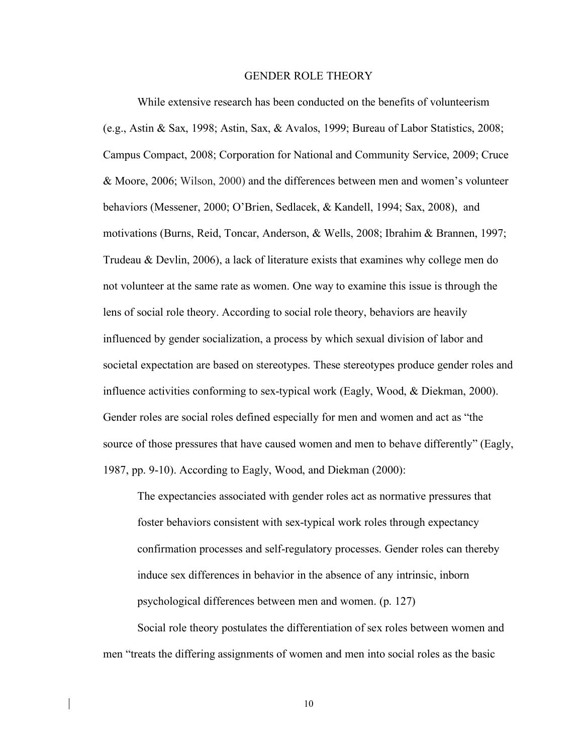## GENDER ROLE THEORY

While extensive research has been conducted on the benefits of volunteerism (e.g., Astin & Sax, 1998; Astin, Sax, & Avalos, 1999; Bureau of Labor Statistics, 2008; Campus Compact, 2008; Corporation for National and Community Service, 2009; Cruce & Moore, 2006; Wilson, 2000) and the differences between men and women's volunteer behaviors (Messener, 2000; O'Brien, Sedlacek, & Kandell, 1994; Sax, 2008), and motivations (Burns, Reid, Toncar, Anderson, & Wells, 2008; Ibrahim & Brannen, 1997; Trudeau & Devlin, 2006), a lack of literature exists that examines why college men do not volunteer at the same rate as women. One way to examine this issue is through the lens of social role theory. According to social role theory, behaviors are heavily influenced by gender socialization, a process by which sexual division of labor and societal expectation are based on stereotypes. These stereotypes produce gender roles and influence activities conforming to sex-typical work (Eagly, Wood, & Diekman, 2000). Gender roles are social roles defined especially for men and women and act as "the source of those pressures that have caused women and men to behave differently" (Eagly, 1987, pp. 9-10). According to Eagly, Wood, and Diekman (2000):

> The expectancies associated with gender roles act as normative pressures that foster behaviors consistent with sex-typical work roles through expectancy confirmation processes and self-regulatory processes. Gender roles can thereby induce sex differences in behavior in the absence of any intrinsic, inborn psychological differences between men and women. (p. 127)

Social role theory postulates the differentiation of sex roles between women and men "treats the differing assignments of women and men into social roles as the basic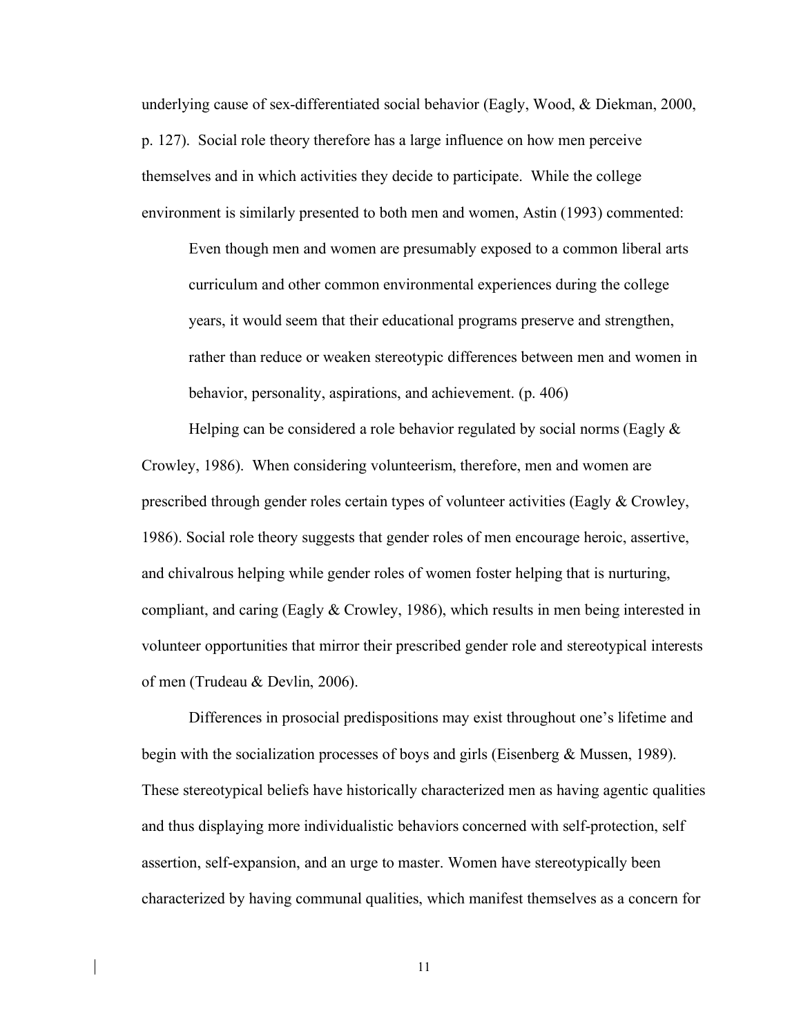underlying cause of sex-differentiated social behavior (Eagly, Wood, & Diekman, 2000, p. 127). Social role theory therefore has a large influence on how men perceive themselves and in which activities they decide to participate. While the college environment is similarly presented to both men and women, Astin (1993) commented:

> Even though men and women are presumably exposed to a common liberal arts curriculum and other common environmental experiences during the college years, it would seem that their educational programs preserve and strengthen, rather than reduce or weaken stereotypic differences between men and women in behavior, personality, aspirations, and achievement. (p. 406)

Helping can be considered a role behavior regulated by social norms (Eagly & Crowley, 1986). When considering volunteerism, therefore, men and women are prescribed through gender roles certain types of volunteer activities (Eagly & Crowley, 1986). Social role theory suggests that gender roles of men encourage heroic, assertive, and chivalrous helping while gender roles of women foster helping that is nurturing, compliant, and caring (Eagly & Crowley, 1986), which results in men being interested in volunteer opportunities that mirror their prescribed gender role and stereotypical interests of men (Trudeau & Devlin, 2006).

Differences in prosocial predispositions may exist throughout one's lifetime and begin with the socialization processes of boys and girls (Eisenberg & Mussen, 1989). These stereotypical beliefs have historically characterized men as having agentic qualities and thus displaying more individualistic behaviors concerned with self-protection, self assertion, self-expansion, and an urge to master. Women have stereotypically been characterized by having communal qualities, which manifest themselves as a concern for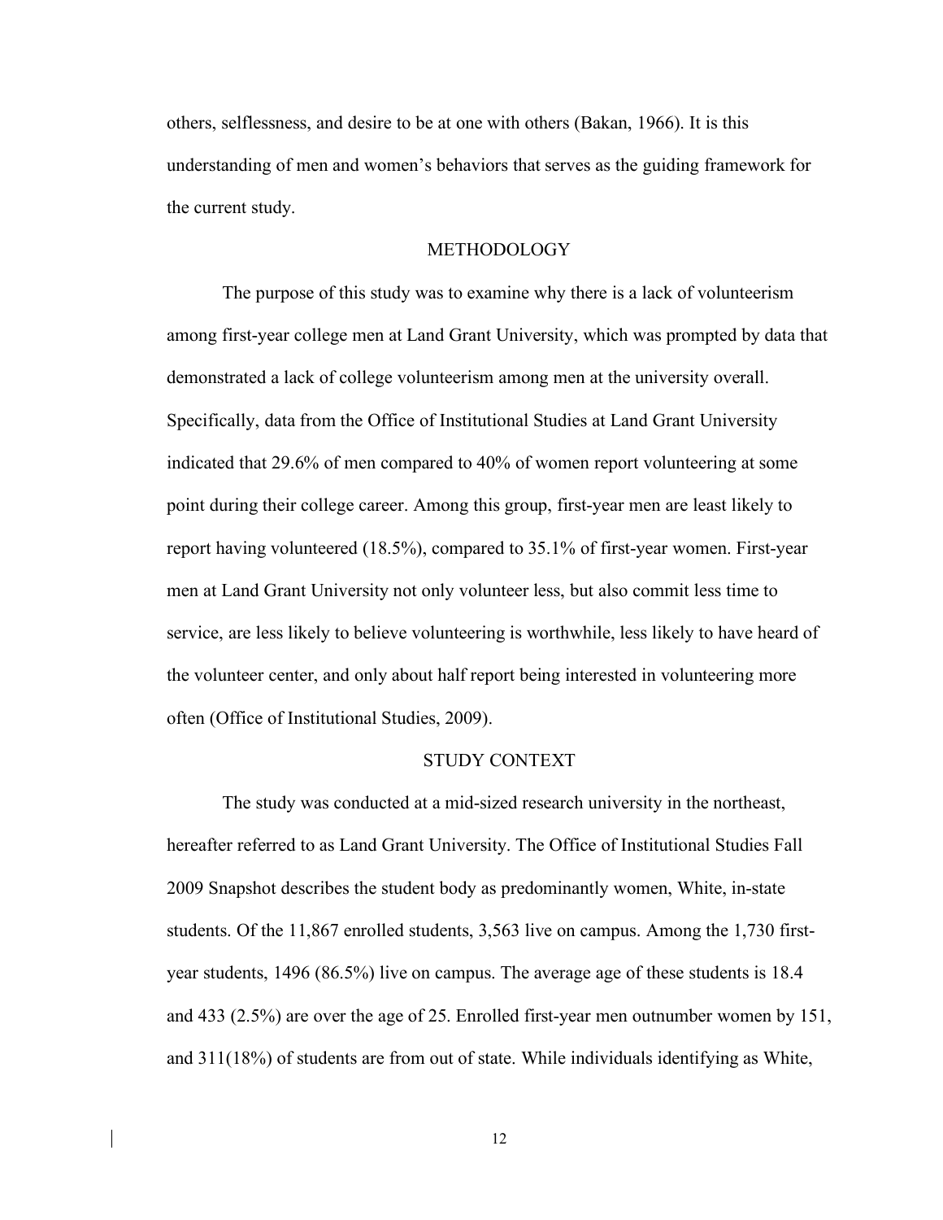others, selflessness, and desire to be at one with others (Bakan, 1966). It is this understanding of men and women's behaviors that serves as the guiding framework for the current study.

## METHODOLOGY

The purpose of this study was to examine why there is a lack of volunteerism among first-year college men at Land Grant University, which was prompted by data that demonstrated a lack of college volunteerism among men at the university overall. Specifically, data from the Office of Institutional Studies at Land Grant University indicated that 29.6% of men compared to 40% of women report volunteering at some point during their college career. Among this group, first-year men are least likely to report having volunteered (18.5%), compared to 35.1% of first-year women. First-year men at Land Grant University not only volunteer less, but also commit less time to service, are less likely to believe volunteering is worthwhile, less likely to have heard of the volunteer center, and only about half report being interested in volunteering more often (Office of Institutional Studies, 2009).

## STUDY CONTEXT

The study was conducted at a mid-sized research university in the northeast, hereafter referred to as Land Grant University. The Office of Institutional Studies Fall 2009 Snapshot describes the student body as predominantly women, White, in-state students. Of the 11,867 enrolled students, 3,563 live on campus. Among the 1,730 first-year students, 1496 (86.5%) live on campus. The average age of these students is 18.4 and 433 (2.5%) are over the age of 25. Enrolled first-year men outnumber women by 151, and 311(18%) of students are from out of state. While individuals identifying as White,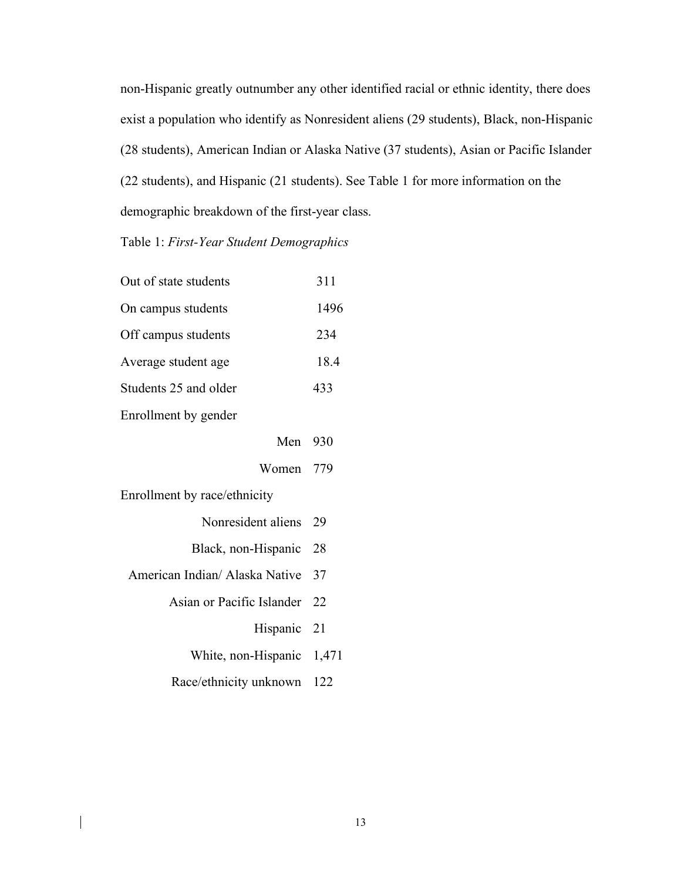non-Hispanic greatly outnumber any other identified racial or ethnic identity, there does exist a population who identify as Nonresident aliens (29 students), Black, non-Hispanic (28 students), American Indian or Alaska Native (37 students), Asian or Pacific Islander (22 students), and Hispanic (21 students). See Table 1 for more information on the demographic breakdown of the first-year class.

Table 1: *First-Year Student Demographics*

| | |
|---|---|
| Out of state students | 311 |
| On campus students | 1496 |
| Off campus students | 234 |
| Average student age | 18.4 |
| Students 25 and older | 433 |
| Enrollment by gender | |
| Men | 930 |
| Women | 779 |
| Enrollment by race/ethnicity | |
| Nonresident aliens | 29 |
| Black, non-Hispanic | 28 |
| American Indian/ Alaska Native | 37 |
| Asian or Pacific Islander | 22 |
| Hispanic | 21 |
| White, non-Hispanic | 1,471 |
| Race/ethnicity unknown | 122 |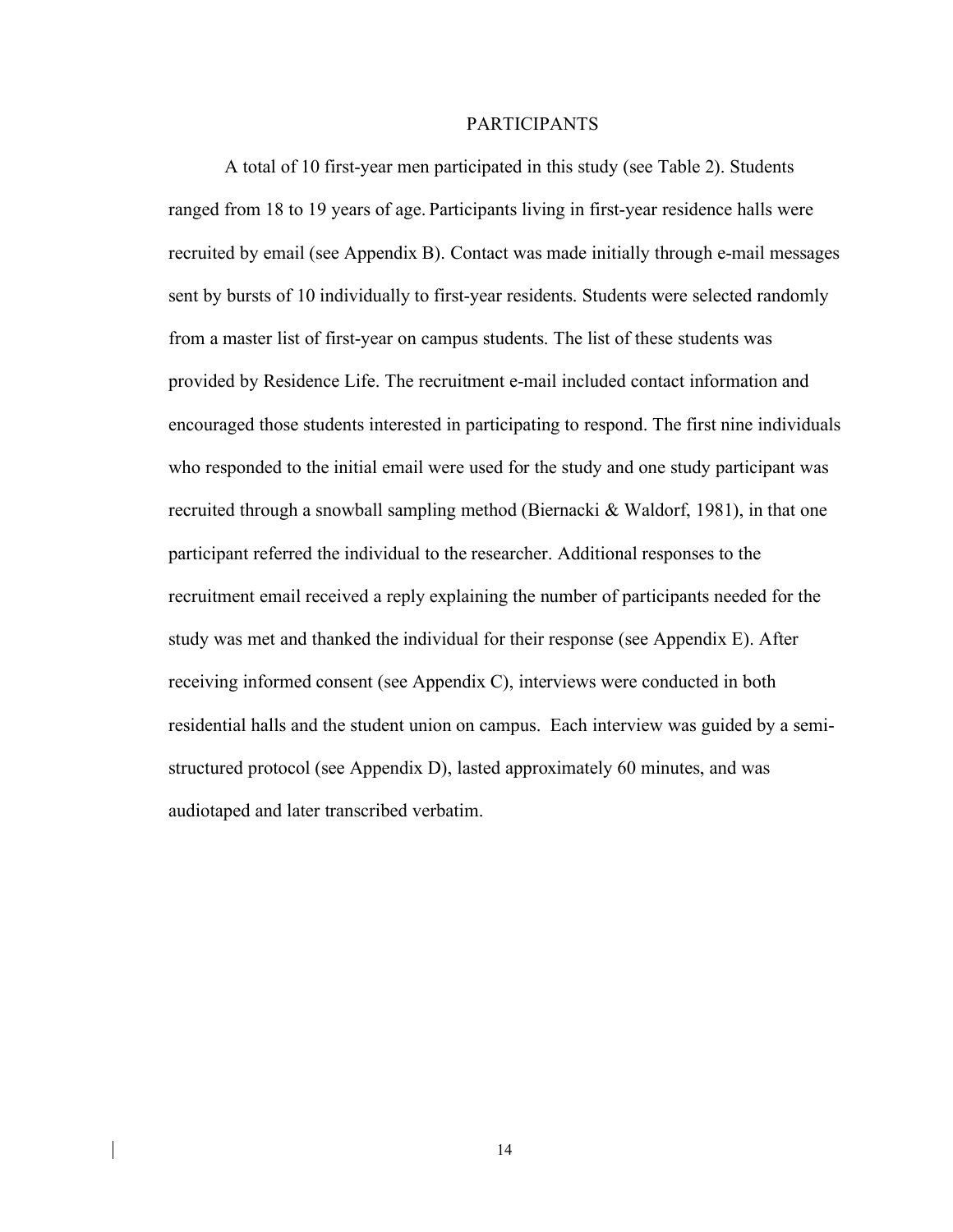## PARTICIPANTS

A total of 10 first-year men participated in this study (see Table 2). Students ranged from 18 to 19 years of age. Participants living in first-year residence halls were recruited by email (see Appendix B). Contact was made initially through e-mail messages sent by bursts of 10 individually to first-year residents. Students were selected randomly from a master list of first-year on campus students. The list of these students was provided by Residence Life. The recruitment e-mail included contact information and encouraged those students interested in participating to respond. The first nine individuals who responded to the initial email were used for the study and one study participant was recruited through a snowball sampling method (Biernacki & Waldorf, 1981), in that one participant referred the individual to the researcher. Additional responses to the recruitment email received a reply explaining the number of participants needed for the study was met and thanked the individual for their response (see Appendix E). After receiving informed consent (see Appendix C), interviews were conducted in both residential halls and the student union on campus. Each interview was guided by a semi-structured protocol (see Appendix D), lasted approximately 60 minutes, and was audiotaped and later transcribed verbatim.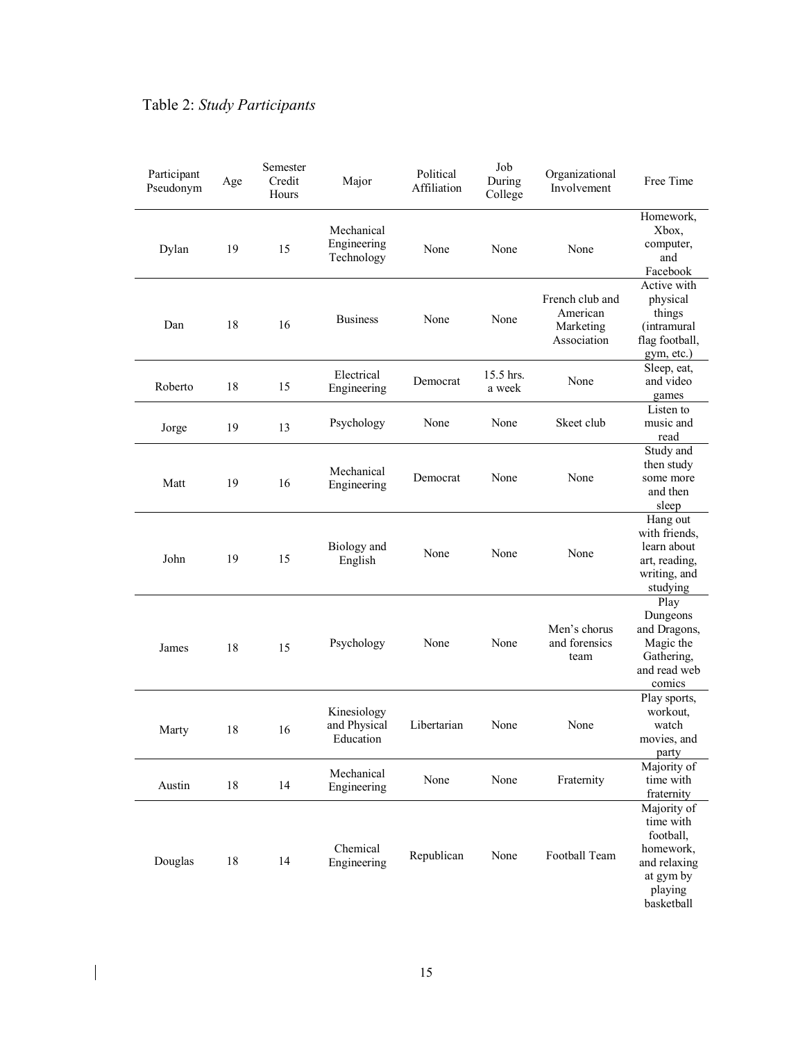Table 2: *Study Participants*

| Participant Pseudonym | Age | Semester Credit Hours | Major | Political Affiliation | Job During College | Organizational Involvement | Free Time |
|---|---|---|---|---|---|---|---|
| Dylan | 19 | 15 | Mechanical Engineering Technology | None | None | None | Homework, Xbox, computer, and Facebook |
| Dan | 18 | 16 | Business | None | None | French club and American Marketing Association | Active with physical things (intramural flag football, gym, etc.) |
| Roberto | 18 | 15 | Electrical Engineering | Democrat | 15.5 hrs. a week | None | Sleep, eat, and video games |
| Jorge | 19 | 13 | Psychology | None | None | Skeet club | Listen to music and read |
| Matt | 19 | 16 | Mechanical Engineering | Democrat | None | None | Study and then study some more and then sleep |
| John | 19 | 15 | Biology and English | None | None | None | Hang out with friends, learn about art, reading, writing, and studying |
| James | 18 | 15 | Psychology | None | None | Men's chorus and forensics team | Play Dungeons and Dragons, Magic the Gathering, and read web comics |
| Marty | 18 | 16 | Kinesiology and Physical Education | Libertarian | None | None | Play sports, workout, watch movies, and party |
| Austin | 18 | 14 | Mechanical Engineering | None | None | Fraternity | Majority of time with fraternity |
| Douglas | 18 | 14 | Chemical Engineering | Republican | None | Football Team | Majority of time with football, homework, and relaxing at gym by playing basketball |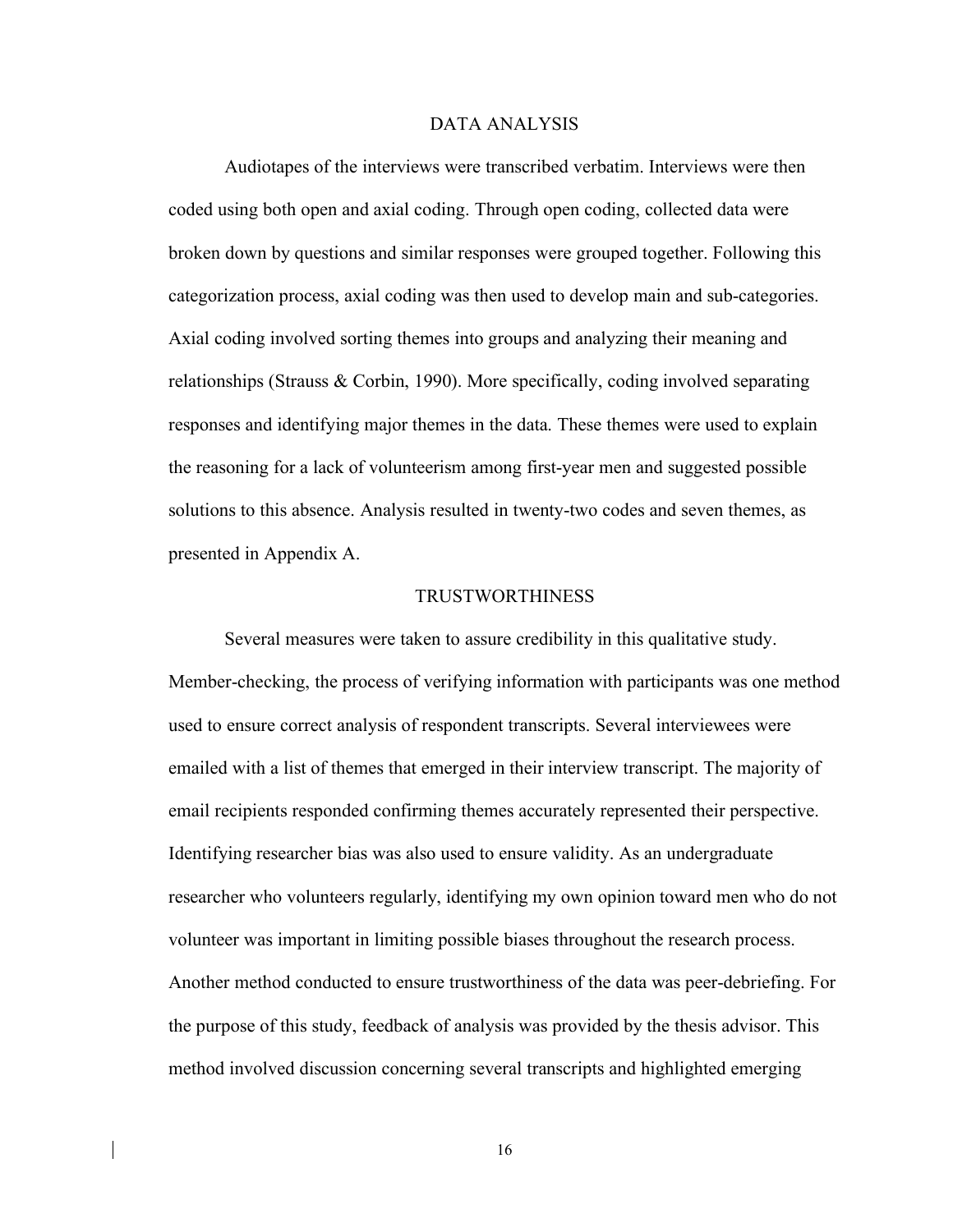## DATA ANALYSIS

Audiotapes of the interviews were transcribed verbatim. Interviews were then coded using both open and axial coding. Through open coding, collected data were broken down by questions and similar responses were grouped together. Following this categorization process, axial coding was then used to develop main and sub-categories. Axial coding involved sorting themes into groups and analyzing their meaning and relationships (Strauss & Corbin, 1990). More specifically, coding involved separating responses and identifying major themes in the data. These themes were used to explain the reasoning for a lack of volunteerism among first-year men and suggested possible solutions to this absence. Analysis resulted in twenty-two codes and seven themes, as presented in Appendix A.

## TRUSTWORTHINESS

Several measures were taken to assure credibility in this qualitative study. Member-checking, the process of verifying information with participants was one method used to ensure correct analysis of respondent transcripts. Several interviewees were emailed with a list of themes that emerged in their interview transcript. The majority of email recipients responded confirming themes accurately represented their perspective. Identifying researcher bias was also used to ensure validity. As an undergraduate researcher who volunteers regularly, identifying my own opinion toward men who do not volunteer was important in limiting possible biases throughout the research process. Another method conducted to ensure trustworthiness of the data was peer-debriefing. For the purpose of this study, feedback of analysis was provided by the thesis advisor. This method involved discussion concerning several transcripts and highlighted emerging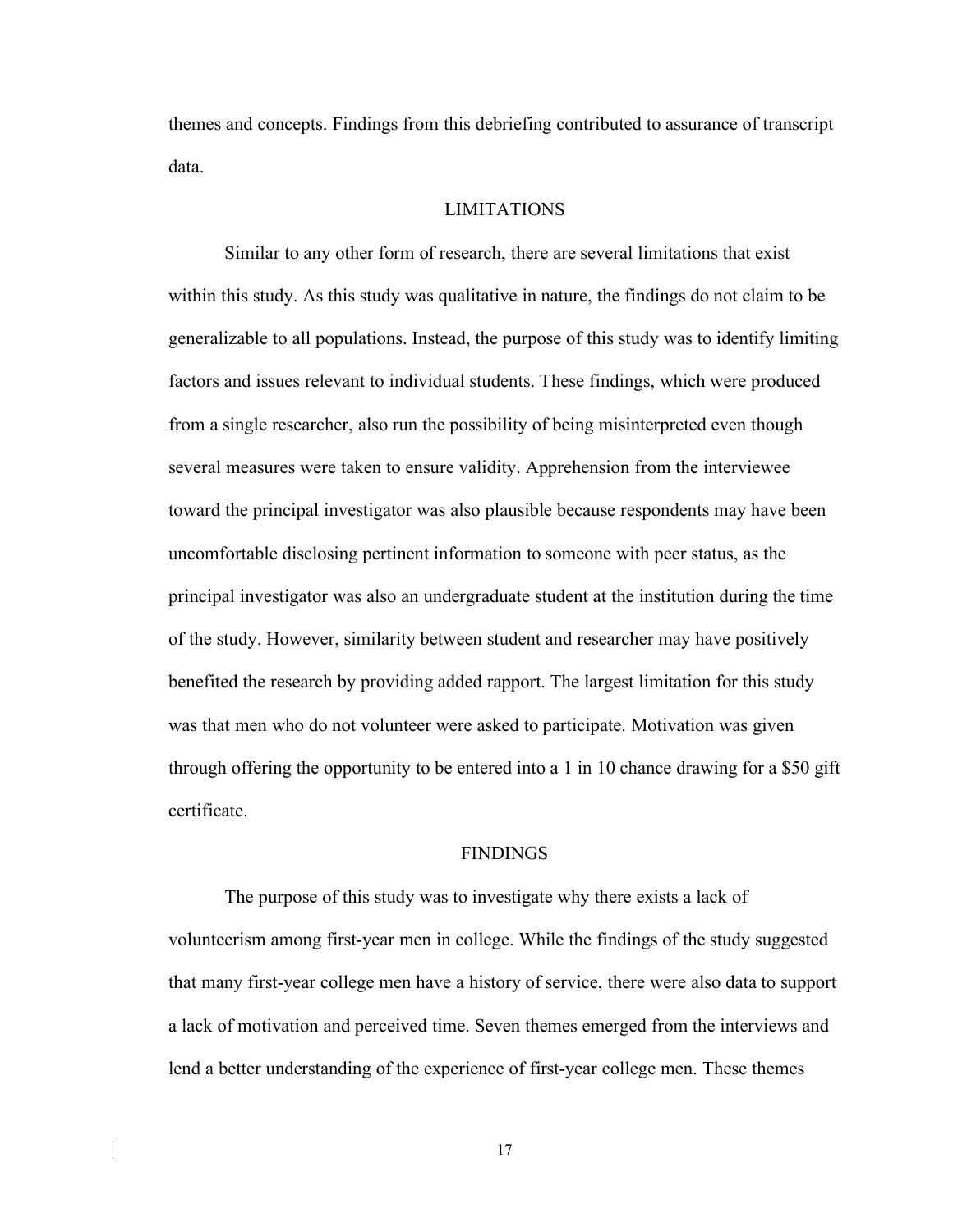themes and concepts. Findings from this debriefing contributed to assurance of transcript data.

## LIMITATIONS

Similar to any other form of research, there are several limitations that exist within this study. As this study was qualitative in nature, the findings do not claim to be generalizable to all populations. Instead, the purpose of this study was to identify limiting factors and issues relevant to individual students. These findings, which were produced from a single researcher, also run the possibility of being misinterpreted even though several measures were taken to ensure validity. Apprehension from the interviewee toward the principal investigator was also plausible because respondents may have been uncomfortable disclosing pertinent information to someone with peer status, as the principal investigator was also an undergraduate student at the institution during the time of the study. However, similarity between student and researcher may have positively benefited the research by providing added rapport. The largest limitation for this study was that men who do not volunteer were asked to participate. Motivation was given through offering the opportunity to be entered into a 1 in 10 chance drawing for a $50 gift certificate.

## FINDINGS

The purpose of this study was to investigate why there exists a lack of volunteerism among first-year men in college. While the findings of the study suggested that many first-year college men have a history of service, there were also data to support a lack of motivation and perceived time. Seven themes emerged from the interviews and lend a better understanding of the experience of first-year college men. These themes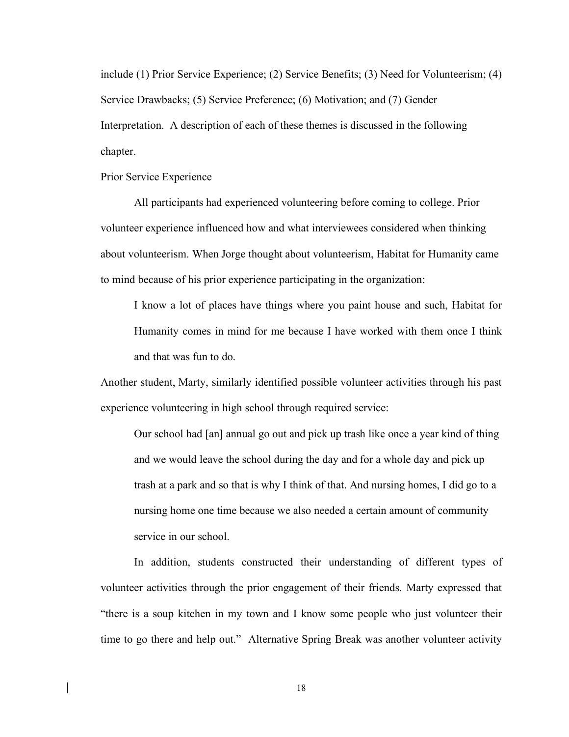include (1) Prior Service Experience; (2) Service Benefits; (3) Need for Volunteerism; (4) Service Drawbacks; (5) Service Preference; (6) Motivation; and (7) Gender Interpretation. A description of each of these themes is discussed in the following chapter.

## Prior Service Experience

All participants had experienced volunteering before coming to college. Prior volunteer experience influenced how and what interviewees considered when thinking about volunteerism. When Jorge thought about volunteerism, Habitat for Humanity came to mind because of his prior experience participating in the organization:

> I know a lot of places have things where you paint house and such, Habitat for Humanity comes in mind for me because I have worked with them once I think and that was fun to do.

Another student, Marty, similarly identified possible volunteer activities through his past experience volunteering in high school through required service:

> Our school had [an] annual go out and pick up trash like once a year kind of thing and we would leave the school during the day and for a whole day and pick up trash at a park and so that is why I think of that. And nursing homes, I did go to a nursing home one time because we also needed a certain amount of community service in our school.

In addition, students constructed their understanding of different types of volunteer activities through the prior engagement of their friends. Marty expressed that "there is a soup kitchen in my town and I know some people who just volunteer their time to go there and help out." Alternative Spring Break was another volunteer activity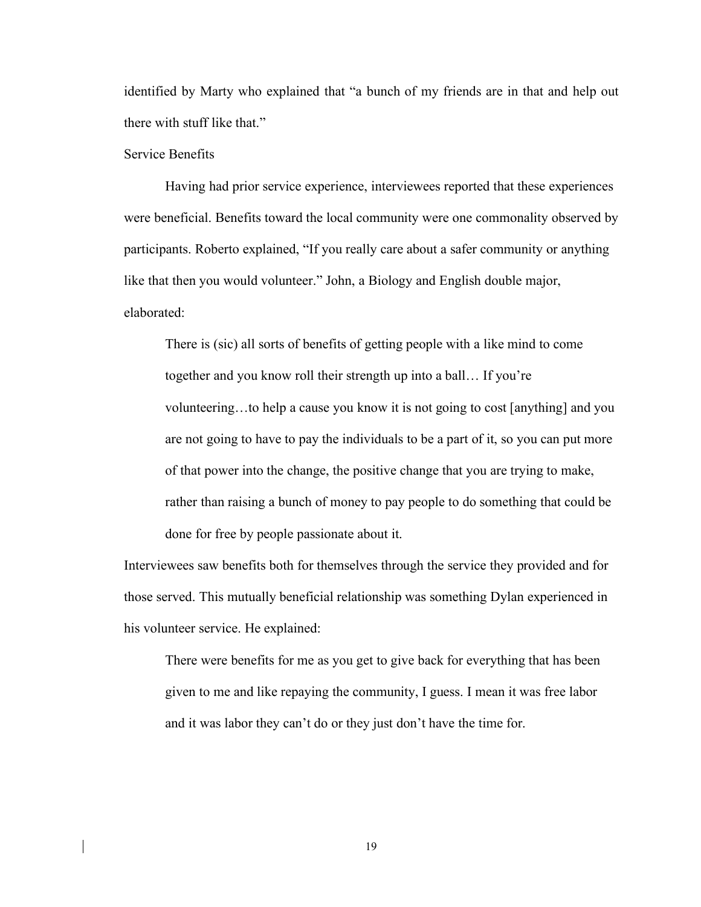identified by Marty who explained that "a bunch of my friends are in that and help out there with stuff like that."

## Service Benefits

Having had prior service experience, interviewees reported that these experiences were beneficial. Benefits toward the local community were one commonality observed by participants. Roberto explained, "If you really care about a safer community or anything like that then you would volunteer." John, a Biology and English double major, elaborated:

> There is (sic) all sorts of benefits of getting people with a like mind to come together and you know roll their strength up into a ball… If you're volunteering…to help a cause you know it is not going to cost [anything] and you are not going to have to pay the individuals to be a part of it, so you can put more of that power into the change, the positive change that you are trying to make, rather than raising a bunch of money to pay people to do something that could be done for free by people passionate about it.

Interviewees saw benefits both for themselves through the service they provided and for those served. This mutually beneficial relationship was something Dylan experienced in his volunteer service. He explained:

> There were benefits for me as you get to give back for everything that has been given to me and like repaying the community, I guess. I mean it was free labor and it was labor they can't do or they just don't have the time for.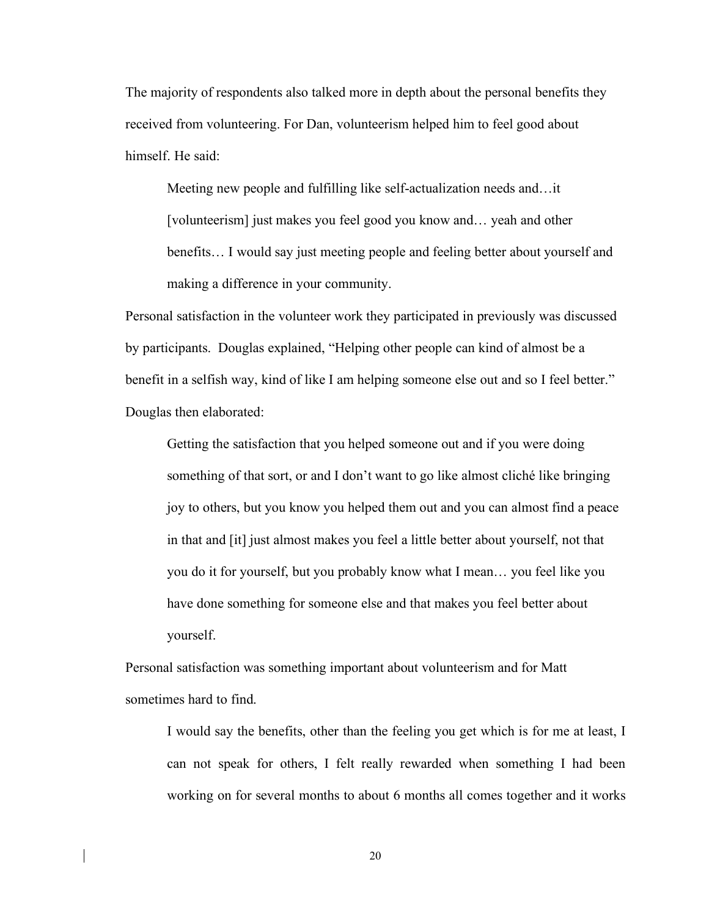The majority of respondents also talked more in depth about the personal benefits they received from volunteering. For Dan, volunteerism helped him to feel good about himself. He said:

> Meeting new people and fulfilling like self-actualization needs and…it [volunteerism] just makes you feel good you know and… yeah and other benefits… I would say just meeting people and feeling better about yourself and making a difference in your community.

Personal satisfaction in the volunteer work they participated in previously was discussed by participants. Douglas explained, "Helping other people can kind of almost be a benefit in a selfish way, kind of like I am helping someone else out and so I feel better." Douglas then elaborated:

> Getting the satisfaction that you helped someone out and if you were doing something of that sort, or and I don't want to go like almost cliché like bringing joy to others, but you know you helped them out and you can almost find a peace in that and [it] just almost makes you feel a little better about yourself, not that you do it for yourself, but you probably know what I mean… you feel like you have done something for someone else and that makes you feel better about yourself.

Personal satisfaction was something important about volunteerism and for Matt sometimes hard to find.

> I would say the benefits, other than the feeling you get which is for me at least, I can not speak for others, I felt really rewarded when something I had been working on for several months to about 6 months all comes together and it works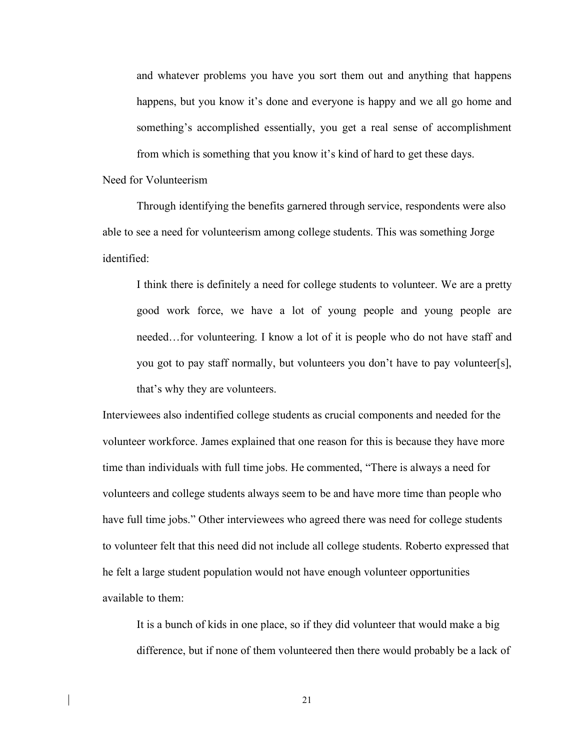> and whatever problems you have you sort them out and anything that happens happens, but you know it's done and everyone is happy and we all go home and something's accomplished essentially, you get a real sense of accomplishment from which is something that you know it's kind of hard to get these days.

### Need for Volunteerism

Through identifying the benefits garnered through service, respondents were also able to see a need for volunteerism among college students. This was something Jorge identified:

> I think there is definitely a need for college students to volunteer. We are a pretty good work force, we have a lot of young people and young people are needed…for volunteering. I know a lot of it is people who do not have staff and you got to pay staff normally, but volunteers you don't have to pay volunteer[s], that's why they are volunteers.

Interviewees also indentified college students as crucial components and needed for the volunteer workforce. James explained that one reason for this is because they have more time than individuals with full time jobs. He commented, "There is always a need for volunteers and college students always seem to be and have more time than people who have full time jobs." Other interviewees who agreed there was need for college students to volunteer felt that this need did not include all college students. Roberto expressed that he felt a large student population would not have enough volunteer opportunities available to them:

> It is a bunch of kids in one place, so if they did volunteer that would make a big difference, but if none of them volunteered then there would probably be a lack of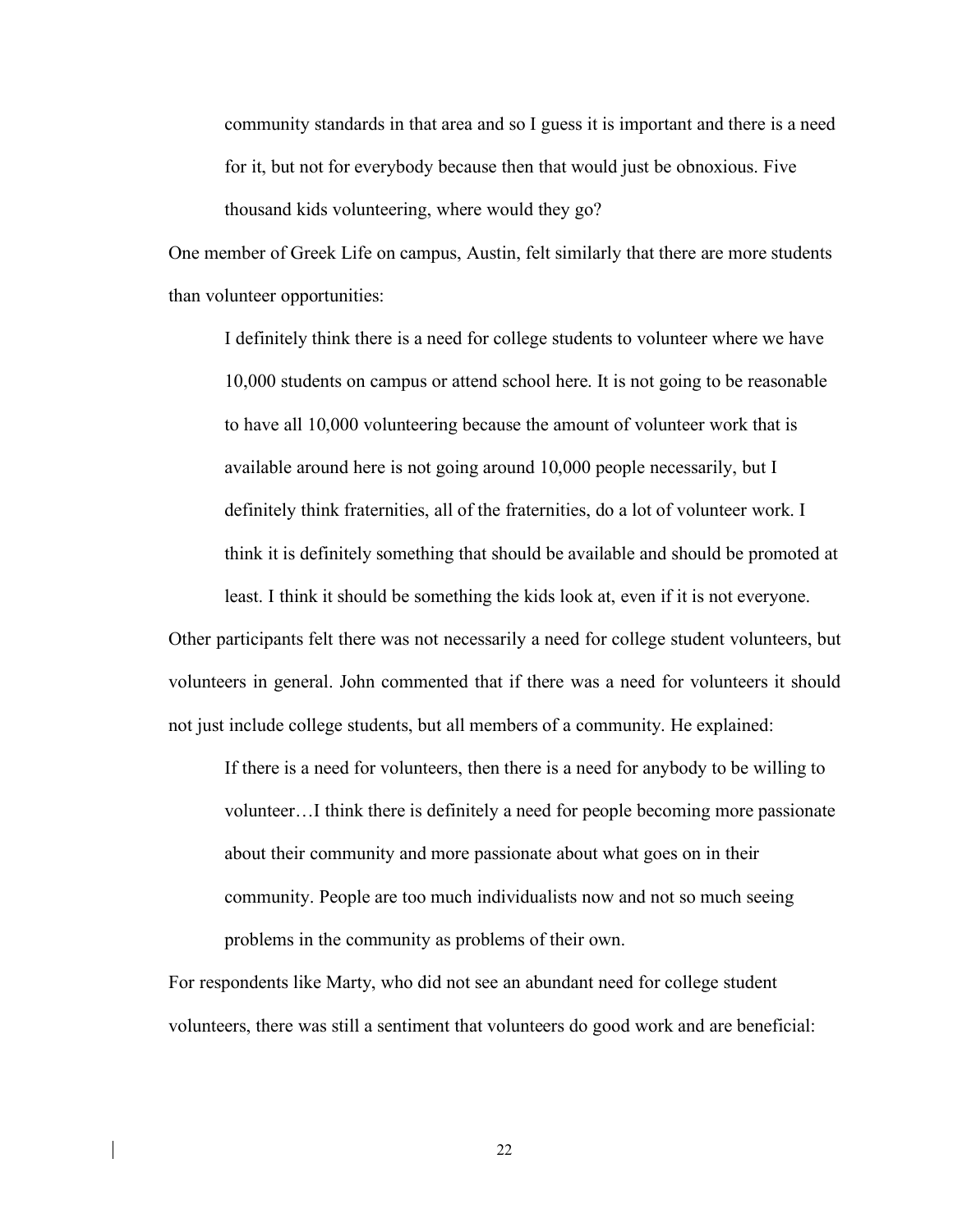> community standards in that area and so I guess it is important and there is a need for it, but not for everybody because then that would just be obnoxious. Five thousand kids volunteering, where would they go?

One member of Greek Life on campus, Austin, felt similarly that there are more students than volunteer opportunities:

> I definitely think there is a need for college students to volunteer where we have 10,000 students on campus or attend school here. It is not going to be reasonable to have all 10,000 volunteering because the amount of volunteer work that is available around here is not going around 10,000 people necessarily, but I definitely think fraternities, all of the fraternities, do a lot of volunteer work. I think it is definitely something that should be available and should be promoted at least. I think it should be something the kids look at, even if it is not everyone.

Other participants felt there was not necessarily a need for college student volunteers, but volunteers in general. John commented that if there was a need for volunteers it should not just include college students, but all members of a community. He explained:

> If there is a need for volunteers, then there is a need for anybody to be willing to volunteer…I think there is definitely a need for people becoming more passionate about their community and more passionate about what goes on in their community. People are too much individualists now and not so much seeing problems in the community as problems of their own.

For respondents like Marty, who did not see an abundant need for college student volunteers, there was still a sentiment that volunteers do good work and are beneficial: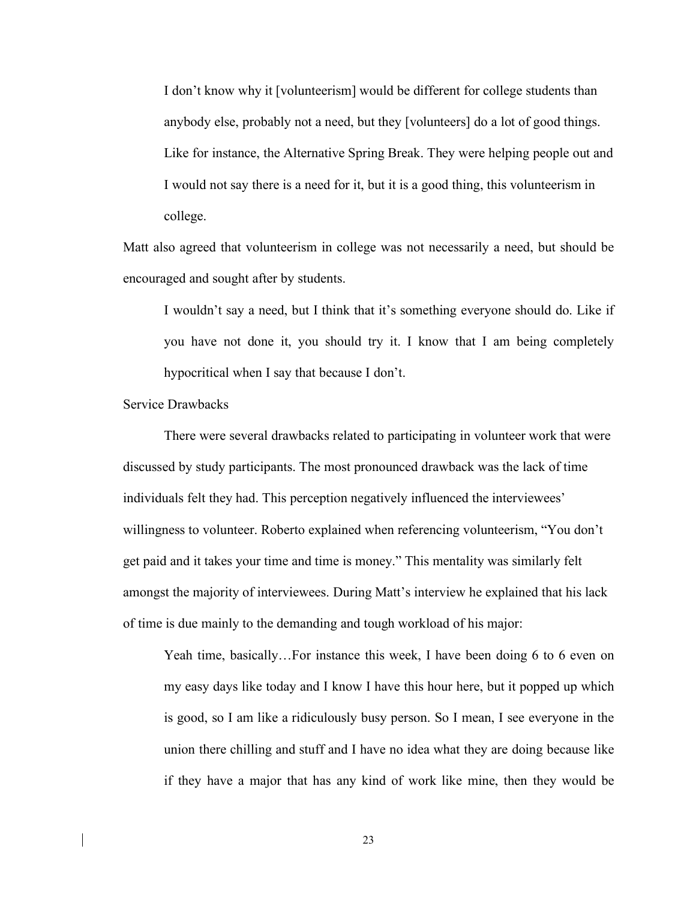> I don't know why it [volunteerism] would be different for college students than anybody else, probably not a need, but they [volunteers] do a lot of good things. Like for instance, the Alternative Spring Break. They were helping people out and I would not say there is a need for it, but it is a good thing, this volunteerism in college.

Matt also agreed that volunteerism in college was not necessarily a need, but should be encouraged and sought after by students.

> I wouldn't say a need, but I think that it's something everyone should do. Like if you have not done it, you should try it. I know that I am being completely hypocritical when I say that because I don't.

Service Drawbacks

There were several drawbacks related to participating in volunteer work that were discussed by study participants. The most pronounced drawback was the lack of time individuals felt they had. This perception negatively influenced the interviewees' willingness to volunteer. Roberto explained when referencing volunteerism, "You don't get paid and it takes your time and time is money." This mentality was similarly felt amongst the majority of interviewees. During Matt's interview he explained that his lack of time is due mainly to the demanding and tough workload of his major:

> Yeah time, basically…For instance this week, I have been doing 6 to 6 even on my easy days like today and I know I have this hour here, but it popped up which is good, so I am like a ridiculously busy person. So I mean, I see everyone in the union there chilling and stuff and I have no idea what they are doing because like if they have a major that has any kind of work like mine, then they would be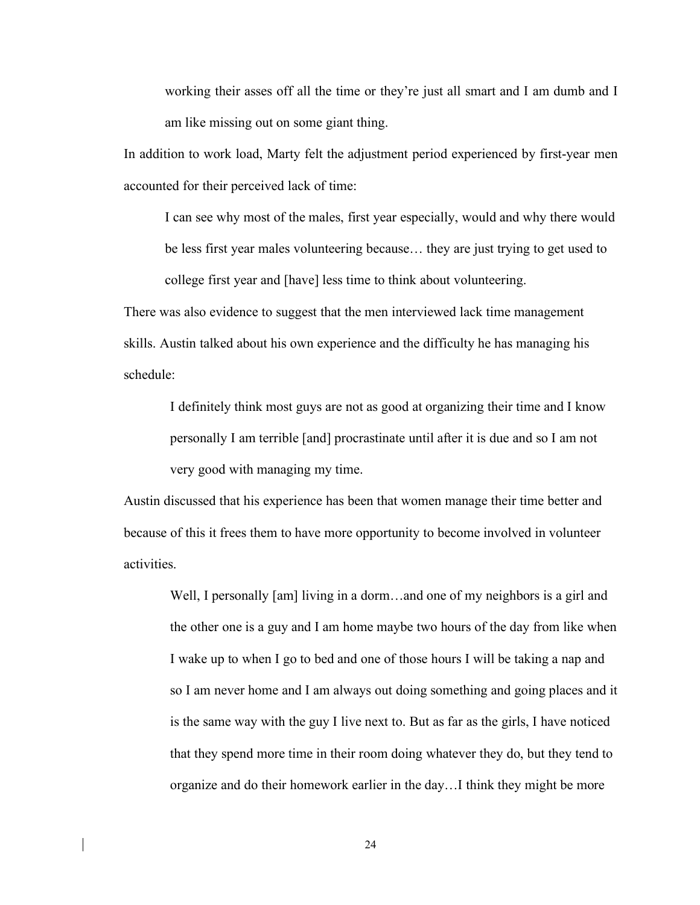> working their asses off all the time or they're just all smart and I am dumb and I am like missing out on some giant thing.

In addition to work load, Marty felt the adjustment period experienced by first-year men accounted for their perceived lack of time:

> I can see why most of the males, first year especially, would and why there would be less first year males volunteering because… they are just trying to get used to college first year and [have] less time to think about volunteering.

There was also evidence to suggest that the men interviewed lack time management skills. Austin talked about his own experience and the difficulty he has managing his schedule:

> I definitely think most guys are not as good at organizing their time and I know personally I am terrible [and] procrastinate until after it is due and so I am not very good with managing my time.

Austin discussed that his experience has been that women manage their time better and because of this it frees them to have more opportunity to become involved in volunteer activities.

> Well, I personally [am] living in a dorm…and one of my neighbors is a girl and the other one is a guy and I am home maybe two hours of the day from like when I wake up to when I go to bed and one of those hours I will be taking a nap and so I am never home and I am always out doing something and going places and it is the same way with the guy I live next to. But as far as the girls, I have noticed that they spend more time in their room doing whatever they do, but they tend to organize and do their homework earlier in the day…I think they might be more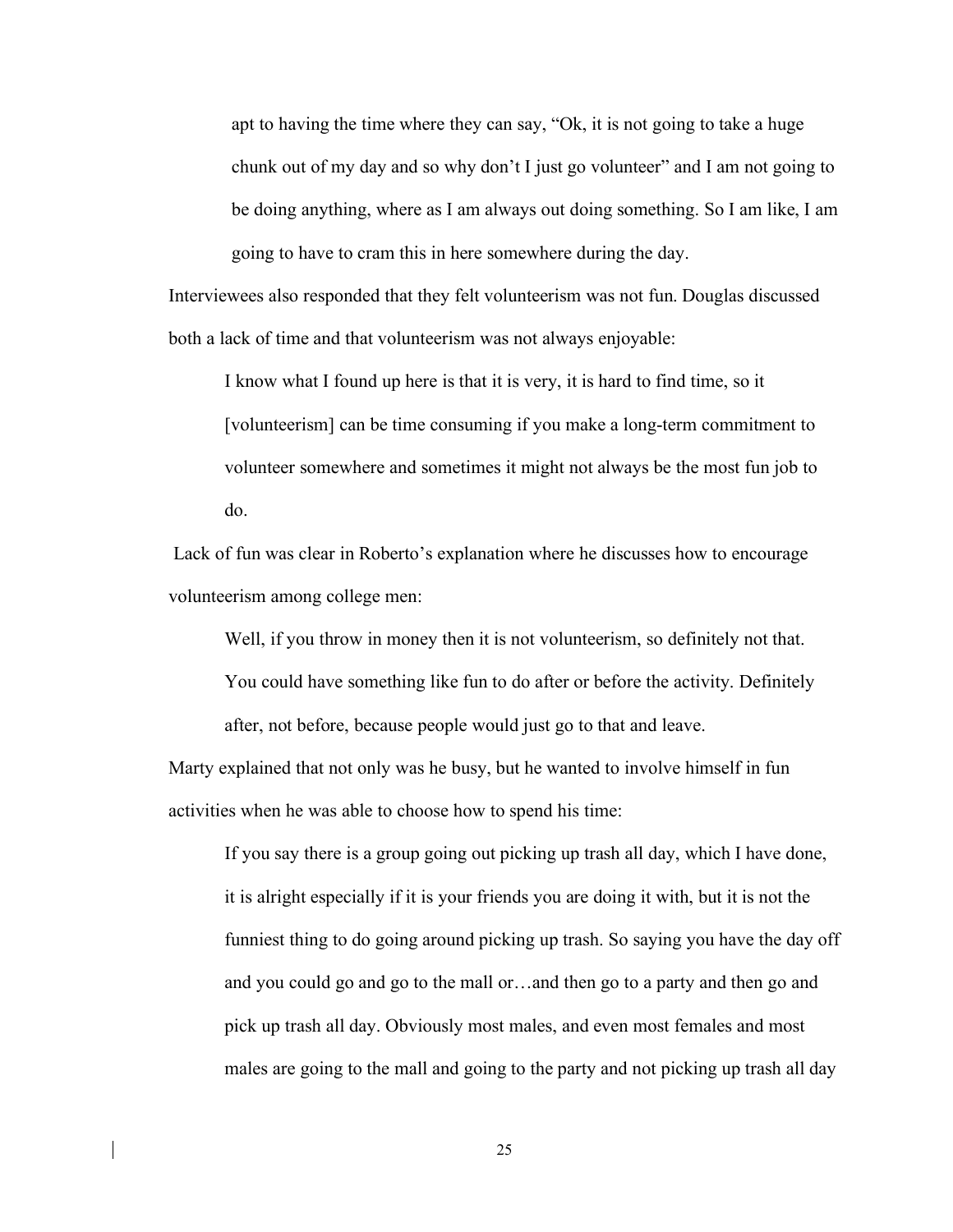> apt to having the time where they can say, "Ok, it is not going to take a huge chunk out of my day and so why don't I just go volunteer" and I am not going to be doing anything, where as I am always out doing something. So I am like, I am going to have to cram this in here somewhere during the day.

Interviewees also responded that they felt volunteerism was not fun. Douglas discussed both a lack of time and that volunteerism was not always enjoyable:

> I know what I found up here is that it is very, it is hard to find time, so it [volunteerism] can be time consuming if you make a long-term commitment to volunteer somewhere and sometimes it might not always be the most fun job to do.

Lack of fun was clear in Roberto's explanation where he discusses how to encourage volunteerism among college men:

> Well, if you throw in money then it is not volunteerism, so definitely not that. You could have something like fun to do after or before the activity. Definitely after, not before, because people would just go to that and leave.

Marty explained that not only was he busy, but he wanted to involve himself in fun activities when he was able to choose how to spend his time:

> If you say there is a group going out picking up trash all day, which I have done, it is alright especially if it is your friends you are doing it with, but it is not the funniest thing to do going around picking up trash. So saying you have the day off and you could go and go to the mall or…and then go to a party and then go and pick up trash all day. Obviously most males, and even most females and most males are going to the mall and going to the party and not picking up trash all day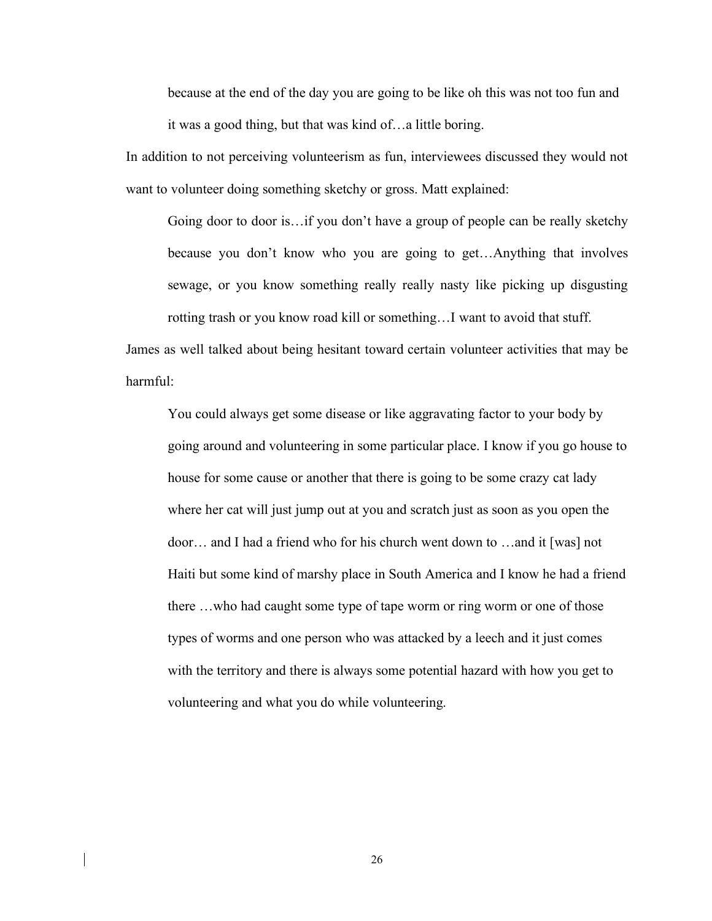> because at the end of the day you are going to be like oh this was not too fun and it was a good thing, but that was kind of…a little boring.

In addition to not perceiving volunteerism as fun, interviewees discussed they would not want to volunteer doing something sketchy or gross. Matt explained:

> Going door to door is…if you don't have a group of people can be really sketchy because you don't know who you are going to get…Anything that involves sewage, or you know something really really nasty like picking up disgusting rotting trash or you know road kill or something…I want to avoid that stuff.

James as well talked about being hesitant toward certain volunteer activities that may be harmful:

> You could always get some disease or like aggravating factor to your body by going around and volunteering in some particular place. I know if you go house to house for some cause or another that there is going to be some crazy cat lady where her cat will just jump out at you and scratch just as soon as you open the door… and I had a friend who for his church went down to …and it [was] not Haiti but some kind of marshy place in South America and I know he had a friend there …who had caught some type of tape worm or ring worm or one of those types of worms and one person who was attacked by a leech and it just comes with the territory and there is always some potential hazard with how you get to volunteering and what you do while volunteering.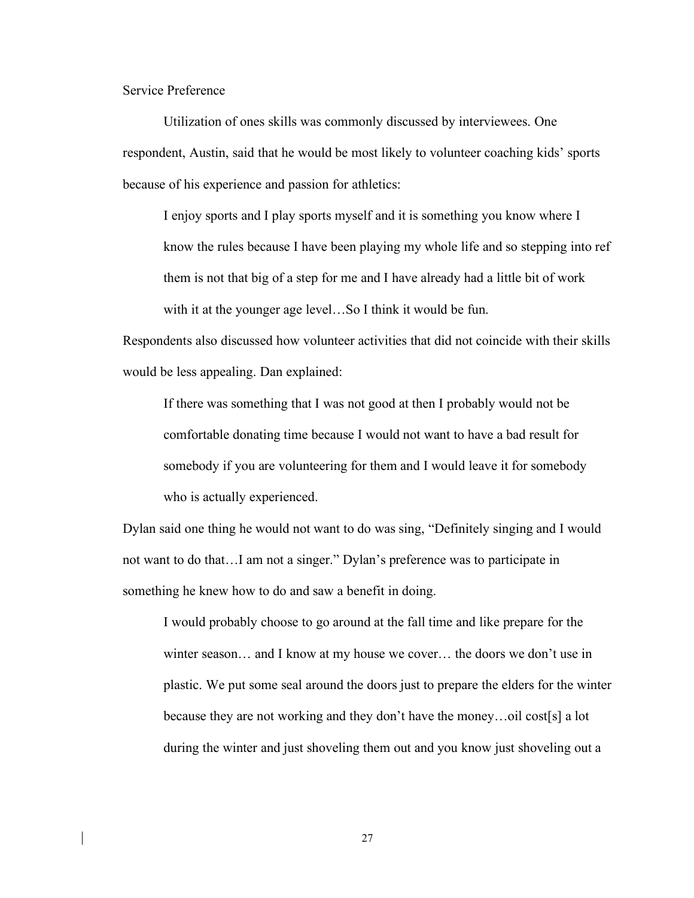Service Preference

Utilization of ones skills was commonly discussed by interviewees. One respondent, Austin, said that he would be most likely to volunteer coaching kids' sports because of his experience and passion for athletics:

> I enjoy sports and I play sports myself and it is something you know where I know the rules because I have been playing my whole life and so stepping into ref them is not that big of a step for me and I have already had a little bit of work with it at the younger age level…So I think it would be fun.

Respondents also discussed how volunteer activities that did not coincide with their skills would be less appealing. Dan explained:

> If there was something that I was not good at then I probably would not be comfortable donating time because I would not want to have a bad result for somebody if you are volunteering for them and I would leave it for somebody who is actually experienced.

Dylan said one thing he would not want to do was sing, "Definitely singing and I would not want to do that…I am not a singer." Dylan's preference was to participate in something he knew how to do and saw a benefit in doing.

> I would probably choose to go around at the fall time and like prepare for the winter season… and I know at my house we cover… the doors we don't use in plastic. We put some seal around the doors just to prepare the elders for the winter because they are not working and they don't have the money…oil cost[s] a lot during the winter and just shoveling them out and you know just shoveling out a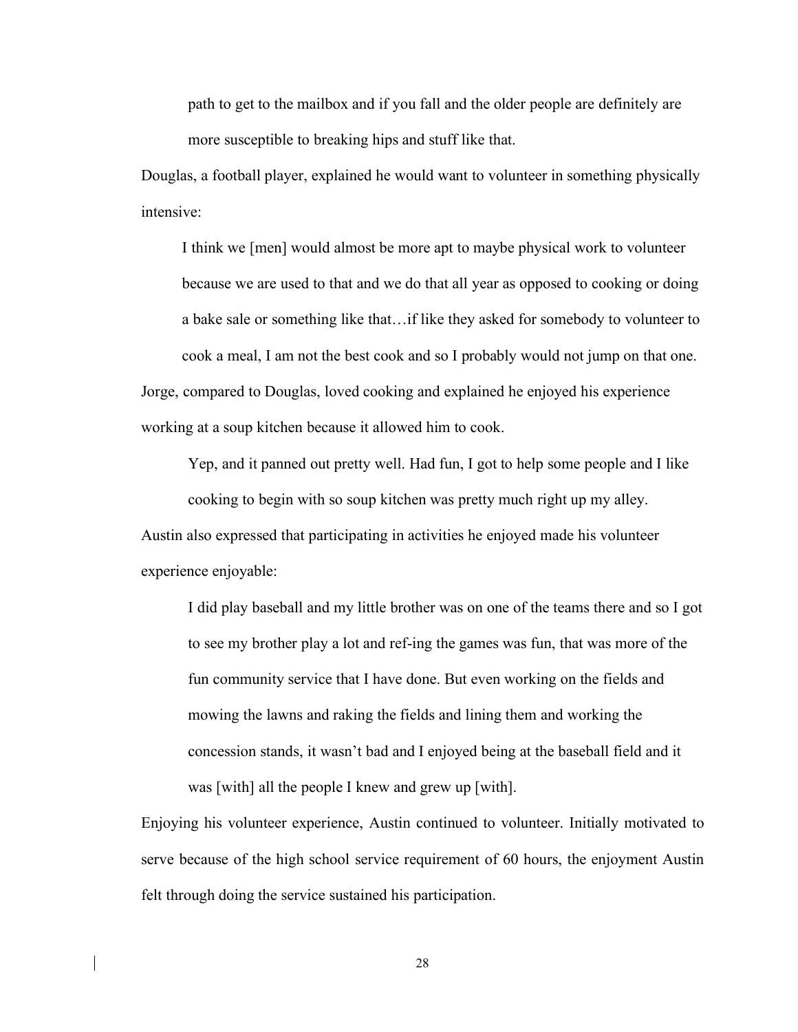> path to get to the mailbox and if you fall and the older people are definitely are more susceptible to breaking hips and stuff like that.

Douglas, a football player, explained he would want to volunteer in something physically intensive:

> I think we [men] would almost be more apt to maybe physical work to volunteer because we are used to that and we do that all year as opposed to cooking or doing a bake sale or something like that…if like they asked for somebody to volunteer to cook a meal, I am not the best cook and so I probably would not jump on that one.

Jorge, compared to Douglas, loved cooking and explained he enjoyed his experience working at a soup kitchen because it allowed him to cook.

> Yep, and it panned out pretty well. Had fun, I got to help some people and I like cooking to begin with so soup kitchen was pretty much right up my alley.

Austin also expressed that participating in activities he enjoyed made his volunteer experience enjoyable:

> I did play baseball and my little brother was on one of the teams there and so I got to see my brother play a lot and ref-ing the games was fun, that was more of the fun community service that I have done. But even working on the fields and mowing the lawns and raking the fields and lining them and working the concession stands, it wasn't bad and I enjoyed being at the baseball field and it was [with] all the people I knew and grew up [with].

Enjoying his volunteer experience, Austin continued to volunteer. Initially motivated to serve because of the high school service requirement of 60 hours, the enjoyment Austin felt through doing the service sustained his participation.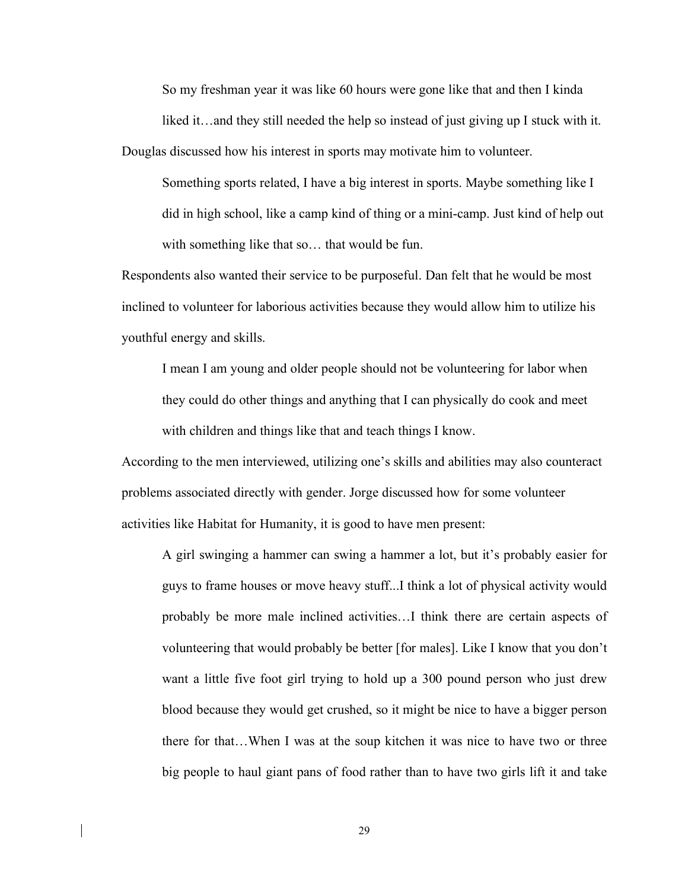> So my freshman year it was like 60 hours were gone like that and then I kinda liked it…and they still needed the help so instead of just giving up I stuck with it.

Douglas discussed how his interest in sports may motivate him to volunteer.

> Something sports related, I have a big interest in sports. Maybe something like I did in high school, like a camp kind of thing or a mini-camp. Just kind of help out with something like that so… that would be fun.

Respondents also wanted their service to be purposeful. Dan felt that he would be most inclined to volunteer for laborious activities because they would allow him to utilize his youthful energy and skills.

> I mean I am young and older people should not be volunteering for labor when they could do other things and anything that I can physically do cook and meet with children and things like that and teach things I know.

According to the men interviewed, utilizing one's skills and abilities may also counteract problems associated directly with gender. Jorge discussed how for some volunteer activities like Habitat for Humanity, it is good to have men present:

> A girl swinging a hammer can swing a hammer a lot, but it's probably easier for guys to frame houses or move heavy stuff...I think a lot of physical activity would probably be more male inclined activities…I think there are certain aspects of volunteering that would probably be better [for males]. Like I know that you don't want a little five foot girl trying to hold up a 300 pound person who just drew blood because they would get crushed, so it might be nice to have a bigger person there for that…When I was at the soup kitchen it was nice to have two or three big people to haul giant pans of food rather than to have two girls lift it and take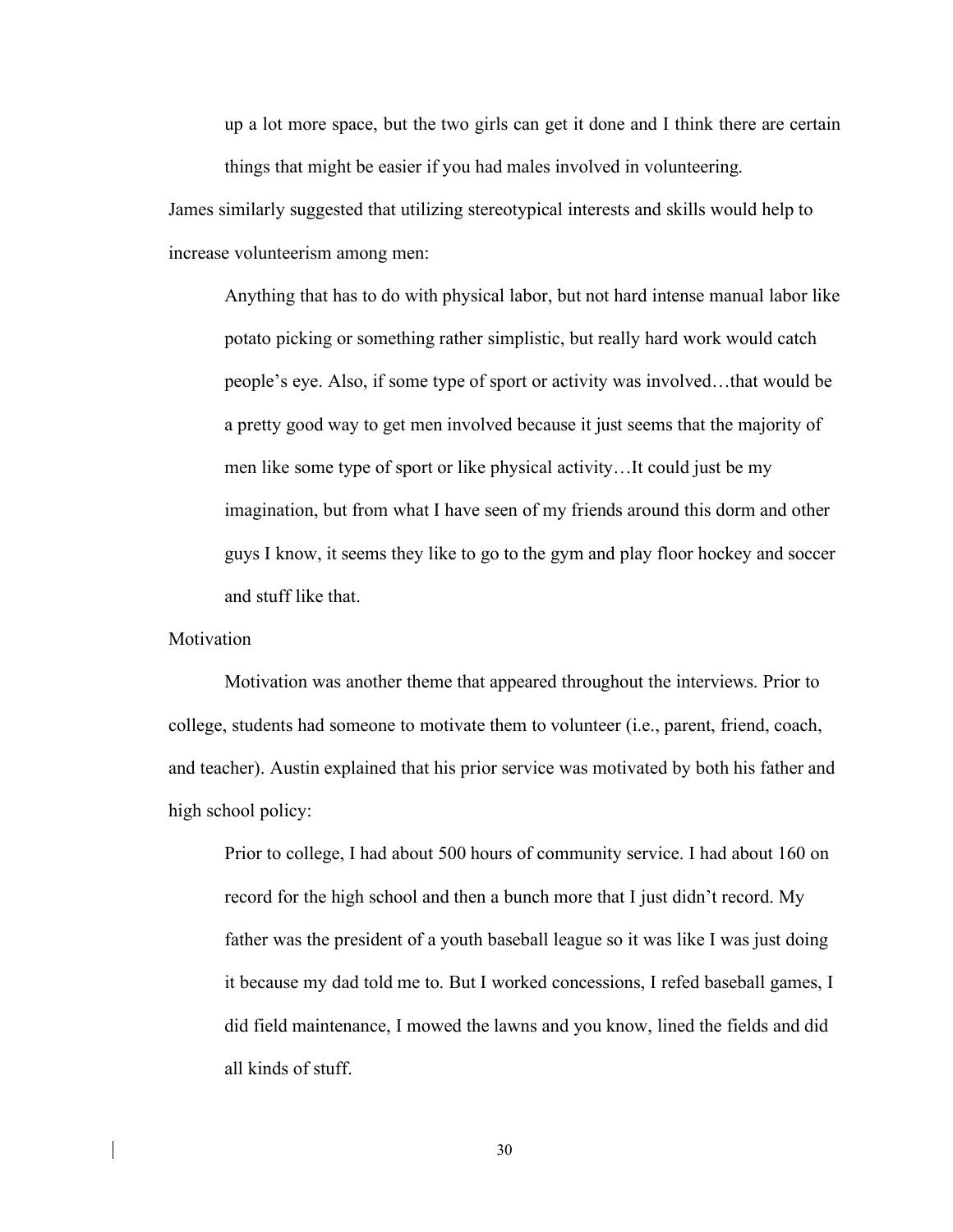> up a lot more space, but the two girls can get it done and I think there are certain things that might be easier if you had males involved in volunteering.

James similarly suggested that utilizing stereotypical interests and skills would help to increase volunteerism among men:

> Anything that has to do with physical labor, but not hard intense manual labor like potato picking or something rather simplistic, but really hard work would catch people's eye. Also, if some type of sport or activity was involved…that would be a pretty good way to get men involved because it just seems that the majority of men like some type of sport or like physical activity…It could just be my imagination, but from what I have seen of my friends around this dorm and other guys I know, it seems they like to go to the gym and play floor hockey and soccer and stuff like that.

### Motivation

Motivation was another theme that appeared throughout the interviews. Prior to college, students had someone to motivate them to volunteer (i.e., parent, friend, coach, and teacher). Austin explained that his prior service was motivated by both his father and high school policy:

> Prior to college, I had about 500 hours of community service. I had about 160 on record for the high school and then a bunch more that I just didn't record. My father was the president of a youth baseball league so it was like I was just doing it because my dad told me to. But I worked concessions, I refed baseball games, I did field maintenance, I mowed the lawns and you know, lined the fields and did all kinds of stuff.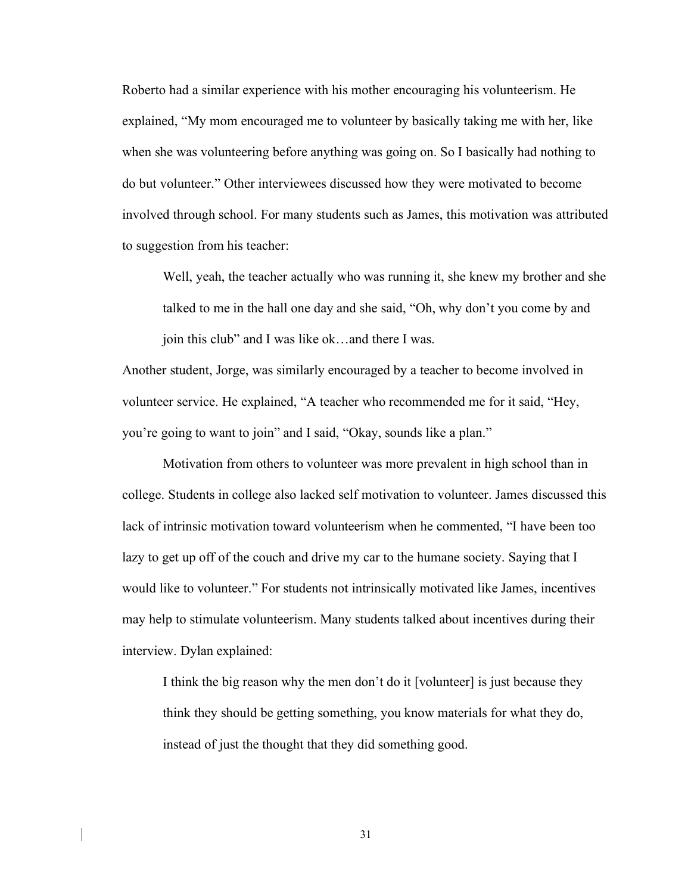Roberto had a similar experience with his mother encouraging his volunteerism. He explained, "My mom encouraged me to volunteer by basically taking me with her, like when she was volunteering before anything was going on. So I basically had nothing to do but volunteer." Other interviewees discussed how they were motivated to become involved through school. For many students such as James, this motivation was attributed to suggestion from his teacher:

> Well, yeah, the teacher actually who was running it, she knew my brother and she talked to me in the hall one day and she said, "Oh, why don't you come by and join this club" and I was like ok…and there I was.

Another student, Jorge, was similarly encouraged by a teacher to become involved in volunteer service. He explained, "A teacher who recommended me for it said, "Hey, you're going to want to join" and I said, "Okay, sounds like a plan."

Motivation from others to volunteer was more prevalent in high school than in college. Students in college also lacked self motivation to volunteer. James discussed this lack of intrinsic motivation toward volunteerism when he commented, "I have been too lazy to get up off of the couch and drive my car to the humane society. Saying that I would like to volunteer." For students not intrinsically motivated like James, incentives may help to stimulate volunteerism. Many students talked about incentives during their interview. Dylan explained:

> I think the big reason why the men don't do it [volunteer] is just because they think they should be getting something, you know materials for what they do, instead of just the thought that they did something good.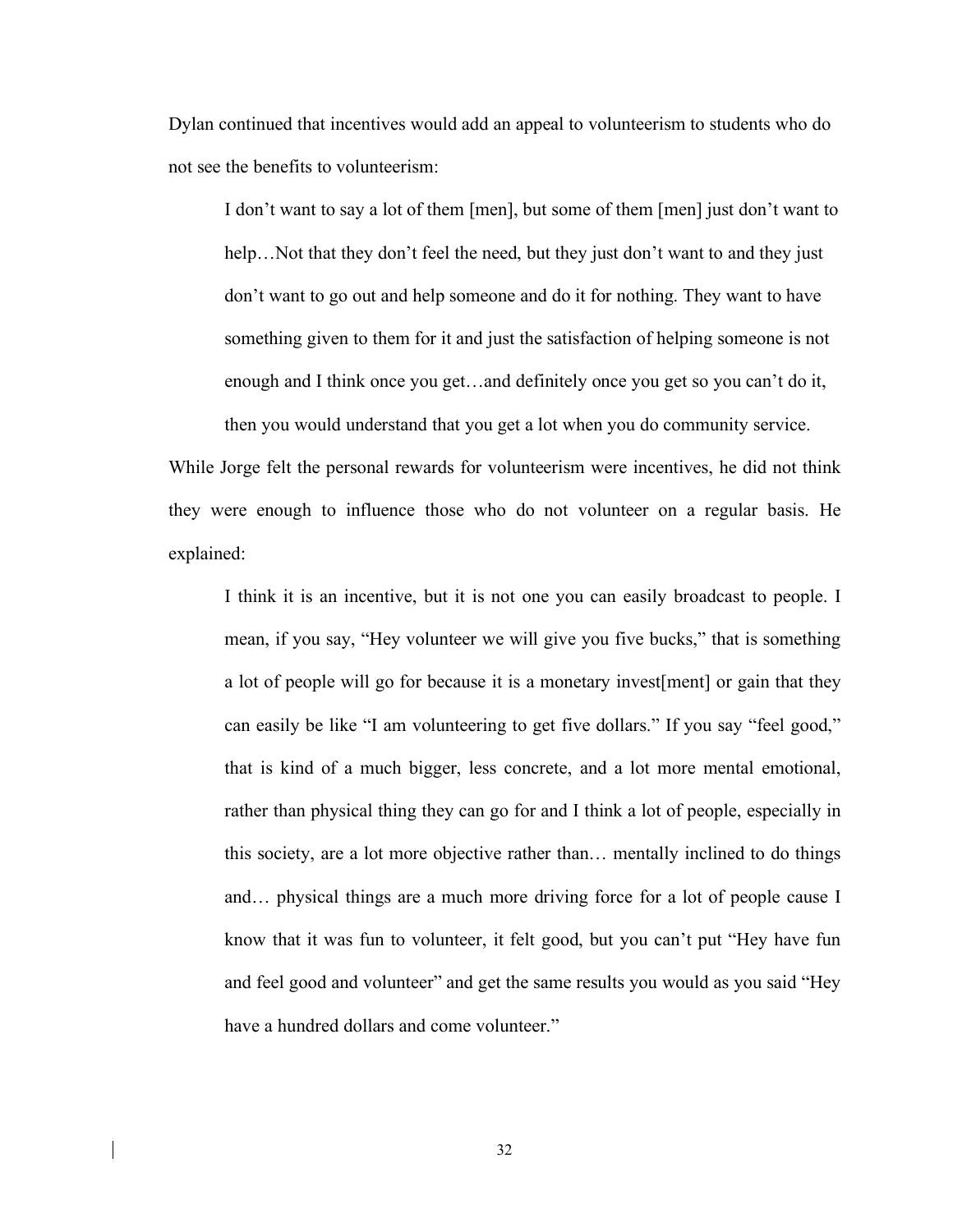Dylan continued that incentives would add an appeal to volunteerism to students who do not see the benefits to volunteerism:

> I don't want to say a lot of them [men], but some of them [men] just don't want to help…Not that they don't feel the need, but they just don't want to and they just don't want to go out and help someone and do it for nothing. They want to have something given to them for it and just the satisfaction of helping someone is not enough and I think once you get…and definitely once you get so you can't do it, then you would understand that you get a lot when you do community service.

While Jorge felt the personal rewards for volunteerism were incentives, he did not think they were enough to influence those who do not volunteer on a regular basis. He explained:

> I think it is an incentive, but it is not one you can easily broadcast to people. I mean, if you say, "Hey volunteer we will give you five bucks," that is something a lot of people will go for because it is a monetary invest[ment] or gain that they can easily be like "I am volunteering to get five dollars." If you say "feel good," that is kind of a much bigger, less concrete, and a lot more mental emotional, rather than physical thing they can go for and I think a lot of people, especially in this society, are a lot more objective rather than… mentally inclined to do things and… physical things are a much more driving force for a lot of people cause I know that it was fun to volunteer, it felt good, but you can't put "Hey have fun and feel good and volunteer" and get the same results you would as you said "Hey have a hundred dollars and come volunteer."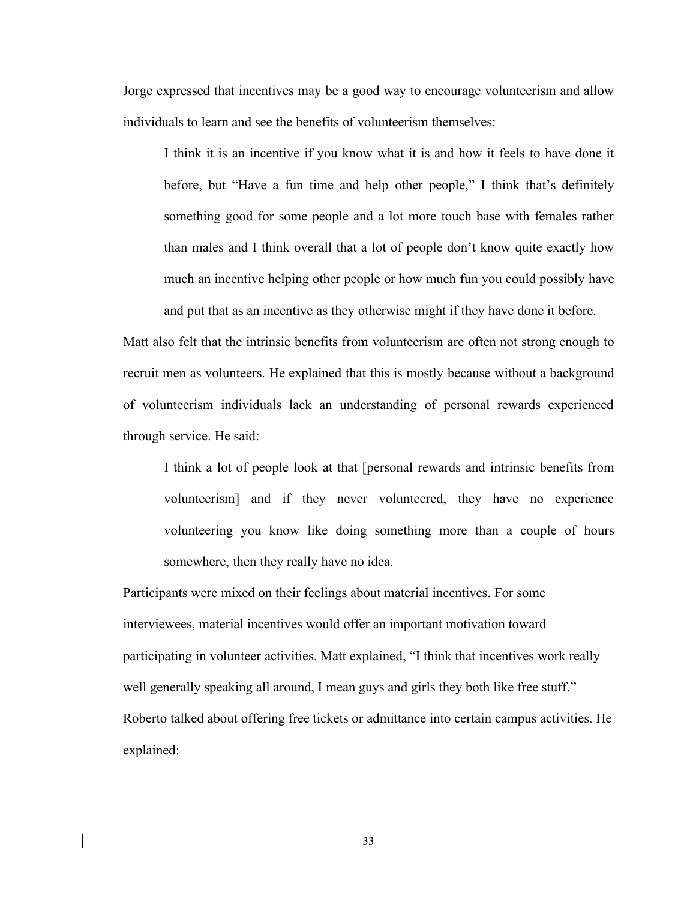Jorge expressed that incentives may be a good way to encourage volunteerism and allow individuals to learn and see the benefits of volunteerism themselves:

> I think it is an incentive if you know what it is and how it feels to have done it before, but "Have a fun time and help other people," I think that's definitely something good for some people and a lot more touch base with females rather than males and I think overall that a lot of people don't know quite exactly how much an incentive helping other people or how much fun you could possibly have and put that as an incentive as they otherwise might if they have done it before.

Matt also felt that the intrinsic benefits from volunteerism are often not strong enough to recruit men as volunteers. He explained that this is mostly because without a background of volunteerism individuals lack an understanding of personal rewards experienced through service. He said:

> I think a lot of people look at that [personal rewards and intrinsic benefits from volunteerism] and if they never volunteered, they have no experience volunteering you know like doing something more than a couple of hours somewhere, then they really have no idea.

Participants were mixed on their feelings about material incentives. For some interviewees, material incentives would offer an important motivation toward participating in volunteer activities. Matt explained, "I think that incentives work really well generally speaking all around, I mean guys and girls they both like free stuff." Roberto talked about offering free tickets or admittance into certain campus activities. He explained: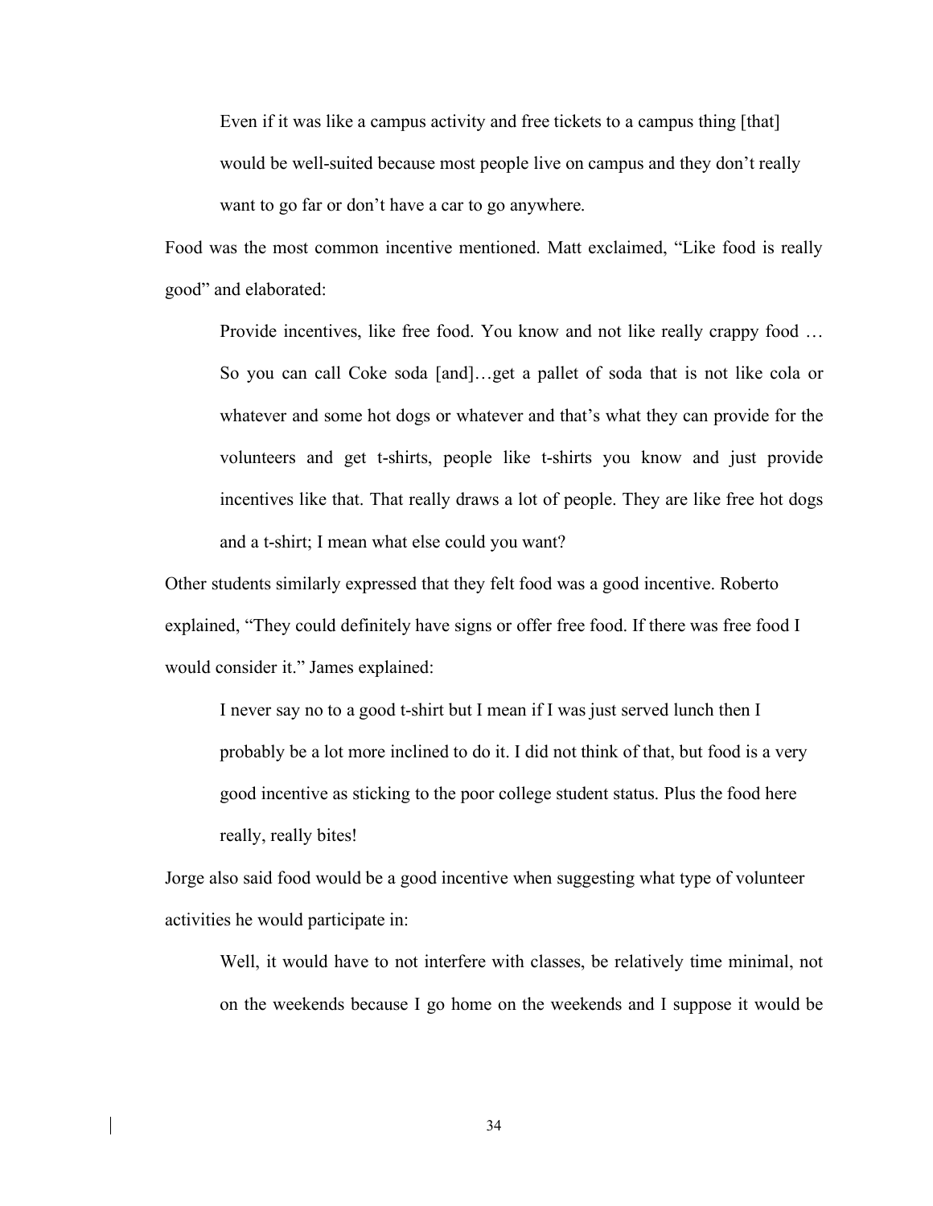> Even if it was like a campus activity and free tickets to a campus thing [that] would be well-suited because most people live on campus and they don't really want to go far or don't have a car to go anywhere.

Food was the most common incentive mentioned. Matt exclaimed, "Like food is really good" and elaborated:

> Provide incentives, like free food. You know and not like really crappy food … So you can call Coke soda [and]…get a pallet of soda that is not like cola or whatever and some hot dogs or whatever and that's what they can provide for the volunteers and get t-shirts, people like t-shirts you know and just provide incentives like that. That really draws a lot of people. They are like free hot dogs and a t-shirt; I mean what else could you want?

Other students similarly expressed that they felt food was a good incentive. Roberto explained, "They could definitely have signs or offer free food. If there was free food I would consider it." James explained:

> I never say no to a good t-shirt but I mean if I was just served lunch then I probably be a lot more inclined to do it. I did not think of that, but food is a very good incentive as sticking to the poor college student status. Plus the food here really, really bites!

Jorge also said food would be a good incentive when suggesting what type of volunteer activities he would participate in:

> Well, it would have to not interfere with classes, be relatively time minimal, not on the weekends because I go home on the weekends and I suppose it would be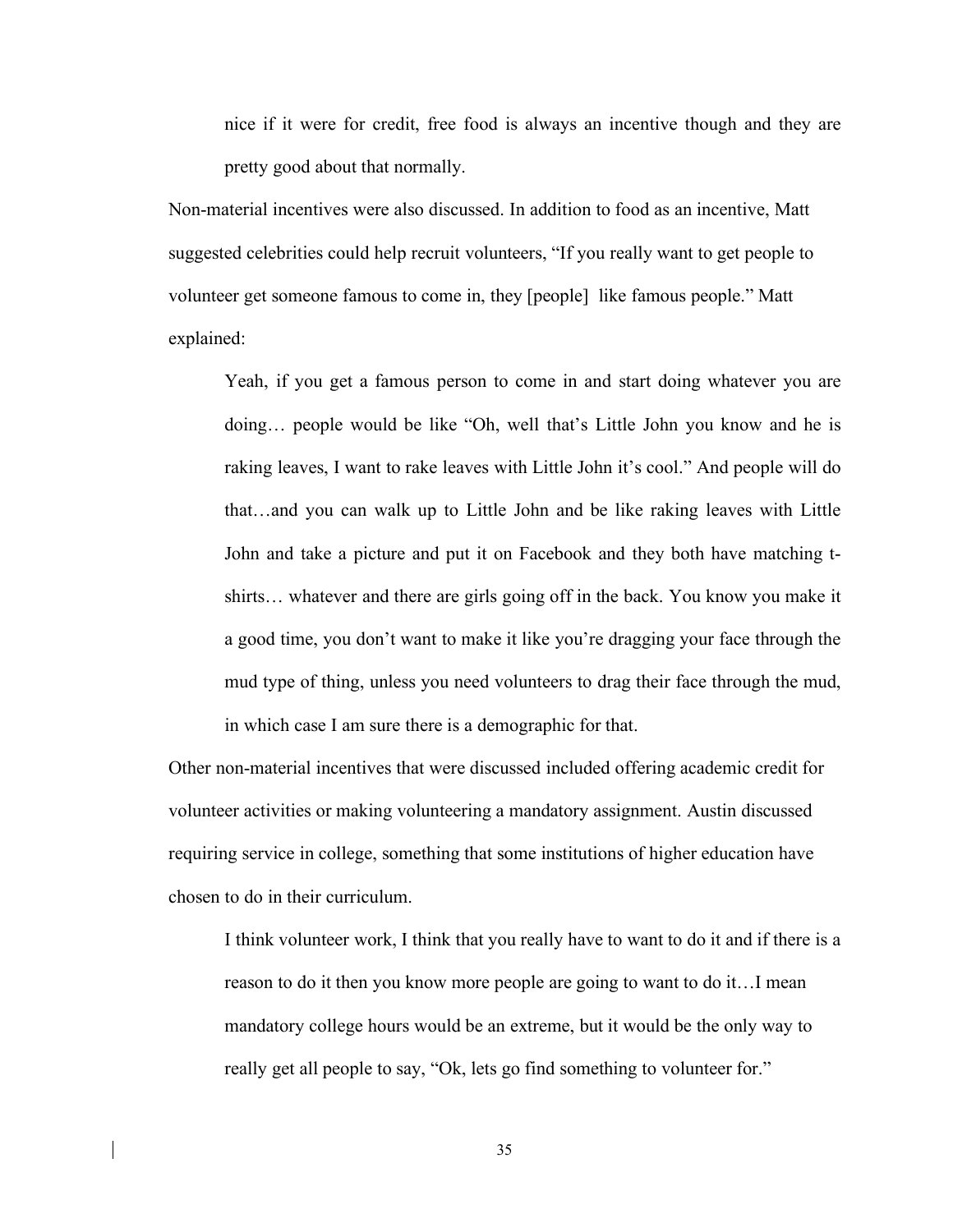> nice if it were for credit, free food is always an incentive though and they are pretty good about that normally.

Non-material incentives were also discussed. In addition to food as an incentive, Matt suggested celebrities could help recruit volunteers, "If you really want to get people to volunteer get someone famous to come in, they [people] like famous people." Matt explained:

> Yeah, if you get a famous person to come in and start doing whatever you are doing… people would be like "Oh, well that's Little John you know and he is raking leaves, I want to rake leaves with Little John it's cool." And people will do that…and you can walk up to Little John and be like raking leaves with Little John and take a picture and put it on Facebook and they both have matching t-shirts… whatever and there are girls going off in the back. You know you make it a good time, you don't want to make it like you're dragging your face through the mud type of thing, unless you need volunteers to drag their face through the mud, in which case I am sure there is a demographic for that.

Other non-material incentives that were discussed included offering academic credit for volunteer activities or making volunteering a mandatory assignment. Austin discussed requiring service in college, something that some institutions of higher education have chosen to do in their curriculum.

> I think volunteer work, I think that you really have to want to do it and if there is a reason to do it then you know more people are going to want to do it…I mean mandatory college hours would be an extreme, but it would be the only way to really get all people to say, "Ok, lets go find something to volunteer for."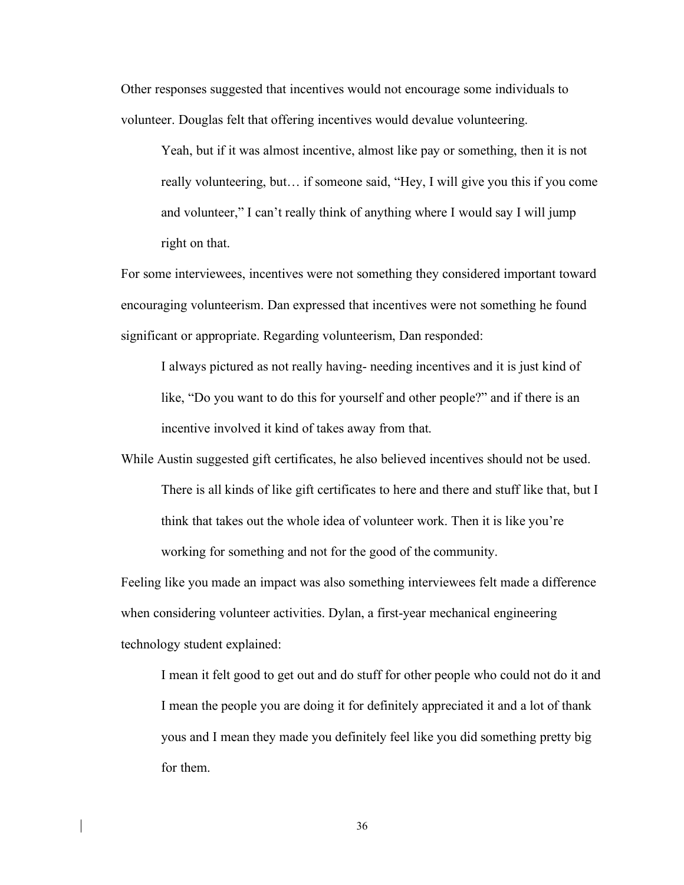Other responses suggested that incentives would not encourage some individuals to volunteer. Douglas felt that offering incentives would devalue volunteering.

> Yeah, but if it was almost incentive, almost like pay or something, then it is not really volunteering, but… if someone said, “Hey, I will give you this if you come and volunteer,” I can’t really think of anything where I would say I will jump right on that.

For some interviewees, incentives were not something they considered important toward encouraging volunteerism. Dan expressed that incentives were not something he found significant or appropriate. Regarding volunteerism, Dan responded:

> I always pictured as not really having- needing incentives and it is just kind of like, “Do you want to do this for yourself and other people?” and if there is an incentive involved it kind of takes away from that.

While Austin suggested gift certificates, he also believed incentives should not be used.

> There is all kinds of like gift certificates to here and there and stuff like that, but I think that takes out the whole idea of volunteer work. Then it is like you’re working for something and not for the good of the community.

Feeling like you made an impact was also something interviewees felt made a difference when considering volunteer activities. Dylan, a first-year mechanical engineering technology student explained:

> I mean it felt good to get out and do stuff for other people who could not do it and I mean the people you are doing it for definitely appreciated it and a lot of thank yous and I mean they made you definitely feel like you did something pretty big for them.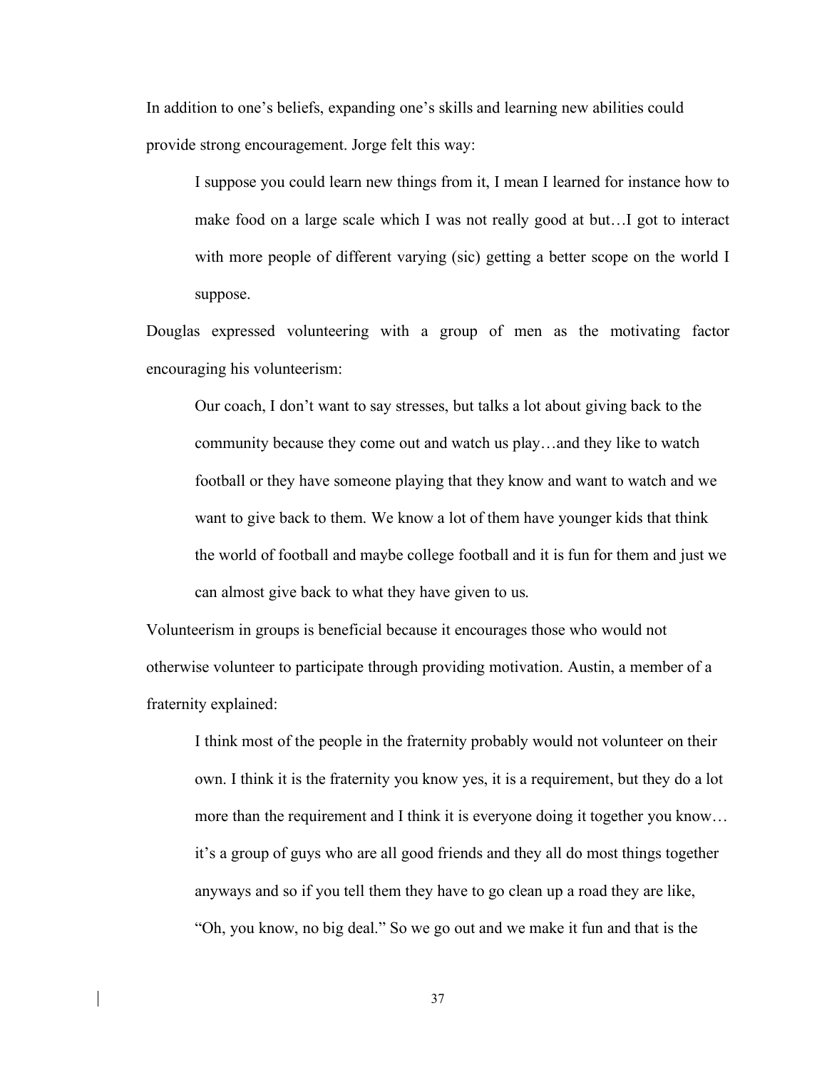In addition to one's beliefs, expanding one's skills and learning new abilities could provide strong encouragement. Jorge felt this way:

> I suppose you could learn new things from it, I mean I learned for instance how to make food on a large scale which I was not really good at but…I got to interact with more people of different varying (sic) getting a better scope on the world I suppose.

Douglas expressed volunteering with a group of men as the motivating factor encouraging his volunteerism:

> Our coach, I don't want to say stresses, but talks a lot about giving back to the community because they come out and watch us play…and they like to watch football or they have someone playing that they know and want to watch and we want to give back to them. We know a lot of them have younger kids that think the world of football and maybe college football and it is fun for them and just we can almost give back to what they have given to us.

Volunteerism in groups is beneficial because it encourages those who would not otherwise volunteer to participate through providing motivation. Austin, a member of a fraternity explained:

> I think most of the people in the fraternity probably would not volunteer on their own. I think it is the fraternity you know yes, it is a requirement, but they do a lot more than the requirement and I think it is everyone doing it together you know… it's a group of guys who are all good friends and they all do most things together anyways and so if you tell them they have to go clean up a road they are like, "Oh, you know, no big deal." So we go out and we make it fun and that is the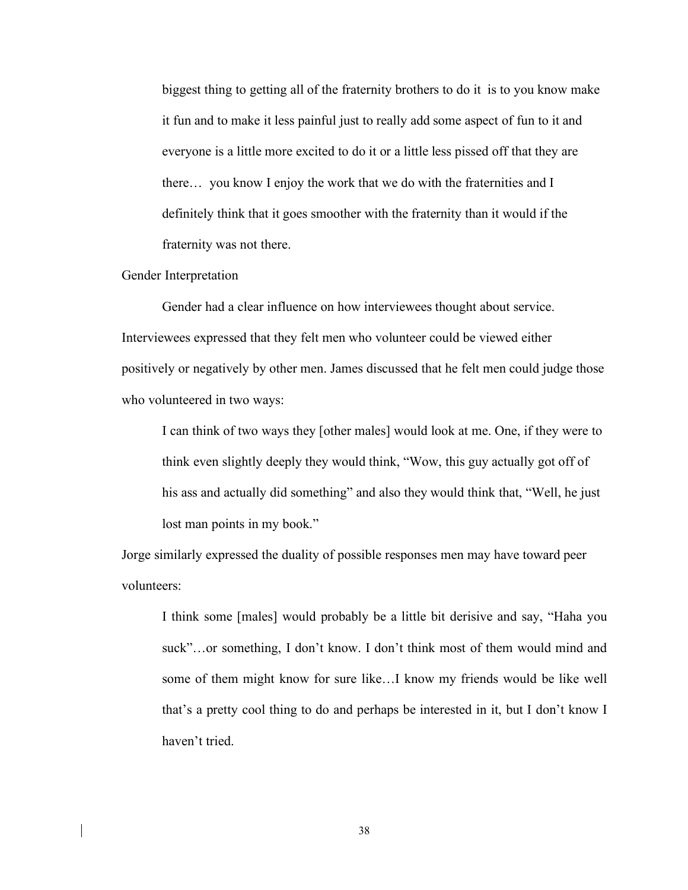> biggest thing to getting all of the fraternity brothers to do it is to you know make it fun and to make it less painful just to really add some aspect of fun to it and everyone is a little more excited to do it or a little less pissed off that they are there… you know I enjoy the work that we do with the fraternities and I definitely think that it goes smoother with the fraternity than it would if the fraternity was not there.

Gender Interpretation

Gender had a clear influence on how interviewees thought about service. Interviewees expressed that they felt men who volunteer could be viewed either positively or negatively by other men. James discussed that he felt men could judge those who volunteered in two ways:

> I can think of two ways they [other males] would look at me. One, if they were to think even slightly deeply they would think, "Wow, this guy actually got off of his ass and actually did something" and also they would think that, "Well, he just lost man points in my book."

Jorge similarly expressed the duality of possible responses men may have toward peer volunteers:

> I think some [males] would probably be a little bit derisive and say, "Haha you suck"…or something, I don't know. I don't think most of them would mind and some of them might know for sure like…I know my friends would be like well that's a pretty cool thing to do and perhaps be interested in it, but I don't know I haven't tried.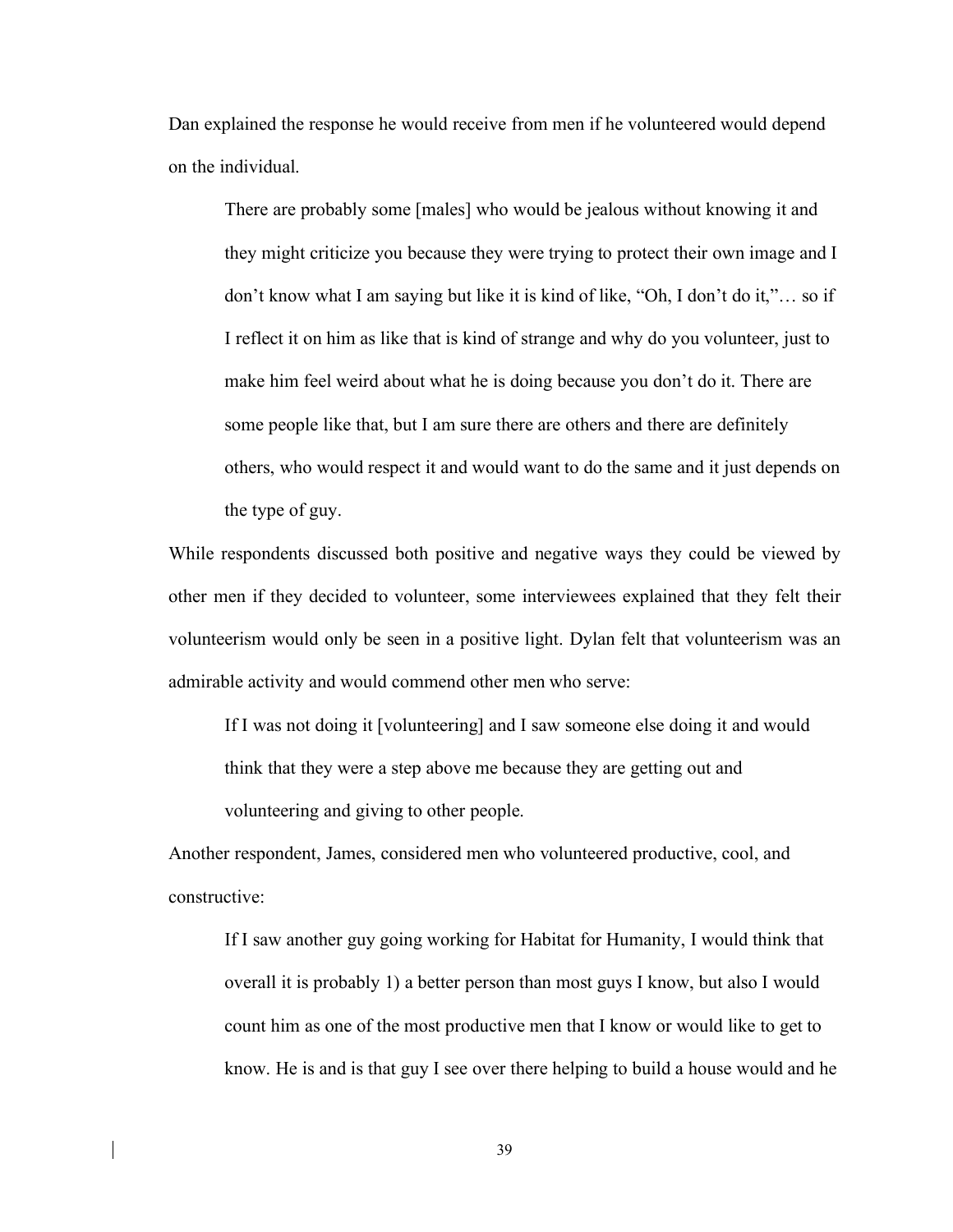Dan explained the response he would receive from men if he volunteered would depend on the individual.

> There are probably some [males] who would be jealous without knowing it and they might criticize you because they were trying to protect their own image and I don't know what I am saying but like it is kind of like, "Oh, I don't do it,"… so if I reflect it on him as like that is kind of strange and why do you volunteer, just to make him feel weird about what he is doing because you don't do it. There are some people like that, but I am sure there are others and there are definitely others, who would respect it and would want to do the same and it just depends on the type of guy.

While respondents discussed both positive and negative ways they could be viewed by other men if they decided to volunteer, some interviewees explained that they felt their volunteerism would only be seen in a positive light. Dylan felt that volunteerism was an admirable activity and would commend other men who serve:

> If I was not doing it [volunteering] and I saw someone else doing it and would think that they were a step above me because they are getting out and volunteering and giving to other people.

Another respondent, James, considered men who volunteered productive, cool, and constructive:

> If I saw another guy going working for Habitat for Humanity, I would think that overall it is probably 1) a better person than most guys I know, but also I would count him as one of the most productive men that I know or would like to get to know. He is and is that guy I see over there helping to build a house would and he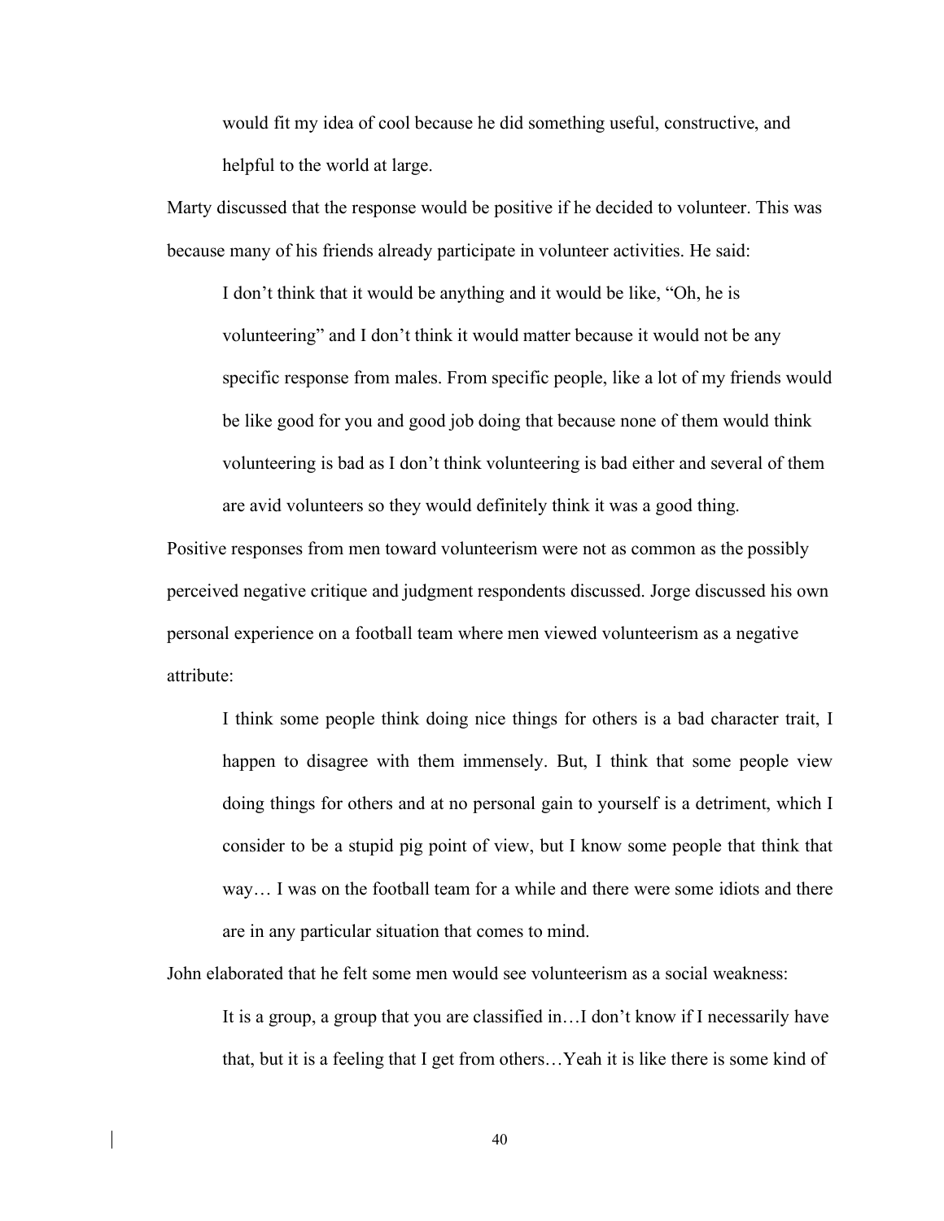> would fit my idea of cool because he did something useful, constructive, and helpful to the world at large.

Marty discussed that the response would be positive if he decided to volunteer. This was because many of his friends already participate in volunteer activities. He said:

> I don't think that it would be anything and it would be like, "Oh, he is volunteering" and I don't think it would matter because it would not be any specific response from males. From specific people, like a lot of my friends would be like good for you and good job doing that because none of them would think volunteering is bad as I don't think volunteering is bad either and several of them are avid volunteers so they would definitely think it was a good thing.

Positive responses from men toward volunteerism were not as common as the possibly perceived negative critique and judgment respondents discussed. Jorge discussed his own personal experience on a football team where men viewed volunteerism as a negative attribute:

> I think some people think doing nice things for others is a bad character trait, I happen to disagree with them immensely. But, I think that some people view doing things for others and at no personal gain to yourself is a detriment, which I consider to be a stupid pig point of view, but I know some people that think that way… I was on the football team for a while and there were some idiots and there are in any particular situation that comes to mind.

John elaborated that he felt some men would see volunteerism as a social weakness:

> It is a group, a group that you are classified in…I don't know if I necessarily have that, but it is a feeling that I get from others…Yeah it is like there is some kind of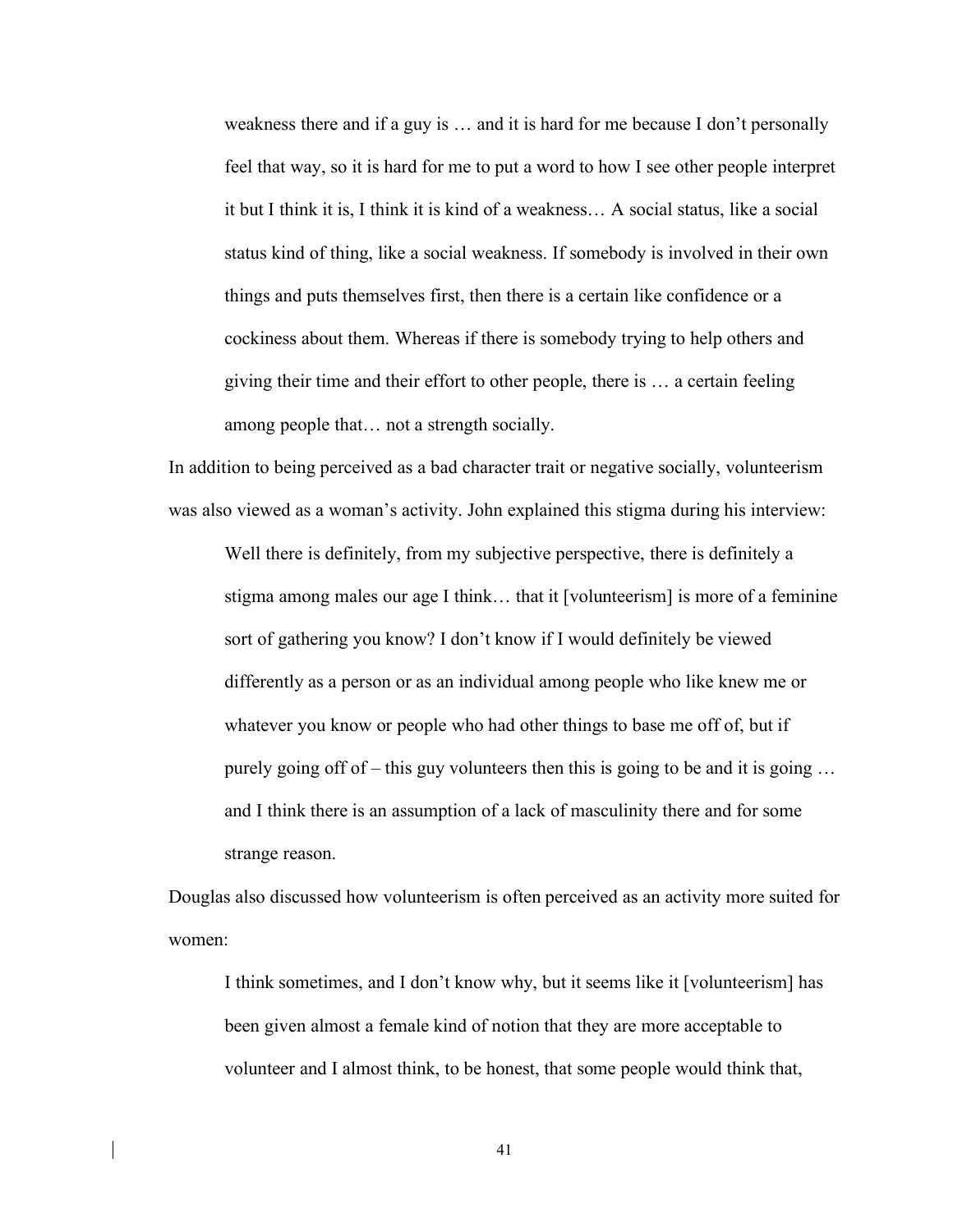> weakness there and if a guy is … and it is hard for me because I don't personally feel that way, so it is hard for me to put a word to how I see other people interpret it but I think it is, I think it is kind of a weakness… A social status, like a social status kind of thing, like a social weakness. If somebody is involved in their own things and puts themselves first, then there is a certain like confidence or a cockiness about them. Whereas if there is somebody trying to help others and giving their time and their effort to other people, there is … a certain feeling among people that… not a strength socially.

In addition to being perceived as a bad character trait or negative socially, volunteerism was also viewed as a woman's activity. John explained this stigma during his interview:

> Well there is definitely, from my subjective perspective, there is definitely a stigma among males our age I think… that it [volunteerism] is more of a feminine sort of gathering you know? I don't know if I would definitely be viewed differently as a person or as an individual among people who like knew me or whatever you know or people who had other things to base me off of, but if purely going off of – this guy volunteers then this is going to be and it is going … and I think there is an assumption of a lack of masculinity there and for some strange reason.

Douglas also discussed how volunteerism is often perceived as an activity more suited for women:

> I think sometimes, and I don't know why, but it seems like it [volunteerism] has been given almost a female kind of notion that they are more acceptable to volunteer and I almost think, to be honest, that some people would think that,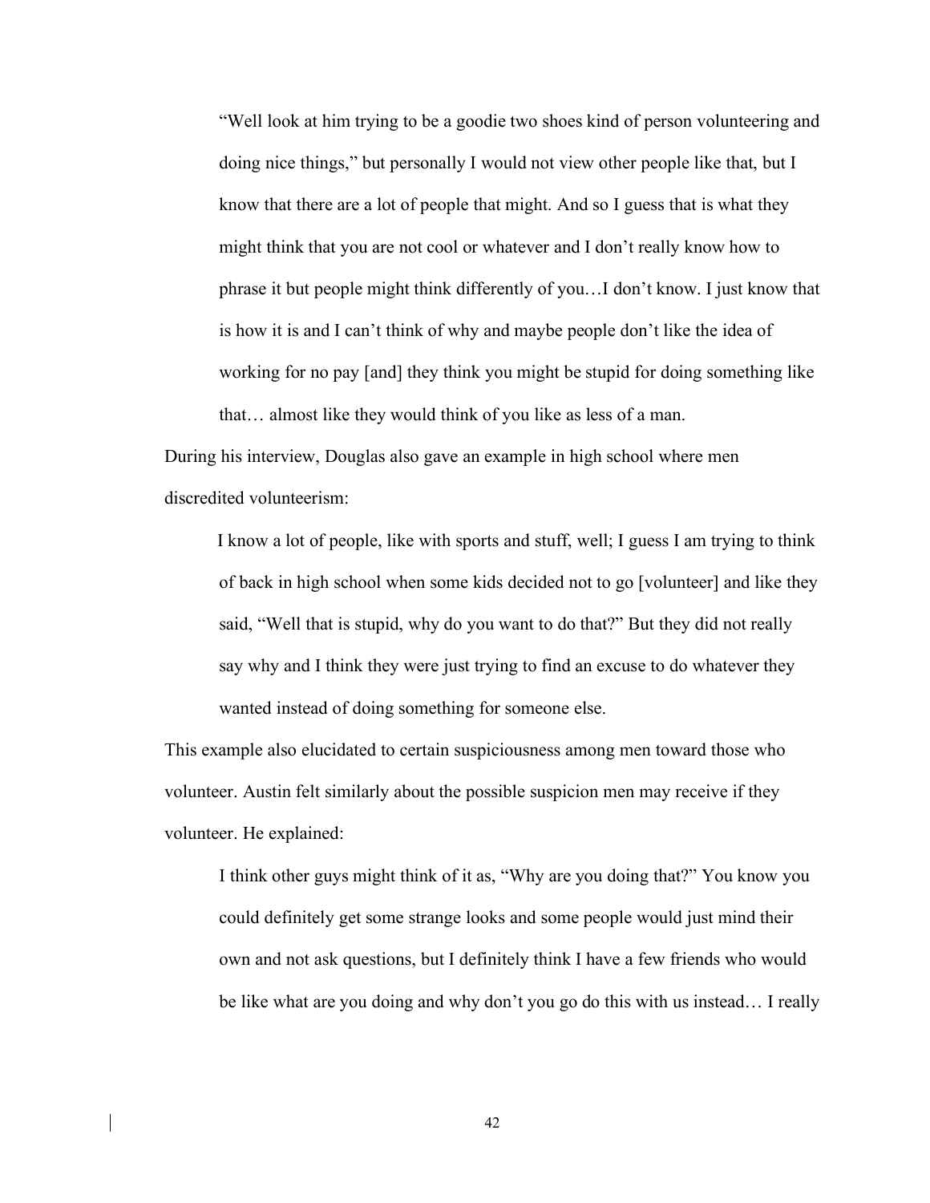> "Well look at him trying to be a goodie two shoes kind of person volunteering and doing nice things," but personally I would not view other people like that, but I know that there are a lot of people that might. And so I guess that is what they might think that you are not cool or whatever and I don't really know how to phrase it but people might think differently of you…I don't know. I just know that is how it is and I can't think of why and maybe people don't like the idea of working for no pay [and] they think you might be stupid for doing something like that… almost like they would think of you like as less of a man.

During his interview, Douglas also gave an example in high school where men discredited volunteerism:

> I know a lot of people, like with sports and stuff, well; I guess I am trying to think of back in high school when some kids decided not to go [volunteer] and like they said, "Well that is stupid, why do you want to do that?" But they did not really say why and I think they were just trying to find an excuse to do whatever they wanted instead of doing something for someone else.

This example also elucidated to certain suspiciousness among men toward those who volunteer. Austin felt similarly about the possible suspicion men may receive if they volunteer. He explained:

> I think other guys might think of it as, "Why are you doing that?" You know you could definitely get some strange looks and some people would just mind their own and not ask questions, but I definitely think I have a few friends who would be like what are you doing and why don't you go do this with us instead… I really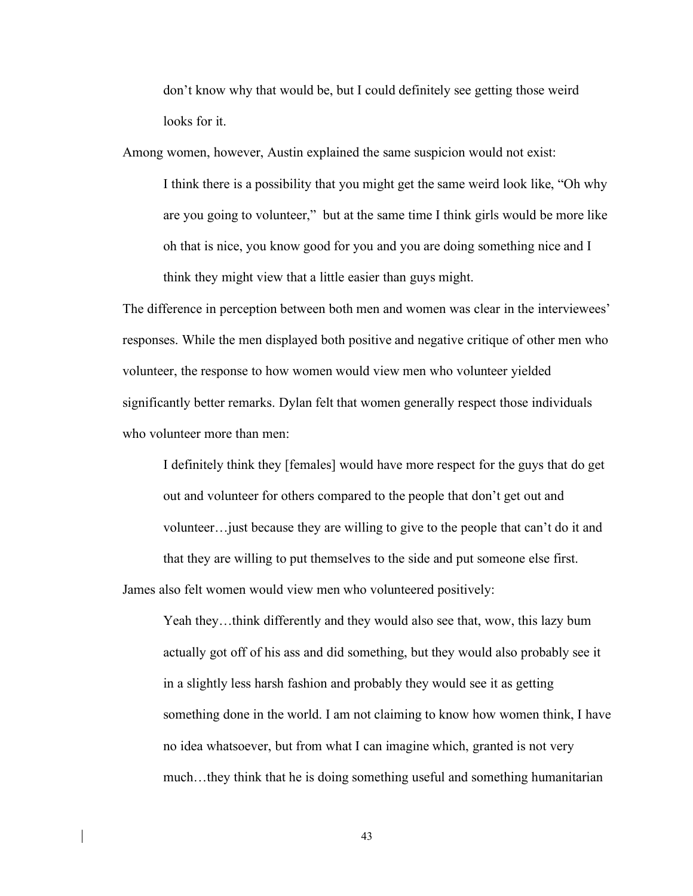> don't know why that would be, but I could definitely see getting those weird looks for it.

Among women, however, Austin explained the same suspicion would not exist:

> I think there is a possibility that you might get the same weird look like, "Oh why are you going to volunteer," but at the same time I think girls would be more like oh that is nice, you know good for you and you are doing something nice and I think they might view that a little easier than guys might.

The difference in perception between both men and women was clear in the interviewees' responses. While the men displayed both positive and negative critique of other men who volunteer, the response to how women would view men who volunteer yielded significantly better remarks. Dylan felt that women generally respect those individuals who volunteer more than men:

> I definitely think they [females] would have more respect for the guys that do get out and volunteer for others compared to the people that don't get out and volunteer…just because they are willing to give to the people that can't do it and that they are willing to put themselves to the side and put someone else first.

James also felt women would view men who volunteered positively:

> Yeah they…think differently and they would also see that, wow, this lazy bum actually got off of his ass and did something, but they would also probably see it in a slightly less harsh fashion and probably they would see it as getting something done in the world. I am not claiming to know how women think, I have no idea whatsoever, but from what I can imagine which, granted is not very much…they think that he is doing something useful and something humanitarian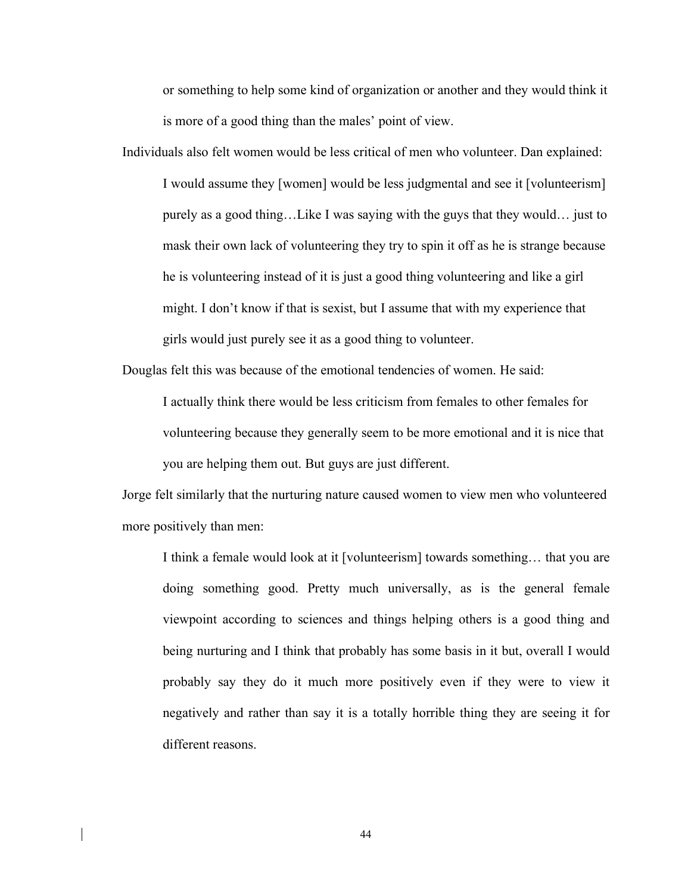> or something to help some kind of organization or another and they would think it is more of a good thing than the males' point of view.

Individuals also felt women would be less critical of men who volunteer. Dan explained:

> I would assume they [women] would be less judgmental and see it [volunteerism] purely as a good thing…Like I was saying with the guys that they would… just to mask their own lack of volunteering they try to spin it off as he is strange because he is volunteering instead of it is just a good thing volunteering and like a girl might. I don't know if that is sexist, but I assume that with my experience that girls would just purely see it as a good thing to volunteer.

Douglas felt this was because of the emotional tendencies of women. He said:

> I actually think there would be less criticism from females to other females for volunteering because they generally seem to be more emotional and it is nice that you are helping them out. But guys are just different.

Jorge felt similarly that the nurturing nature caused women to view men who volunteered more positively than men:

> I think a female would look at it [volunteerism] towards something… that you are doing something good. Pretty much universally, as is the general female viewpoint according to sciences and things helping others is a good thing and being nurturing and I think that probably has some basis in it but, overall I would probably say they do it much more positively even if they were to view it negatively and rather than say it is a totally horrible thing they are seeing it for different reasons.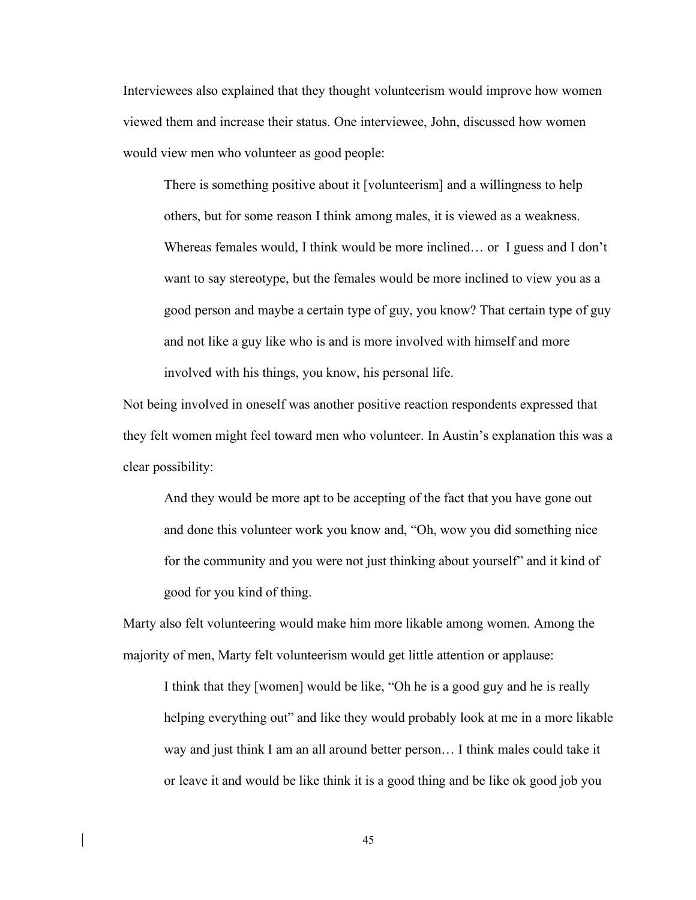Interviewees also explained that they thought volunteerism would improve how women viewed them and increase their status. One interviewee, John, discussed how women would view men who volunteer as good people:

> There is something positive about it [volunteerism] and a willingness to help others, but for some reason I think among males, it is viewed as a weakness. Whereas females would, I think would be more inclined… or I guess and I don't want to say stereotype, but the females would be more inclined to view you as a good person and maybe a certain type of guy, you know? That certain type of guy and not like a guy like who is and is more involved with himself and more involved with his things, you know, his personal life.

Not being involved in oneself was another positive reaction respondents expressed that they felt women might feel toward men who volunteer. In Austin's explanation this was a clear possibility:

> And they would be more apt to be accepting of the fact that you have gone out and done this volunteer work you know and, "Oh, wow you did something nice for the community and you were not just thinking about yourself" and it kind of good for you kind of thing.

Marty also felt volunteering would make him more likable among women. Among the majority of men, Marty felt volunteerism would get little attention or applause:

> I think that they [women] would be like, "Oh he is a good guy and he is really helping everything out" and like they would probably look at me in a more likable way and just think I am an all around better person… I think males could take it or leave it and would be like think it is a good thing and be like ok good job you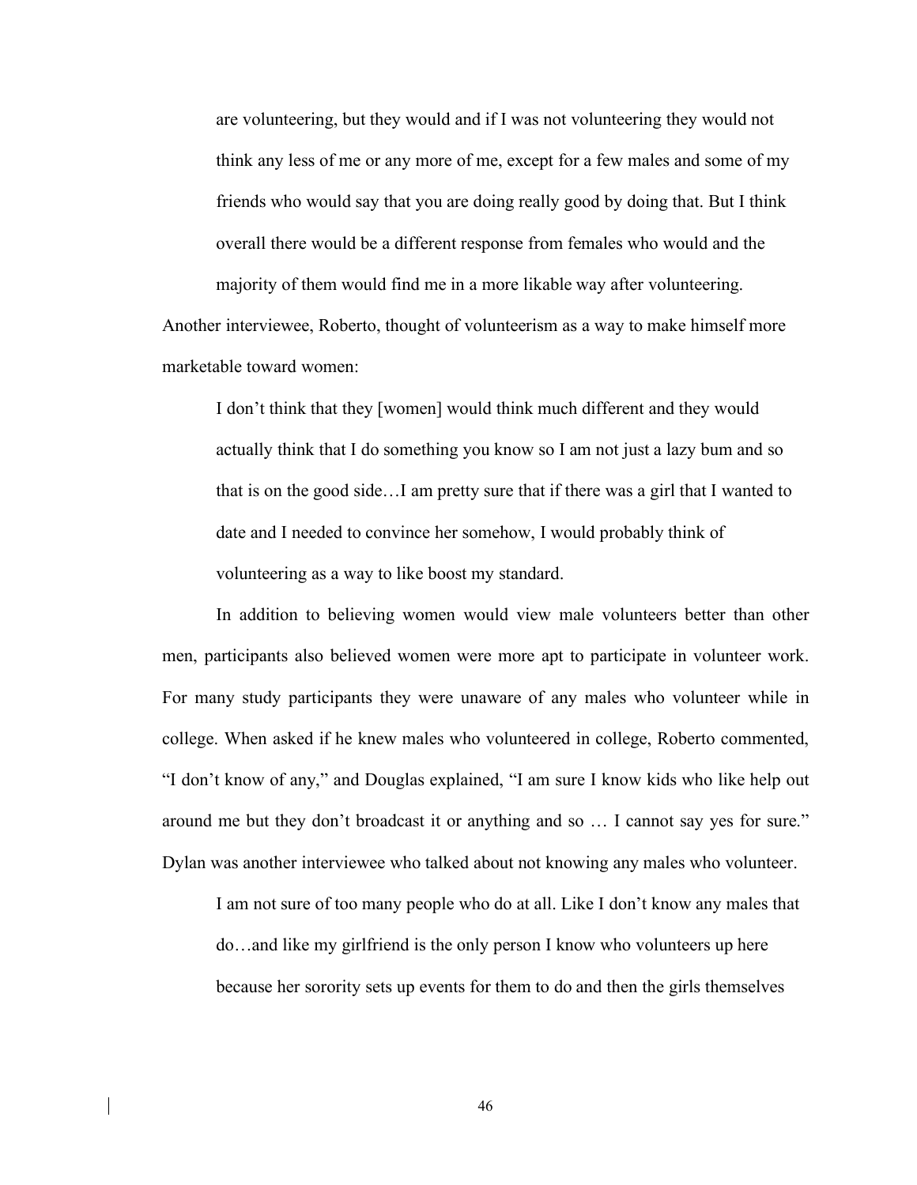are volunteering, but they would and if I was not volunteering they would not think any less of me or any more of me, except for a few males and some of my friends who would say that you are doing really good by doing that. But I think overall there would be a different response from females who would and the majority of them would find me in a more likable way after volunteering.

Another interviewee, Roberto, thought of volunteerism as a way to make himself more marketable toward women:

> I don't think that they [women] would think much different and they would actually think that I do something you know so I am not just a lazy bum and so that is on the good side…I am pretty sure that if there was a girl that I wanted to date and I needed to convince her somehow, I would probably think of volunteering as a way to like boost my standard.

In addition to believing women would view male volunteers better than other men, participants also believed women were more apt to participate in volunteer work. For many study participants they were unaware of any males who volunteer while in college. When asked if he knew males who volunteered in college, Roberto commented, "I don't know of any," and Douglas explained, "I am sure I know kids who like help out around me but they don't broadcast it or anything and so … I cannot say yes for sure." Dylan was another interviewee who talked about not knowing any males who volunteer.

> I am not sure of too many people who do at all. Like I don't know any males that do…and like my girlfriend is the only person I know who volunteers up here because her sorority sets up events for them to do and then the girls themselves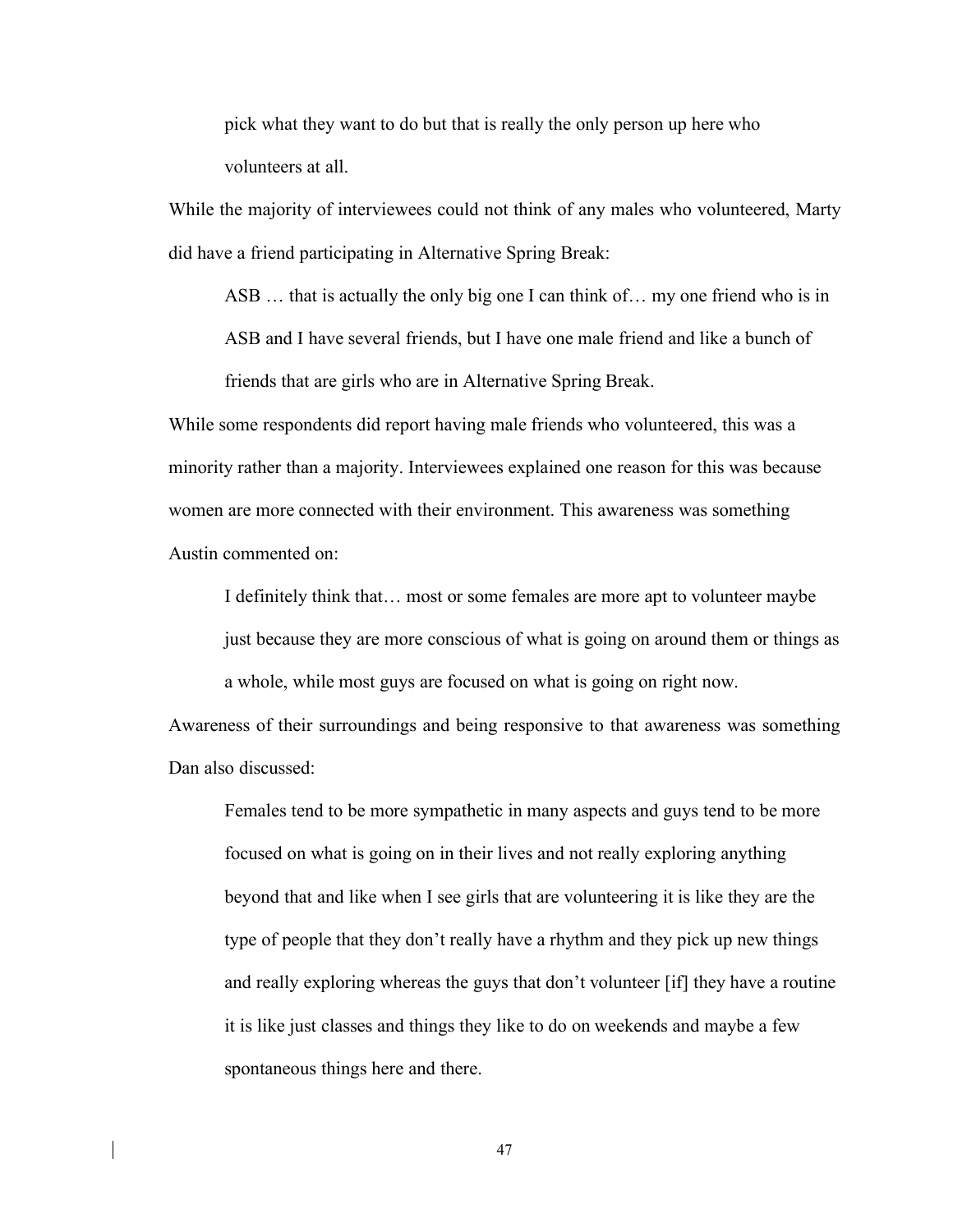> pick what they want to do but that is really the only person up here who volunteers at all.

While the majority of interviewees could not think of any males who volunteered, Marty did have a friend participating in Alternative Spring Break:

> ASB … that is actually the only big one I can think of… my one friend who is in ASB and I have several friends, but I have one male friend and like a bunch of friends that are girls who are in Alternative Spring Break.

While some respondents did report having male friends who volunteered, this was a minority rather than a majority. Interviewees explained one reason for this was because women are more connected with their environment. This awareness was something Austin commented on:

> I definitely think that… most or some females are more apt to volunteer maybe just because they are more conscious of what is going on around them or things as a whole, while most guys are focused on what is going on right now.

Awareness of their surroundings and being responsive to that awareness was something Dan also discussed:

> Females tend to be more sympathetic in many aspects and guys tend to be more focused on what is going on in their lives and not really exploring anything beyond that and like when I see girls that are volunteering it is like they are the type of people that they don't really have a rhythm and they pick up new things and really exploring whereas the guys that don't volunteer [if] they have a routine it is like just classes and things they like to do on weekends and maybe a few spontaneous things here and there.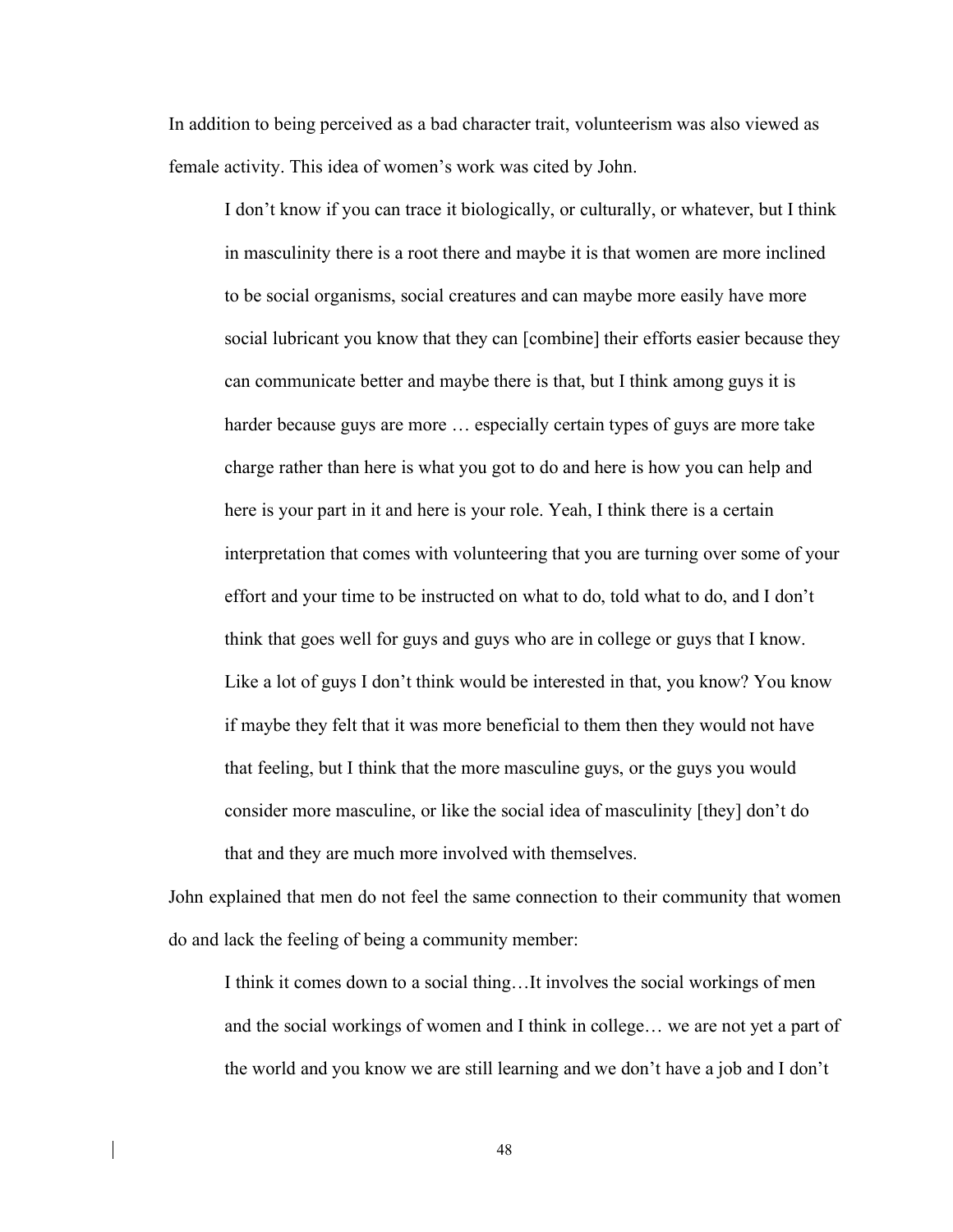In addition to being perceived as a bad character trait, volunteerism was also viewed as female activity. This idea of women's work was cited by John.

> I don't know if you can trace it biologically, or culturally, or whatever, but I think in masculinity there is a root there and maybe it is that women are more inclined to be social organisms, social creatures and can maybe more easily have more social lubricant you know that they can [combine] their efforts easier because they can communicate better and maybe there is that, but I think among guys it is harder because guys are more … especially certain types of guys are more take charge rather than here is what you got to do and here is how you can help and here is your part in it and here is your role. Yeah, I think there is a certain interpretation that comes with volunteering that you are turning over some of your effort and your time to be instructed on what to do, told what to do, and I don't think that goes well for guys and guys who are in college or guys that I know. Like a lot of guys I don't think would be interested in that, you know? You know if maybe they felt that it was more beneficial to them then they would not have that feeling, but I think that the more masculine guys, or the guys you would consider more masculine, or like the social idea of masculinity [they] don't do that and they are much more involved with themselves.

John explained that men do not feel the same connection to their community that women do and lack the feeling of being a community member:

> I think it comes down to a social thing…It involves the social workings of men and the social workings of women and I think in college… we are not yet a part of the world and you know we are still learning and we don't have a job and I don't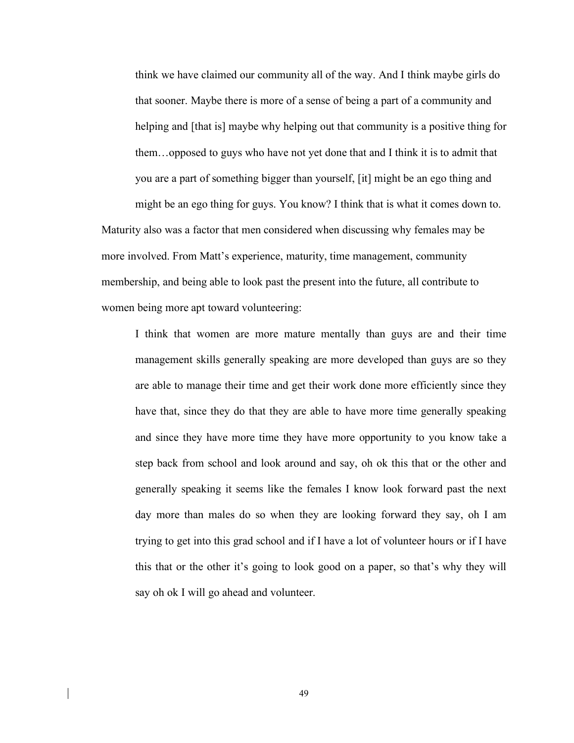> think we have claimed our community all of the way. And I think maybe girls do that sooner. Maybe there is more of a sense of being a part of a community and helping and [that is] maybe why helping out that community is a positive thing for them…opposed to guys who have not yet done that and I think it is to admit that you are a part of something bigger than yourself, [it] might be an ego thing and might be an ego thing for guys. You know? I think that is what it comes down to.

Maturity also was a factor that men considered when discussing why females may be more involved. From Matt's experience, maturity, time management, community membership, and being able to look past the present into the future, all contribute to women being more apt toward volunteering:

> I think that women are more mature mentally than guys are and their time management skills generally speaking are more developed than guys are so they are able to manage their time and get their work done more efficiently since they have that, since they do that they are able to have more time generally speaking and since they have more time they have more opportunity to you know take a step back from school and look around and say, oh ok this that or the other and generally speaking it seems like the females I know look forward past the next day more than males do so when they are looking forward they say, oh I am trying to get into this grad school and if I have a lot of volunteer hours or if I have this that or the other it's going to look good on a paper, so that's why they will say oh ok I will go ahead and volunteer.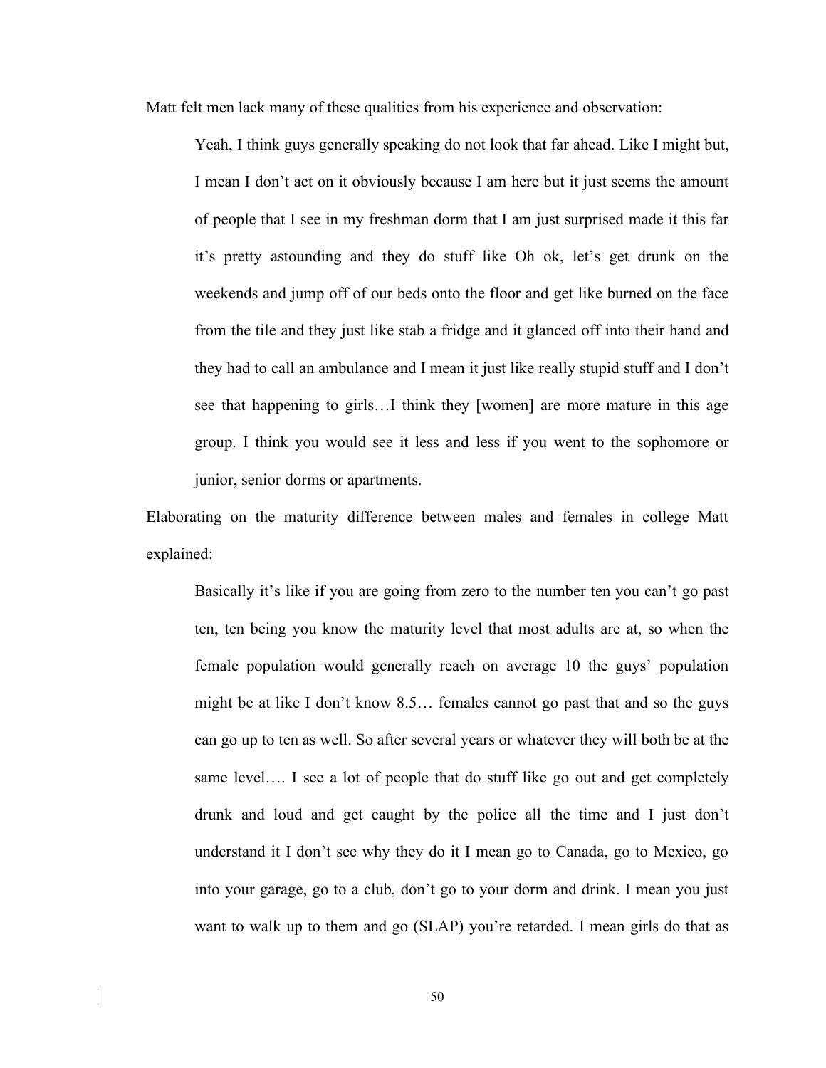Matt felt men lack many of these qualities from his experience and observation:

> Yeah, I think guys generally speaking do not look that far ahead. Like I might but, I mean I don't act on it obviously because I am here but it just seems the amount of people that I see in my freshman dorm that I am just surprised made it this far it's pretty astounding and they do stuff like Oh ok, let's get drunk on the weekends and jump off of our beds onto the floor and get like burned on the face from the tile and they just like stab a fridge and it glanced off into their hand and they had to call an ambulance and I mean it just like really stupid stuff and I don't see that happening to girls…I think they [women] are more mature in this age group. I think you would see it less and less if you went to the sophomore or junior, senior dorms or apartments.

Elaborating on the maturity difference between males and females in college Matt explained:

> Basically it's like if you are going from zero to the number ten you can't go past ten, ten being you know the maturity level that most adults are at, so when the female population would generally reach on average 10 the guys' population might be at like I don't know 8.5… females cannot go past that and so the guys can go up to ten as well. So after several years or whatever they will both be at the same level…. I see a lot of people that do stuff like go out and get completely drunk and loud and get caught by the police all the time and I just don't understand it I don't see why they do it I mean go to Canada, go to Mexico, go into your garage, go to a club, don't go to your dorm and drink. I mean you just want to walk up to them and go (SLAP) you're retarded. I mean girls do that as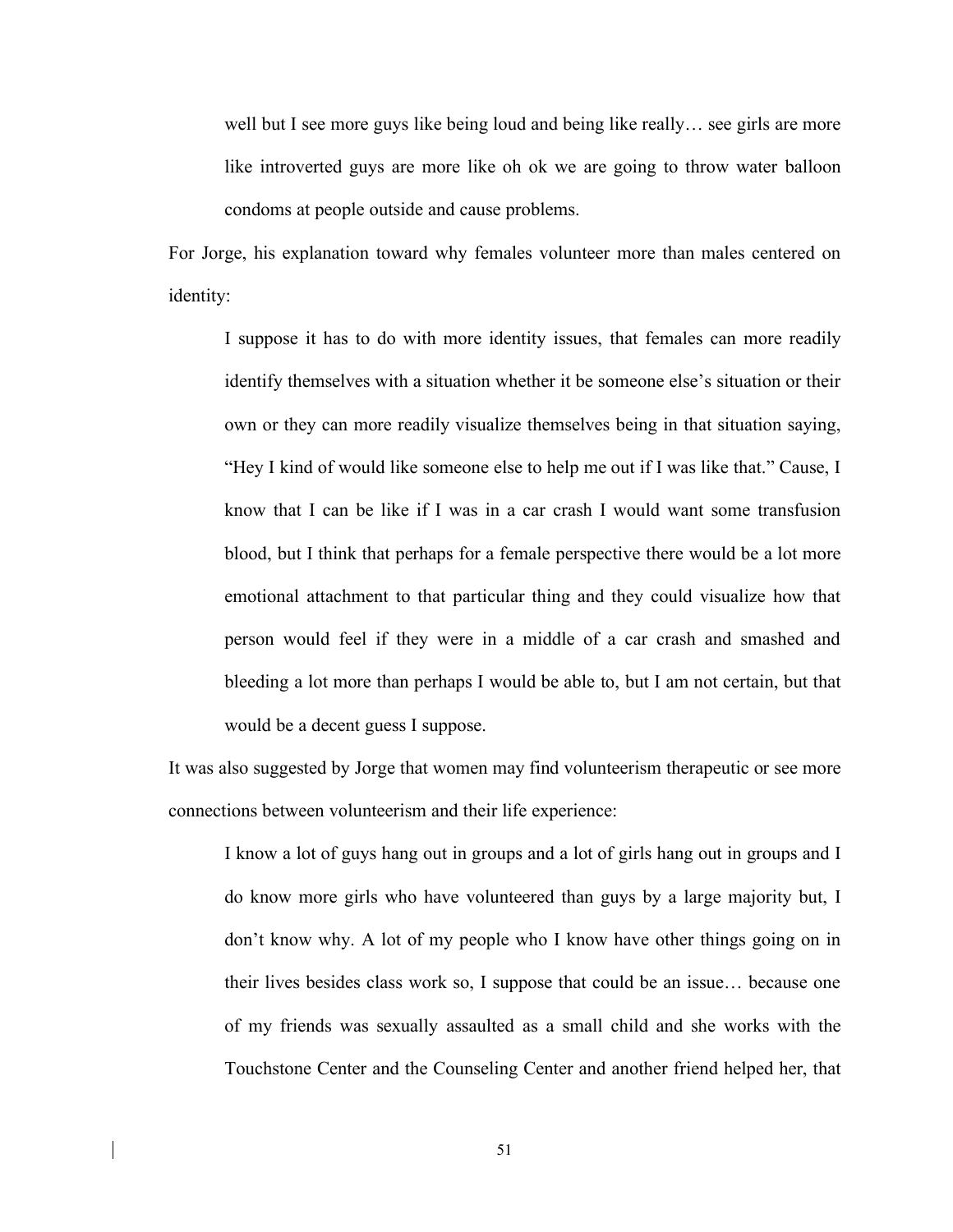> well but I see more guys like being loud and being like really… see girls are more like introverted guys are more like oh ok we are going to throw water balloon condoms at people outside and cause problems.

For Jorge, his explanation toward why females volunteer more than males centered on identity:

> I suppose it has to do with more identity issues, that females can more readily identify themselves with a situation whether it be someone else's situation or their own or they can more readily visualize themselves being in that situation saying, "Hey I kind of would like someone else to help me out if I was like that." Cause, I know that I can be like if I was in a car crash I would want some transfusion blood, but I think that perhaps for a female perspective there would be a lot more emotional attachment to that particular thing and they could visualize how that person would feel if they were in a middle of a car crash and smashed and bleeding a lot more than perhaps I would be able to, but I am not certain, but that would be a decent guess I suppose.

It was also suggested by Jorge that women may find volunteerism therapeutic or see more connections between volunteerism and their life experience:

> I know a lot of guys hang out in groups and a lot of girls hang out in groups and I do know more girls who have volunteered than guys by a large majority but, I don't know why. A lot of my people who I know have other things going on in their lives besides class work so, I suppose that could be an issue… because one of my friends was sexually assaulted as a small child and she works with the Touchstone Center and the Counseling Center and another friend helped her, that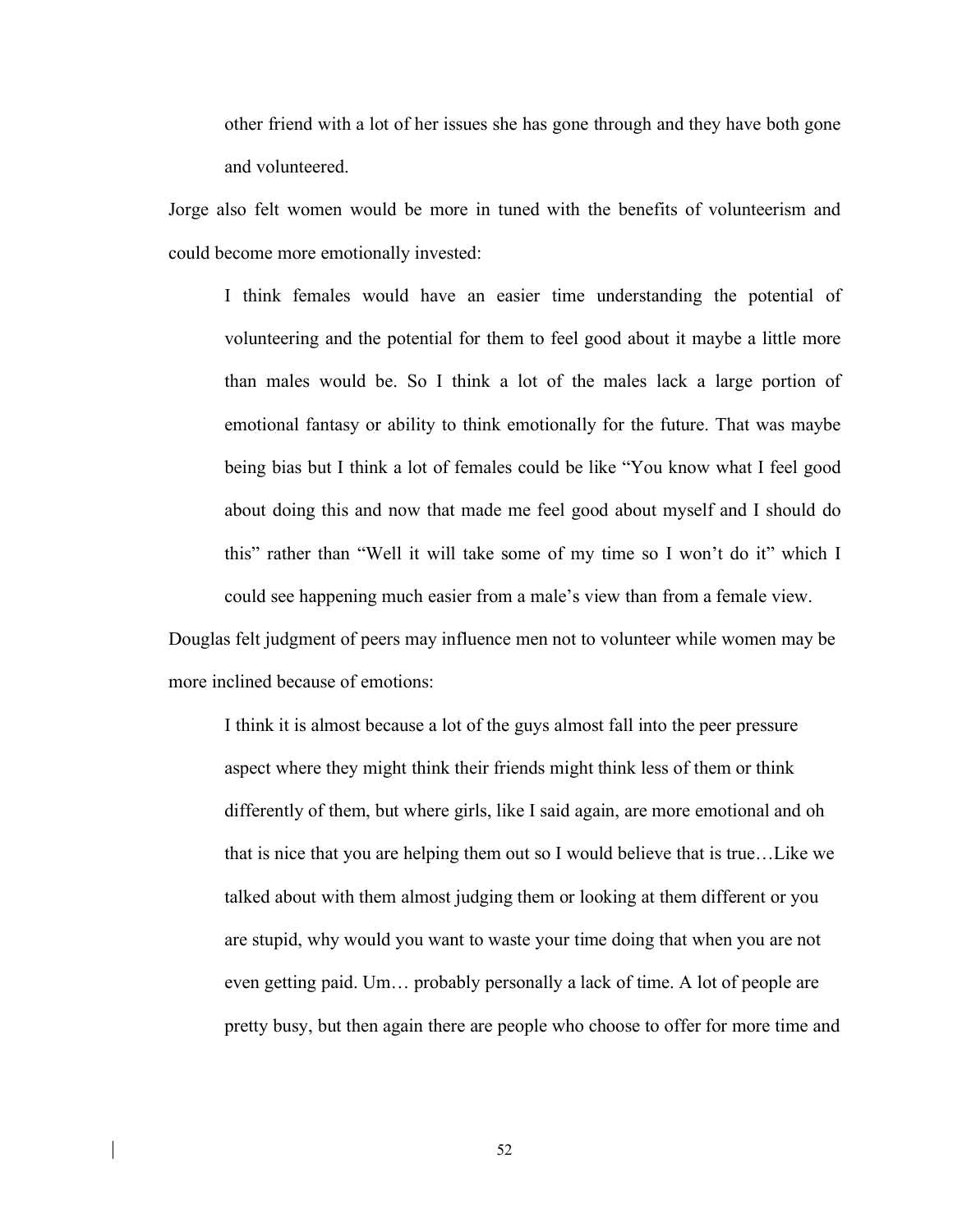> other friend with a lot of her issues she has gone through and they have both gone and volunteered.

Jorge also felt women would be more in tuned with the benefits of volunteerism and could become more emotionally invested:

> I think females would have an easier time understanding the potential of volunteering and the potential for them to feel good about it maybe a little more than males would be. So I think a lot of the males lack a large portion of emotional fantasy or ability to think emotionally for the future. That was maybe being bias but I think a lot of females could be like "You know what I feel good about doing this and now that made me feel good about myself and I should do this" rather than "Well it will take some of my time so I won't do it" which I could see happening much easier from a male's view than from a female view.

Douglas felt judgment of peers may influence men not to volunteer while women may be more inclined because of emotions:

> I think it is almost because a lot of the guys almost fall into the peer pressure aspect where they might think their friends might think less of them or think differently of them, but where girls, like I said again, are more emotional and oh that is nice that you are helping them out so I would believe that is true…Like we talked about with them almost judging them or looking at them different or you are stupid, why would you want to waste your time doing that when you are not even getting paid. Um… probably personally a lack of time. A lot of people are pretty busy, but then again there are people who choose to offer for more time and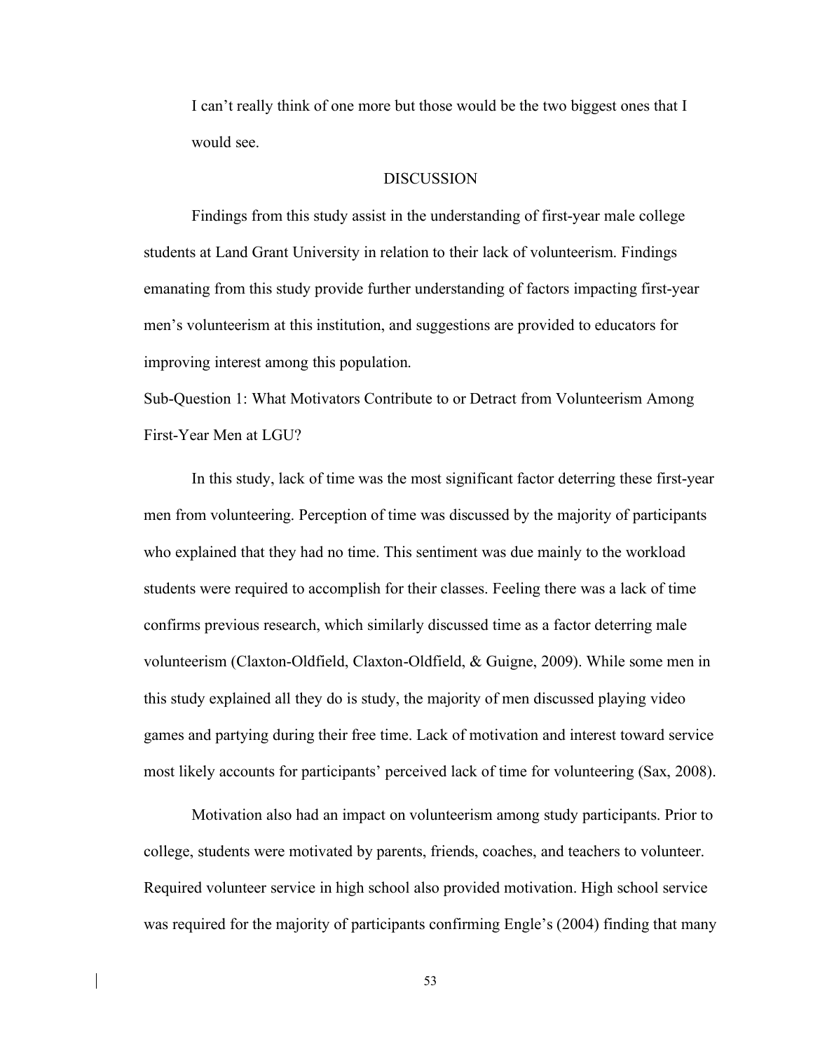I can't really think of one more but those would be the two biggest ones that I would see.

## DISCUSSION

Findings from this study assist in the understanding of first-year male college students at Land Grant University in relation to their lack of volunteerism. Findings emanating from this study provide further understanding of factors impacting first-year men's volunteerism at this institution, and suggestions are provided to educators for improving interest among this population.

### Sub-Question 1: What Motivators Contribute to or Detract from Volunteerism Among First-Year Men at LGU?

In this study, lack of time was the most significant factor deterring these first-year men from volunteering. Perception of time was discussed by the majority of participants who explained that they had no time. This sentiment was due mainly to the workload students were required to accomplish for their classes. Feeling there was a lack of time confirms previous research, which similarly discussed time as a factor deterring male volunteerism (Claxton-Oldfield, Claxton-Oldfield, & Guigne, 2009). While some men in this study explained all they do is study, the majority of men discussed playing video games and partying during their free time. Lack of motivation and interest toward service most likely accounts for participants' perceived lack of time for volunteering (Sax, 2008).

Motivation also had an impact on volunteerism among study participants. Prior to college, students were motivated by parents, friends, coaches, and teachers to volunteer. Required volunteer service in high school also provided motivation. High school service was required for the majority of participants confirming Engle's (2004) finding that many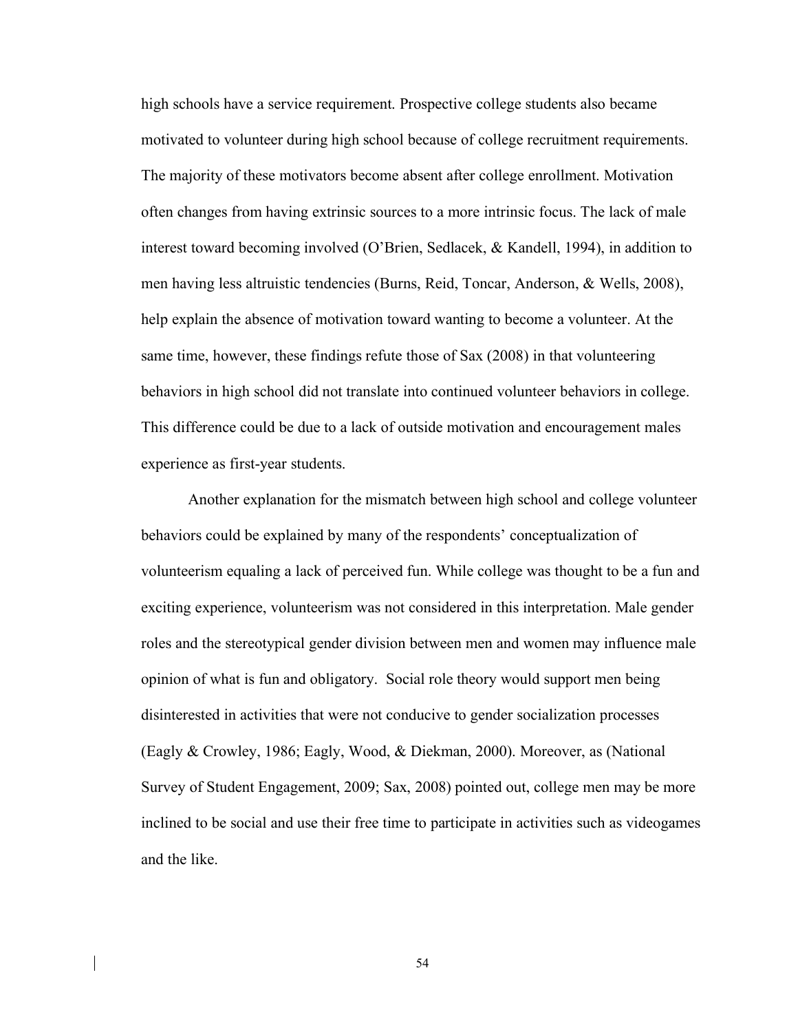high schools have a service requirement. Prospective college students also became motivated to volunteer during high school because of college recruitment requirements. The majority of these motivators become absent after college enrollment. Motivation often changes from having extrinsic sources to a more intrinsic focus. The lack of male interest toward becoming involved (O'Brien, Sedlacek, & Kandell, 1994), in addition to men having less altruistic tendencies (Burns, Reid, Toncar, Anderson, & Wells, 2008), help explain the absence of motivation toward wanting to become a volunteer. At the same time, however, these findings refute those of Sax (2008) in that volunteering behaviors in high school did not translate into continued volunteer behaviors in college. This difference could be due to a lack of outside motivation and encouragement males experience as first-year students.

Another explanation for the mismatch between high school and college volunteer behaviors could be explained by many of the respondents' conceptualization of volunteerism equaling a lack of perceived fun. While college was thought to be a fun and exciting experience, volunteerism was not considered in this interpretation. Male gender roles and the stereotypical gender division between men and women may influence male opinion of what is fun and obligatory. Social role theory would support men being disinterested in activities that were not conducive to gender socialization processes (Eagly & Crowley, 1986; Eagly, Wood, & Diekman, 2000). Moreover, as (National Survey of Student Engagement, 2009; Sax, 2008) pointed out, college men may be more inclined to be social and use their free time to participate in activities such as videogames and the like.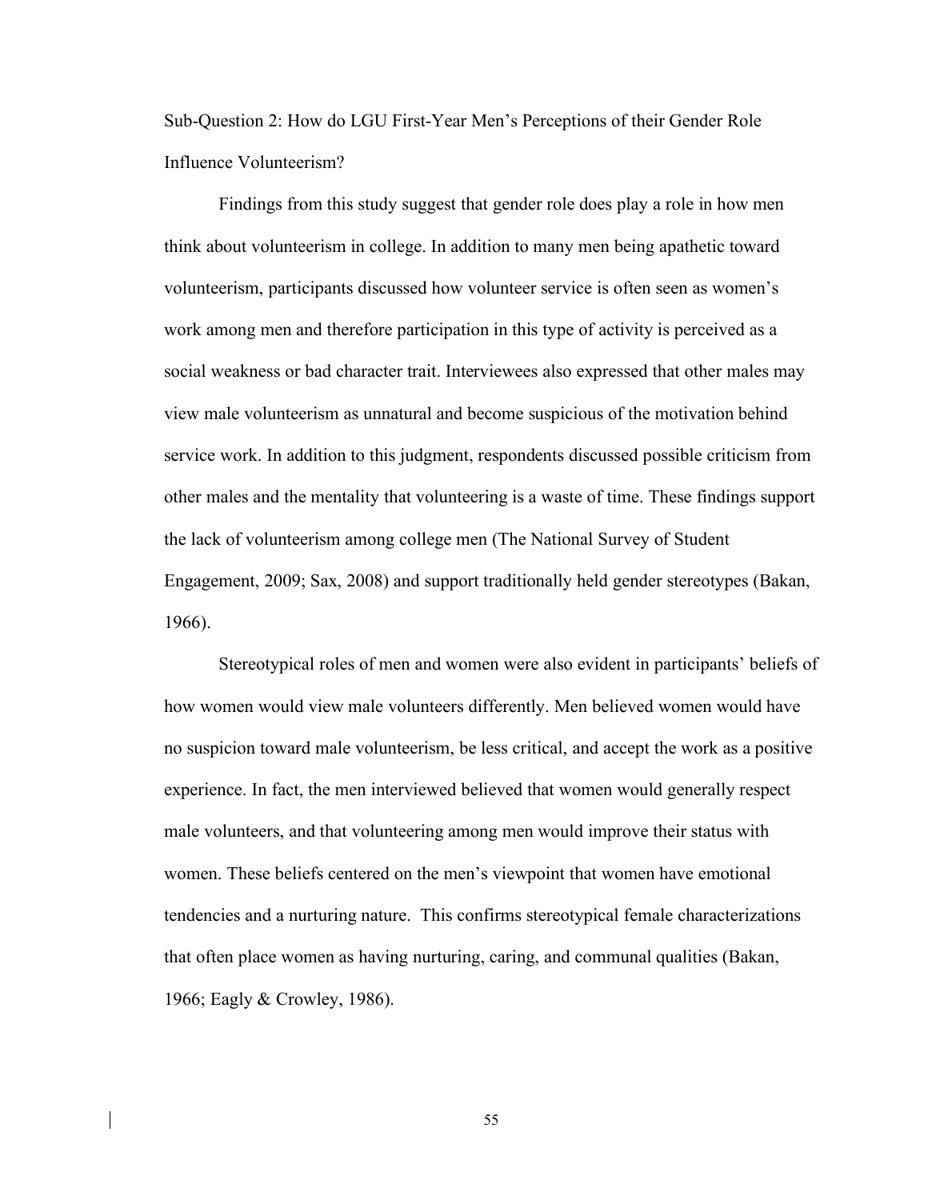### Sub-Question 2: How do LGU First-Year Men's Perceptions of their Gender Role Influence Volunteerism?

Findings from this study suggest that gender role does play a role in how men think about volunteerism in college. In addition to many men being apathetic toward volunteerism, participants discussed how volunteer service is often seen as women's work among men and therefore participation in this type of activity is perceived as a social weakness or bad character trait. Interviewees also expressed that other males may view male volunteerism as unnatural and become suspicious of the motivation behind service work. In addition to this judgment, respondents discussed possible criticism from other males and the mentality that volunteering is a waste of time. These findings support the lack of volunteerism among college men (The National Survey of Student Engagement, 2009; Sax, 2008) and support traditionally held gender stereotypes (Bakan, 1966).

Stereotypical roles of men and women were also evident in participants' beliefs of how women would view male volunteers differently. Men believed women would have no suspicion toward male volunteerism, be less critical, and accept the work as a positive experience. In fact, the men interviewed believed that women would generally respect male volunteers, and that volunteering among men would improve their status with women. These beliefs centered on the men's viewpoint that women have emotional tendencies and a nurturing nature. This confirms stereotypical female characterizations that often place women as having nurturing, caring, and communal qualities (Bakan, 1966; Eagly & Crowley, 1986).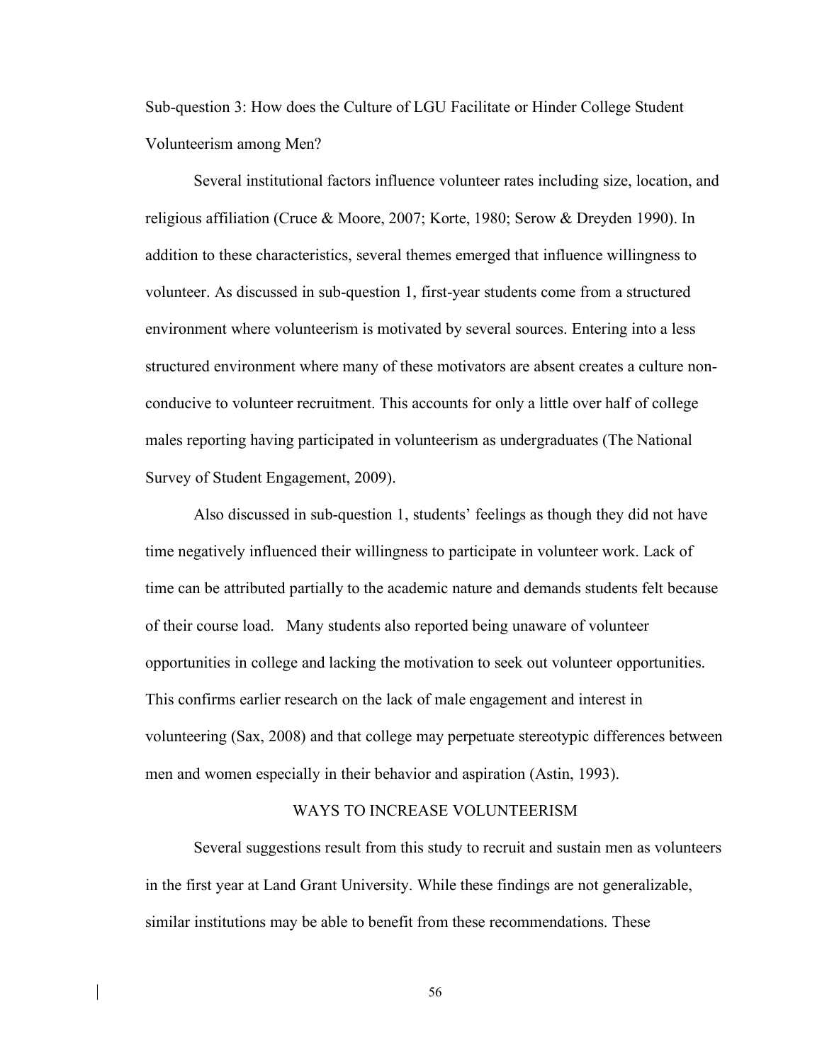### Sub-question 3: How does the Culture of LGU Facilitate or Hinder College Student Volunteerism among Men?

Several institutional factors influence volunteer rates including size, location, and religious affiliation (Cruce & Moore, 2007; Korte, 1980; Serow & Dreyden 1990). In addition to these characteristics, several themes emerged that influence willingness to volunteer. As discussed in sub-question 1, first-year students come from a structured environment where volunteerism is motivated by several sources. Entering into a less structured environment where many of these motivators are absent creates a culture non-conducive to volunteer recruitment. This accounts for only a little over half of college males reporting having participated in volunteerism as undergraduates (The National Survey of Student Engagement, 2009).

Also discussed in sub-question 1, students' feelings as though they did not have time negatively influenced their willingness to participate in volunteer work. Lack of time can be attributed partially to the academic nature and demands students felt because of their course load. Many students also reported being unaware of volunteer opportunities in college and lacking the motivation to seek out volunteer opportunities. This confirms earlier research on the lack of male engagement and interest in volunteering (Sax, 2008) and that college may perpetuate stereotypic differences between men and women especially in their behavior and aspiration (Astin, 1993).

## WAYS TO INCREASE VOLUNTEERISM

Several suggestions result from this study to recruit and sustain men as volunteers in the first year at Land Grant University. While these findings are not generalizable, similar institutions may be able to benefit from these recommendations. These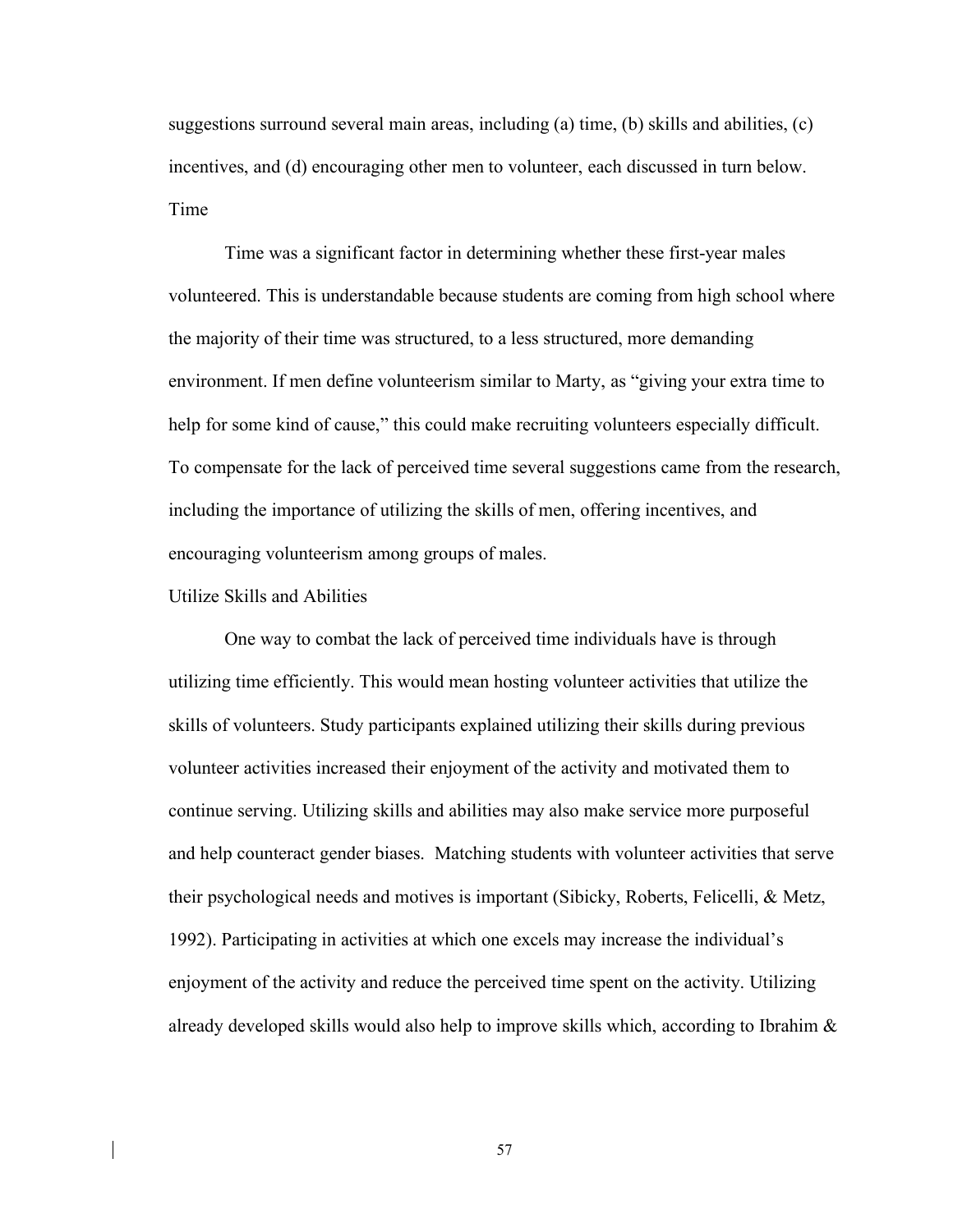suggestions surround several main areas, including (a) time, (b) skills and abilities, (c) incentives, and (d) encouraging other men to volunteer, each discussed in turn below.

### Time

Time was a significant factor in determining whether these first-year males volunteered. This is understandable because students are coming from high school where the majority of their time was structured, to a less structured, more demanding environment. If men define volunteerism similar to Marty, as "giving your extra time to help for some kind of cause," this could make recruiting volunteers especially difficult. To compensate for the lack of perceived time several suggestions came from the research, including the importance of utilizing the skills of men, offering incentives, and encouraging volunteerism among groups of males.

### Utilize Skills and Abilities

One way to combat the lack of perceived time individuals have is through utilizing time efficiently. This would mean hosting volunteer activities that utilize the skills of volunteers. Study participants explained utilizing their skills during previous volunteer activities increased their enjoyment of the activity and motivated them to continue serving. Utilizing skills and abilities may also make service more purposeful and help counteract gender biases. Matching students with volunteer activities that serve their psychological needs and motives is important (Sibicky, Roberts, Felicelli, & Metz, 1992). Participating in activities at which one excels may increase the individual's enjoyment of the activity and reduce the perceived time spent on the activity. Utilizing already developed skills would also help to improve skills which, according to Ibrahim &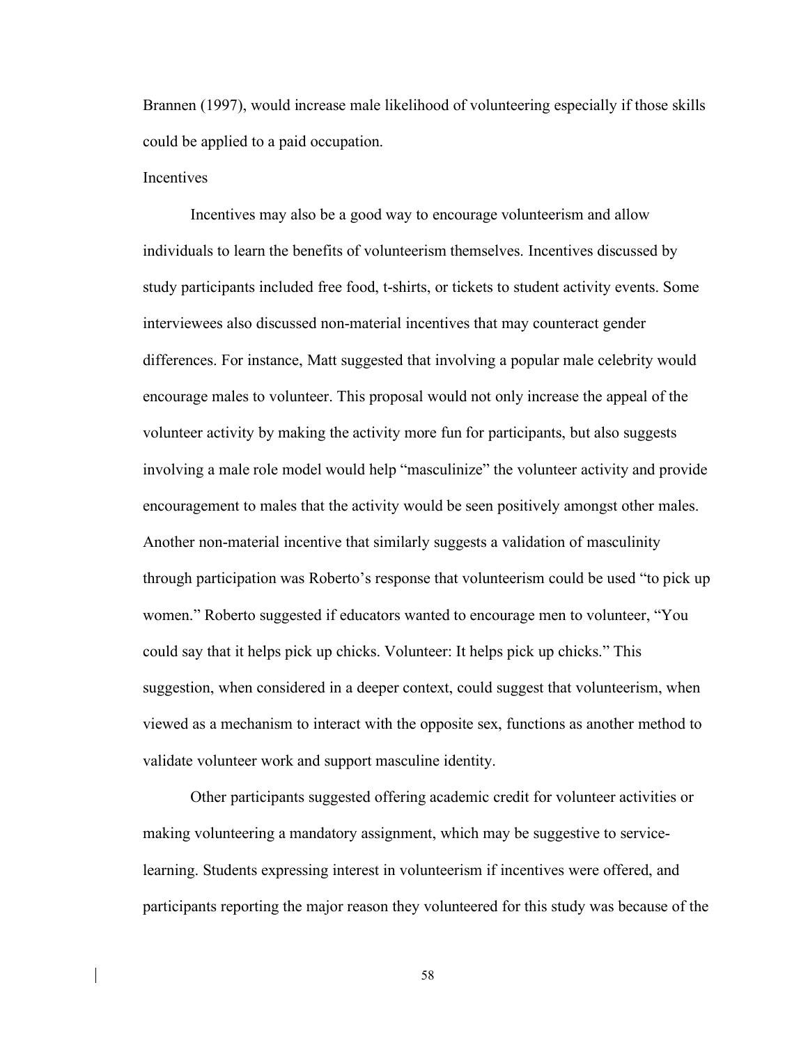Brannen (1997), would increase male likelihood of volunteering especially if those skills could be applied to a paid occupation.

### Incentives

Incentives may also be a good way to encourage volunteerism and allow individuals to learn the benefits of volunteerism themselves. Incentives discussed by study participants included free food, t-shirts, or tickets to student activity events. Some interviewees also discussed non-material incentives that may counteract gender differences. For instance, Matt suggested that involving a popular male celebrity would encourage males to volunteer. This proposal would not only increase the appeal of the volunteer activity by making the activity more fun for participants, but also suggests involving a male role model would help "masculinize" the volunteer activity and provide encouragement to males that the activity would be seen positively amongst other males. Another non-material incentive that similarly suggests a validation of masculinity through participation was Roberto's response that volunteerism could be used "to pick up women." Roberto suggested if educators wanted to encourage men to volunteer, "You could say that it helps pick up chicks. Volunteer: It helps pick up chicks." This suggestion, when considered in a deeper context, could suggest that volunteerism, when viewed as a mechanism to interact with the opposite sex, functions as another method to validate volunteer work and support masculine identity.

Other participants suggested offering academic credit for volunteer activities or making volunteering a mandatory assignment, which may be suggestive to service-learning. Students expressing interest in volunteerism if incentives were offered, and participants reporting the major reason they volunteered for this study was because of the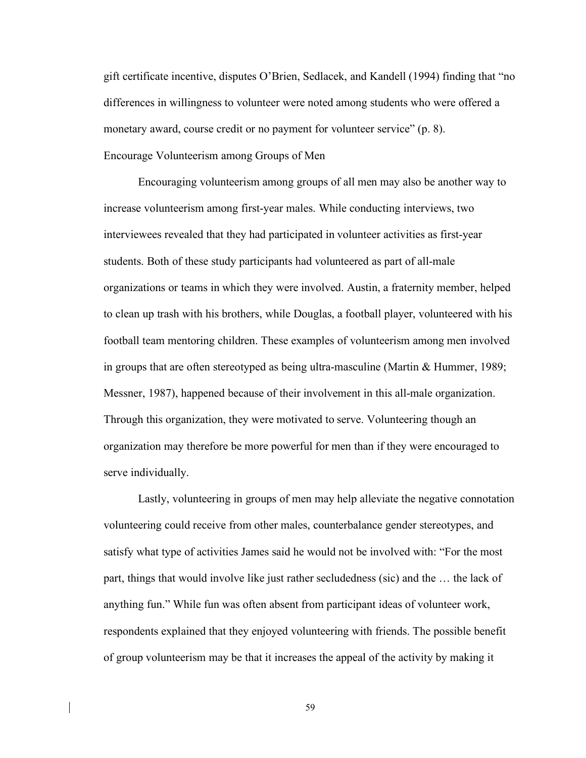gift certificate incentive, disputes O'Brien, Sedlacek, and Kandell (1994) finding that "no differences in willingness to volunteer were noted among students who were offered a monetary award, course credit or no payment for volunteer service" (p. 8).

## Encourage Volunteerism among Groups of Men

Encouraging volunteerism among groups of all men may also be another way to increase volunteerism among first-year males. While conducting interviews, two interviewees revealed that they had participated in volunteer activities as first-year students. Both of these study participants had volunteered as part of all-male organizations or teams in which they were involved. Austin, a fraternity member, helped to clean up trash with his brothers, while Douglas, a football player, volunteered with his football team mentoring children. These examples of volunteerism among men involved in groups that are often stereotyped as being ultra-masculine (Martin & Hummer, 1989; Messner, 1987), happened because of their involvement in this all-male organization. Through this organization, they were motivated to serve. Volunteering though an organization may therefore be more powerful for men than if they were encouraged to serve individually.

Lastly, volunteering in groups of men may help alleviate the negative connotation volunteering could receive from other males, counterbalance gender stereotypes, and satisfy what type of activities James said he would not be involved with: "For the most part, things that would involve like just rather secludedness (sic) and the … the lack of anything fun." While fun was often absent from participant ideas of volunteer work, respondents explained that they enjoyed volunteering with friends. The possible benefit of group volunteerism may be that it increases the appeal of the activity by making it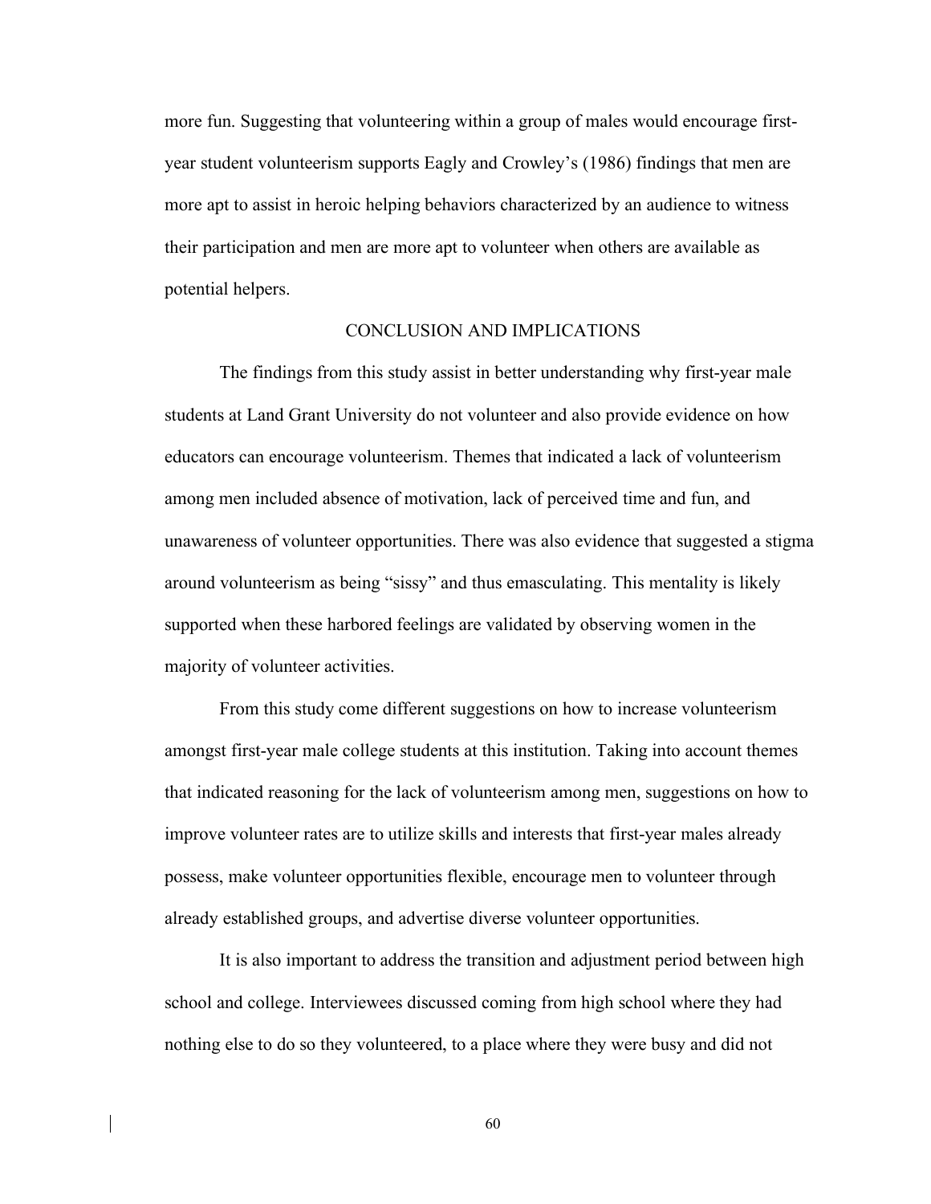more fun. Suggesting that volunteering within a group of males would encourage first-year student volunteerism supports Eagly and Crowley's (1986) findings that men are more apt to assist in heroic helping behaviors characterized by an audience to witness their participation and men are more apt to volunteer when others are available as potential helpers.

## CONCLUSION AND IMPLICATIONS

The findings from this study assist in better understanding why first-year male students at Land Grant University do not volunteer and also provide evidence on how educators can encourage volunteerism. Themes that indicated a lack of volunteerism among men included absence of motivation, lack of perceived time and fun, and unawareness of volunteer opportunities. There was also evidence that suggested a stigma around volunteerism as being "sissy" and thus emasculating. This mentality is likely supported when these harbored feelings are validated by observing women in the majority of volunteer activities.

From this study come different suggestions on how to increase volunteerism amongst first-year male college students at this institution. Taking into account themes that indicated reasoning for the lack of volunteerism among men, suggestions on how to improve volunteer rates are to utilize skills and interests that first-year males already possess, make volunteer opportunities flexible, encourage men to volunteer through already established groups, and advertise diverse volunteer opportunities.

It is also important to address the transition and adjustment period between high school and college. Interviewees discussed coming from high school where they had nothing else to do so they volunteered, to a place where they were busy and did not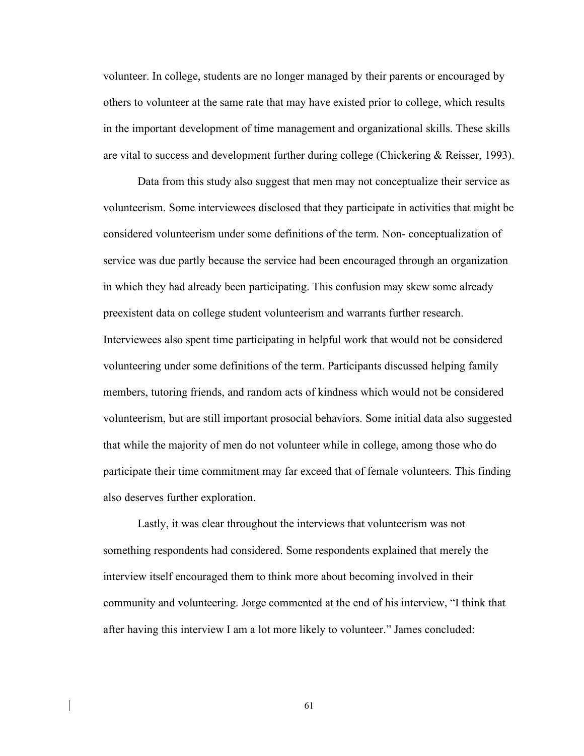volunteer. In college, students are no longer managed by their parents or encouraged by others to volunteer at the same rate that may have existed prior to college, which results in the important development of time management and organizational skills. These skills are vital to success and development further during college (Chickering & Reisser, 1993).

Data from this study also suggest that men may not conceptualize their service as volunteerism. Some interviewees disclosed that they participate in activities that might be considered volunteerism under some definitions of the term. Non- conceptualization of service was due partly because the service had been encouraged through an organization in which they had already been participating. This confusion may skew some already preexistent data on college student volunteerism and warrants further research. Interviewees also spent time participating in helpful work that would not be considered volunteering under some definitions of the term. Participants discussed helping family members, tutoring friends, and random acts of kindness which would not be considered volunteerism, but are still important prosocial behaviors. Some initial data also suggested that while the majority of men do not volunteer while in college, among those who do participate their time commitment may far exceed that of female volunteers. This finding also deserves further exploration.

Lastly, it was clear throughout the interviews that volunteerism was not something respondents had considered. Some respondents explained that merely the interview itself encouraged them to think more about becoming involved in their community and volunteering. Jorge commented at the end of his interview, "I think that after having this interview I am a lot more likely to volunteer." James concluded: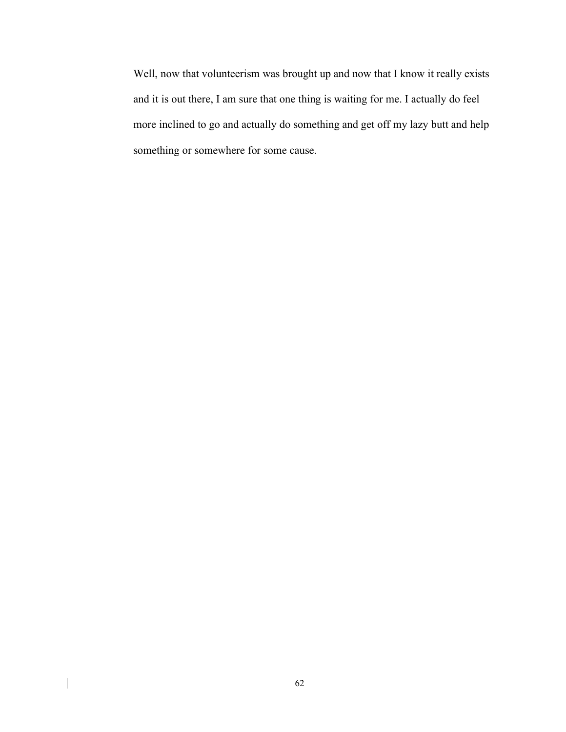Well, now that volunteerism was brought up and now that I know it really exists and it is out there, I am sure that one thing is waiting for me. I actually do feel more inclined to go and actually do something and get off my lazy butt and help something or somewhere for some cause.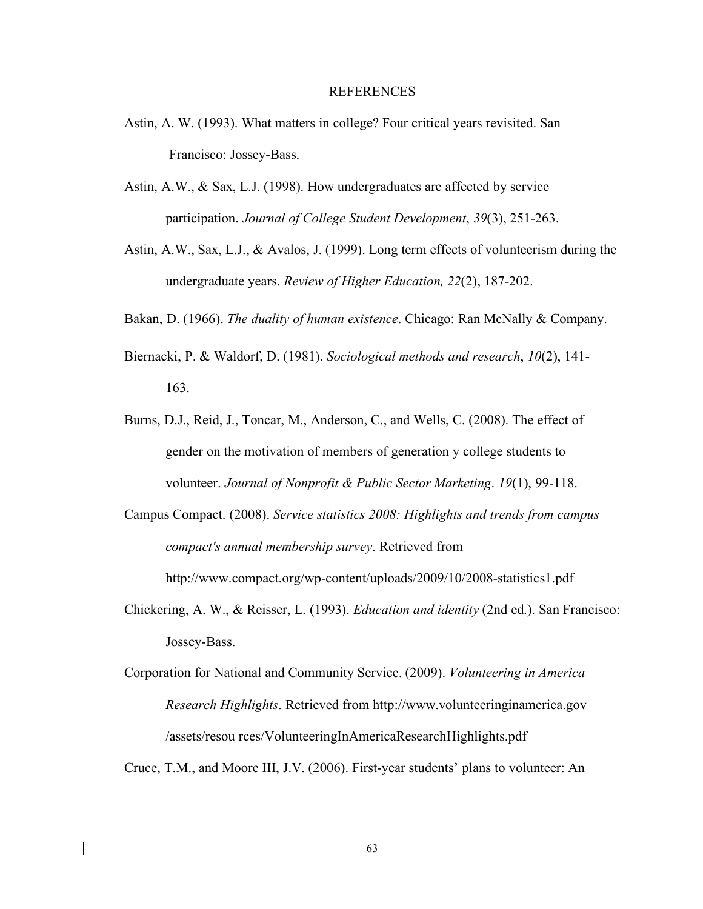# REFERENCES

Astin, A. W. (1993). What matters in college? Four critical years revisited. San Francisco: Jossey-Bass.

Astin, A.W., & Sax, L.J. (1998). How undergraduates are affected by service participation. *Journal of College Student Development*, *39*(3), 251-263.

Astin, A.W., Sax, L.J., & Avalos, J. (1999). Long term effects of volunteerism during the undergraduate years. *Review of Higher Education, 22*(2), 187-202.

Bakan, D. (1966). *The duality of human existence*. Chicago: Ran McNally & Company.

Biernacki, P. & Waldorf, D. (1981). *Sociological methods and research*, *10*(2), 141-163.

Burns, D.J., Reid, J., Toncar, M., Anderson, C., and Wells, C. (2008). The effect of gender on the motivation of members of generation y college students to volunteer. *Journal of Nonprofit & Public Sector Marketing*. *19*(1), 99-118.

Campus Compact. (2008). *Service statistics 2008: Highlights and trends from campus compact's annual membership survey*. Retrieved from http://www.compact.org/wp-content/uploads/2009/10/2008-statistics1.pdf

Chickering, A. W., & Reisser, L. (1993). *Education and identity* (2nd ed.). San Francisco: Jossey-Bass.

Corporation for National and Community Service. (2009). *Volunteering in America Research Highlights*. Retrieved from http://www.volunteeringinamerica.gov /assets/resou rces/VolunteeringInAmericaResearchHighlights.pdf

Cruce, T.M., and Moore III, J.V. (2006). First-year students' plans to volunteer: An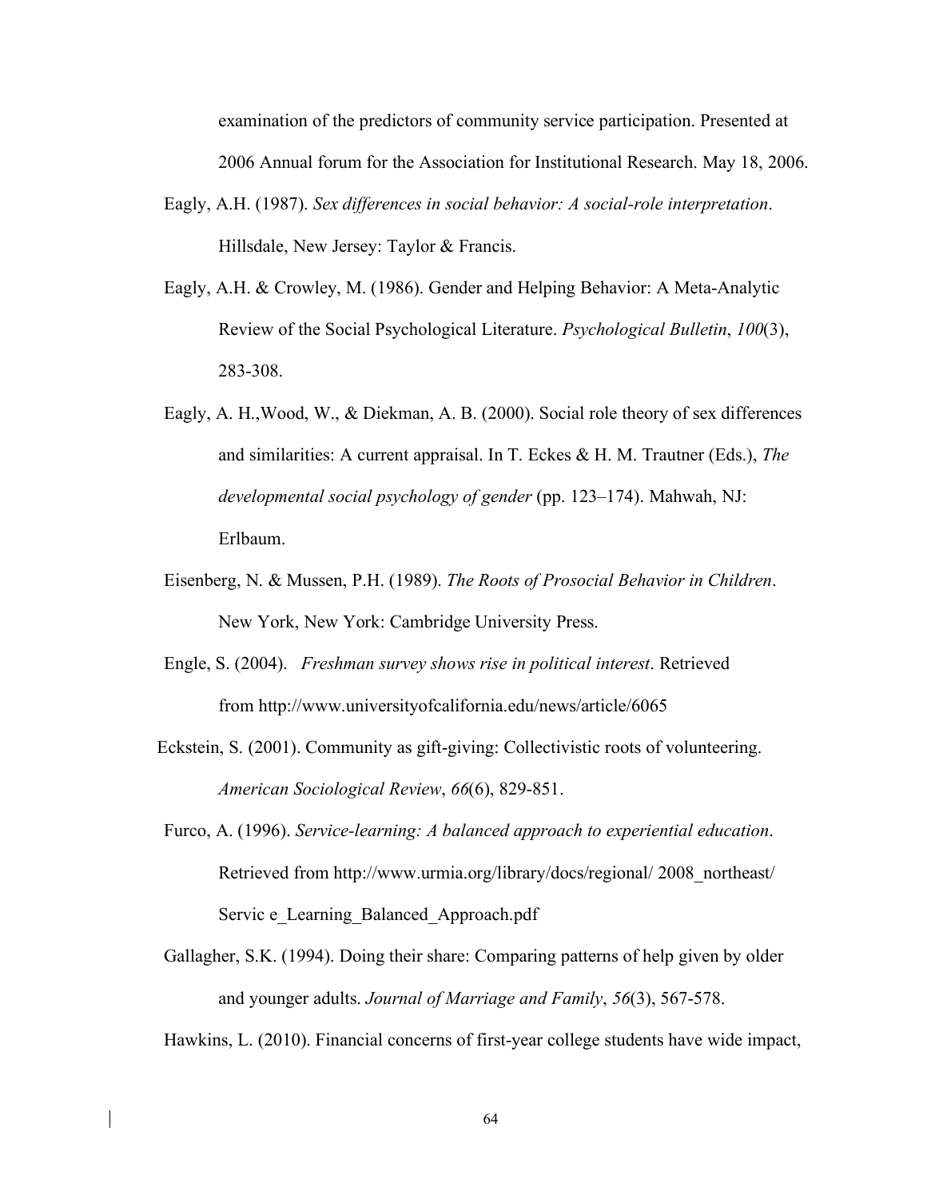examination of the predictors of community service participation. Presented at 2006 Annual forum for the Association for Institutional Research. May 18, 2006.

Eagly, A.H. (1987). *Sex differences in social behavior: A social-role interpretation*. Hillsdale, New Jersey: Taylor & Francis.

Eagly, A.H. & Crowley, M. (1986). Gender and Helping Behavior: A Meta-Analytic Review of the Social Psychological Literature. *Psychological Bulletin*, *100*(3), 283-308.

Eagly, A. H.,Wood, W., & Diekman, A. B. (2000). Social role theory of sex differences and similarities: A current appraisal. In T. Eckes & H. M. Trautner (Eds.), *The developmental social psychology of gender* (pp. 123–174). Mahwah, NJ: Erlbaum.

Eisenberg, N. & Mussen, P.H. (1989). *The Roots of Prosocial Behavior in Children*. New York, New York: Cambridge University Press.

Engle, S. (2004). *Freshman survey shows rise in political interest*. Retrieved from http://www.universityofcalifornia.edu/news/article/6065

Eckstein, S. (2001). Community as gift-giving: Collectivistic roots of volunteering. *American Sociological Review*, *66*(6), 829-851.

Furco, A. (1996). *Service-learning: A balanced approach to experiential education*. Retrieved from http://www.urmia.org/library/docs/regional/ 2008_northeast/ Servic e_Learning_Balanced_Approach.pdf

Gallagher, S.K. (1994). Doing their share: Comparing patterns of help given by older and younger adults. *Journal of Marriage and Family*, *56*(3), 567-578.

Hawkins, L. (2010). Financial concerns of first-year college students have wide impact,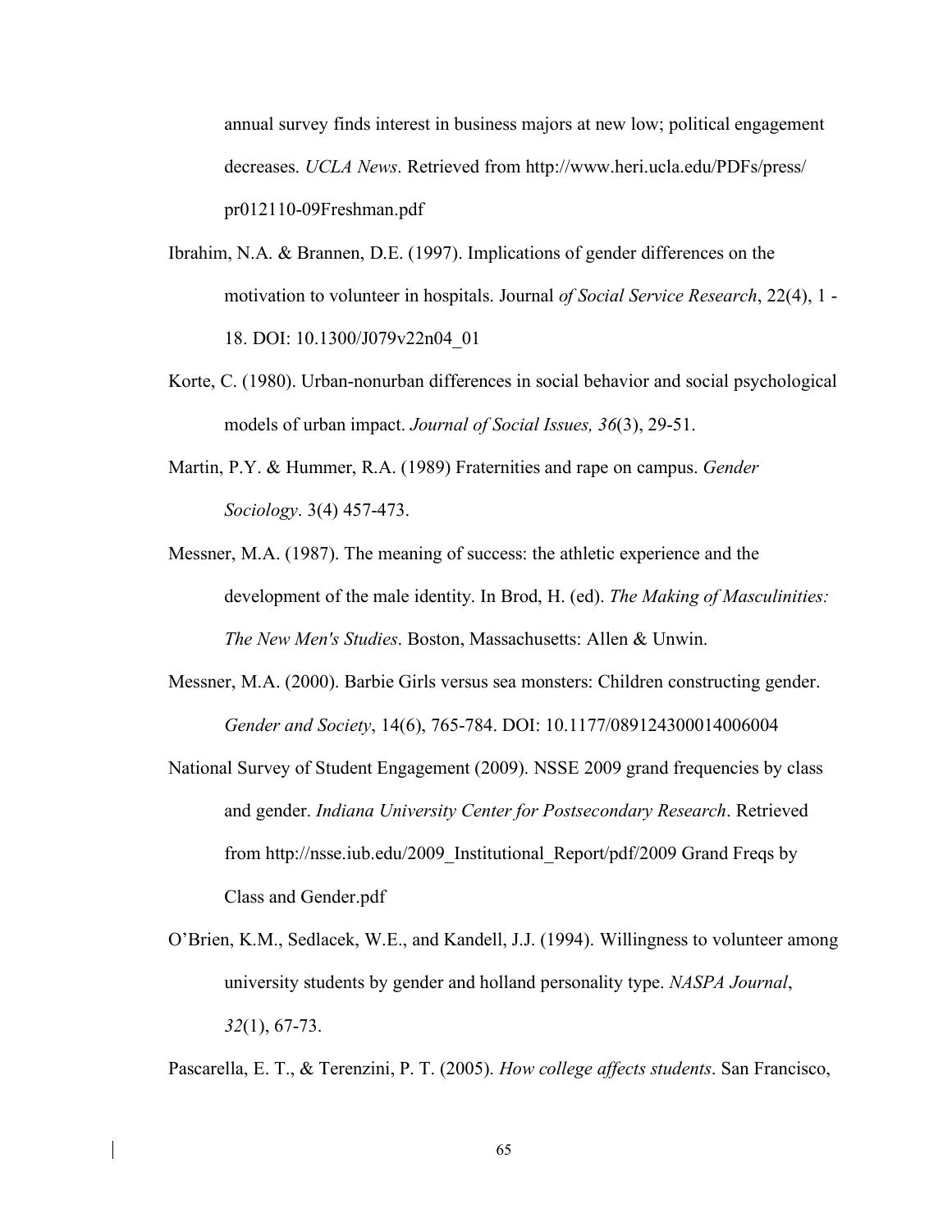annual survey finds interest in business majors at new low; political engagement decreases. *UCLA News*. Retrieved from http://www.heri.ucla.edu/PDFs/press/pr012110-09Freshman.pdf

Ibrahim, N.A. & Brannen, D.E. (1997). Implications of gender differences on the motivation to volunteer in hospitals. Journal *of Social Service Research*, 22(4), 1 - 18. DOI: 10.1300/J079v22n04_01

Korte, C. (1980). Urban-nonurban differences in social behavior and social psychological models of urban impact. *Journal of Social Issues, 36*(3), 29-51.

Martin, P.Y. & Hummer, R.A. (1989) Fraternities and rape on campus. *Gender Sociology*. 3(4) 457-473.

Messner, M.A. (1987). The meaning of success: the athletic experience and the development of the male identity. In Brod, H. (ed). *The Making of Masculinities: The New Men's Studies*. Boston, Massachusetts: Allen & Unwin.

Messner, M.A. (2000). Barbie Girls versus sea monsters: Children constructing gender. *Gender and Society*, 14(6), 765-784. DOI: 10.1177/089124300014006004

National Survey of Student Engagement (2009). NSSE 2009 grand frequencies by class and gender. *Indiana University Center for Postsecondary Research*. Retrieved from http://nsse.iub.edu/2009_Institutional_Report/pdf/2009 Grand Freqs by Class and Gender.pdf

O'Brien, K.M., Sedlacek, W.E., and Kandell, J.J. (1994). Willingness to volunteer among university students by gender and holland personality type. *NASPA Journal*, *32*(1), 67-73.

Pascarella, E. T., & Terenzini, P. T. (2005). *How college affects students*. San Francisco,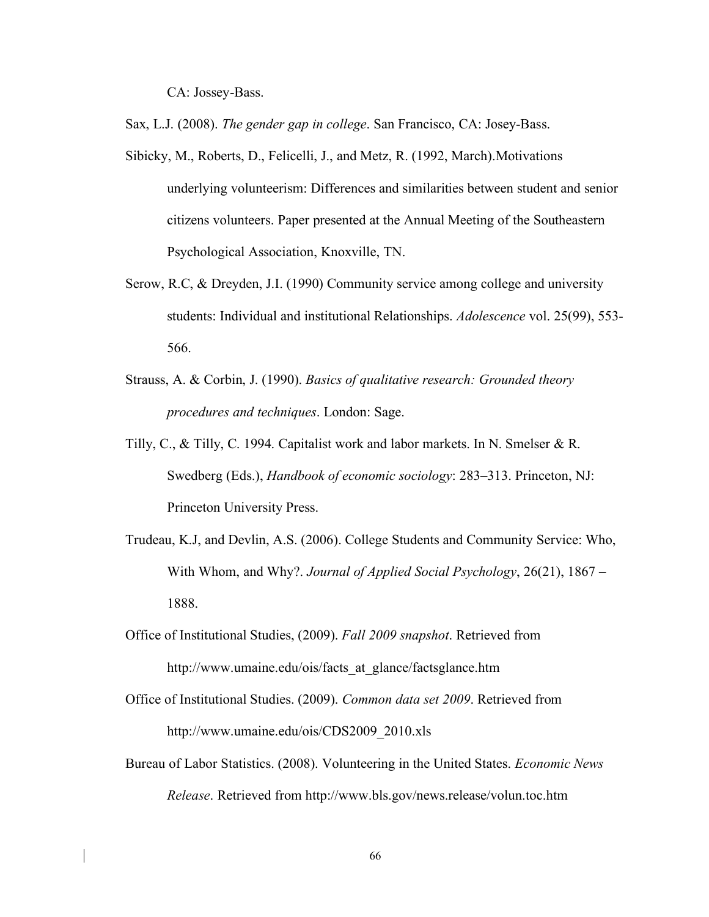CA: Jossey-Bass.

Sax, L.J. (2008). *The gender gap in college*. San Francisco, CA: Josey-Bass.

Sibicky, M., Roberts, D., Felicelli, J., and Metz, R. (1992, March).Motivations underlying volunteerism: Differences and similarities between student and senior citizens volunteers. Paper presented at the Annual Meeting of the Southeastern Psychological Association, Knoxville, TN.

Serow, R.C, & Dreyden, J.I. (1990) Community service among college and university students: Individual and institutional Relationships. *Adolescence* vol. 25(99), 553-566.

Strauss, A. & Corbin, J. (1990). *Basics of qualitative research: Grounded theory procedures and techniques*. London: Sage.

Tilly, C., & Tilly, C. 1994. Capitalist work and labor markets. In N. Smelser & R. Swedberg (Eds.), *Handbook of economic sociology*: 283–313. Princeton, NJ: Princeton University Press.

Trudeau, K.J, and Devlin, A.S. (2006). College Students and Community Service: Who, With Whom, and Why?. *Journal of Applied Social Psychology*, 26(21), 1867 – 1888.

Office of Institutional Studies, (2009). *Fall 2009 snapshot*. Retrieved from http://www.umaine.edu/ois/facts_at_glance/factsglance.htm

Office of Institutional Studies. (2009). *Common data set 2009*. Retrieved from http://www.umaine.edu/ois/CDS2009_2010.xls

Bureau of Labor Statistics. (2008). Volunteering in the United States. *Economic News Release*. Retrieved from http://www.bls.gov/news.release/volun.toc.htm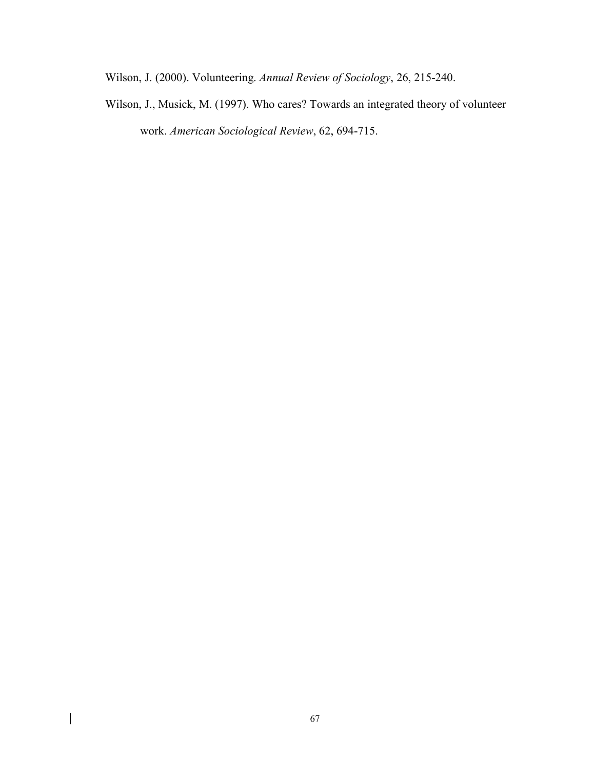Wilson, J. (2000). Volunteering. *Annual Review of Sociology*, 26, 215-240.

Wilson, J., Musick, M. (1997). Who cares? Towards an integrated theory of volunteer work. *American Sociological Review*, 62, 694-715.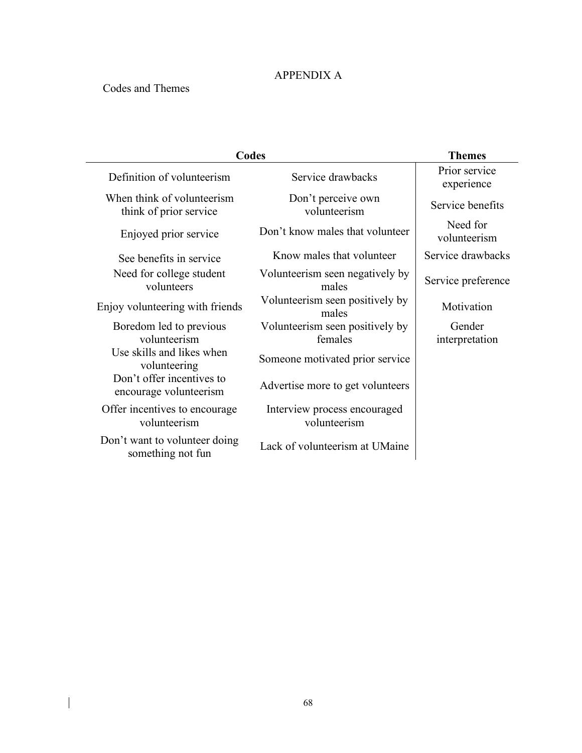# APPENDIX A

Codes and Themes

| Codes | | Themes |
|---|---|---|
| Definition of volunteerism | Service drawbacks | Prior service experience |
| When think of volunteerism think of prior service | Don't perceive own volunteerism | Service benefits |
| Enjoyed prior service | Don't know males that volunteer | Need for volunteerism |
| See benefits in service | Know males that volunteer | Service drawbacks |
| Need for college student volunteers | Volunteerism seen negatively by males | Service preference |
| Enjoy volunteering with friends | Volunteerism seen positively by males | Motivation |
| Boredom led to previous volunteerism | Volunteerism seen positively by females | Gender interpretation |
| Use skills and likes when volunteering | Someone motivated prior service | |
| Don't offer incentives to encourage volunteerism | Advertise more to get volunteers | |
| Offer incentives to encourage volunteerism | Interview process encouraged volunteerism | |
| Don't want to volunteer doing something not fun | Lack of volunteerism at UMaine | |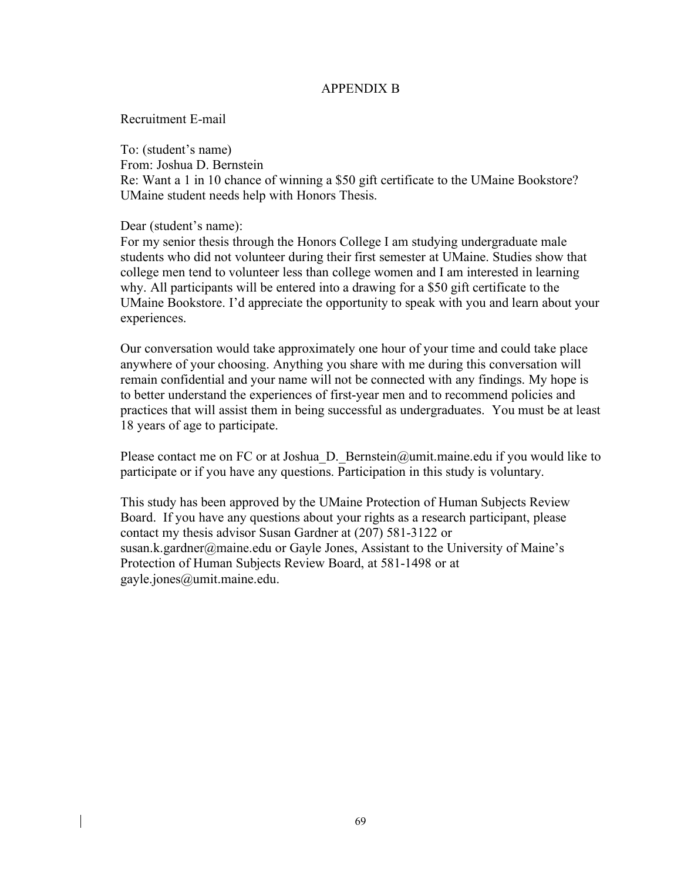# APPENDIX B

Recruitment E-mail

To: (student's name)
From: Joshua D. Bernstein
Re: Want a 1 in 10 chance of winning a $50 gift certificate to the UMaine Bookstore? UMaine student needs help with Honors Thesis.

Dear (student's name):
For my senior thesis through the Honors College I am studying undergraduate male students who did not volunteer during their first semester at UMaine. Studies show that college men tend to volunteer less than college women and I am interested in learning why. All participants will be entered into a drawing for a $50 gift certificate to the UMaine Bookstore. I'd appreciate the opportunity to speak with you and learn about your experiences.

Our conversation would take approximately one hour of your time and could take place anywhere of your choosing. Anything you share with me during this conversation will remain confidential and your name will not be connected with any findings. My hope is to better understand the experiences of first-year men and to recommend policies and practices that will assist them in being successful as undergraduates. You must be at least 18 years of age to participate.

Please contact me on FC or at Joshua_D._Bernstein@umit.maine.edu if you would like to participate or if you have any questions. Participation in this study is voluntary.

This study has been approved by the UMaine Protection of Human Subjects Review Board. If you have any questions about your rights as a research participant, please contact my thesis advisor Susan Gardner at (207) 581-3122 or susan.k.gardner@maine.edu or Gayle Jones, Assistant to the University of Maine's Protection of Human Subjects Review Board, at 581-1498 or at gayle.jones@umit.maine.edu.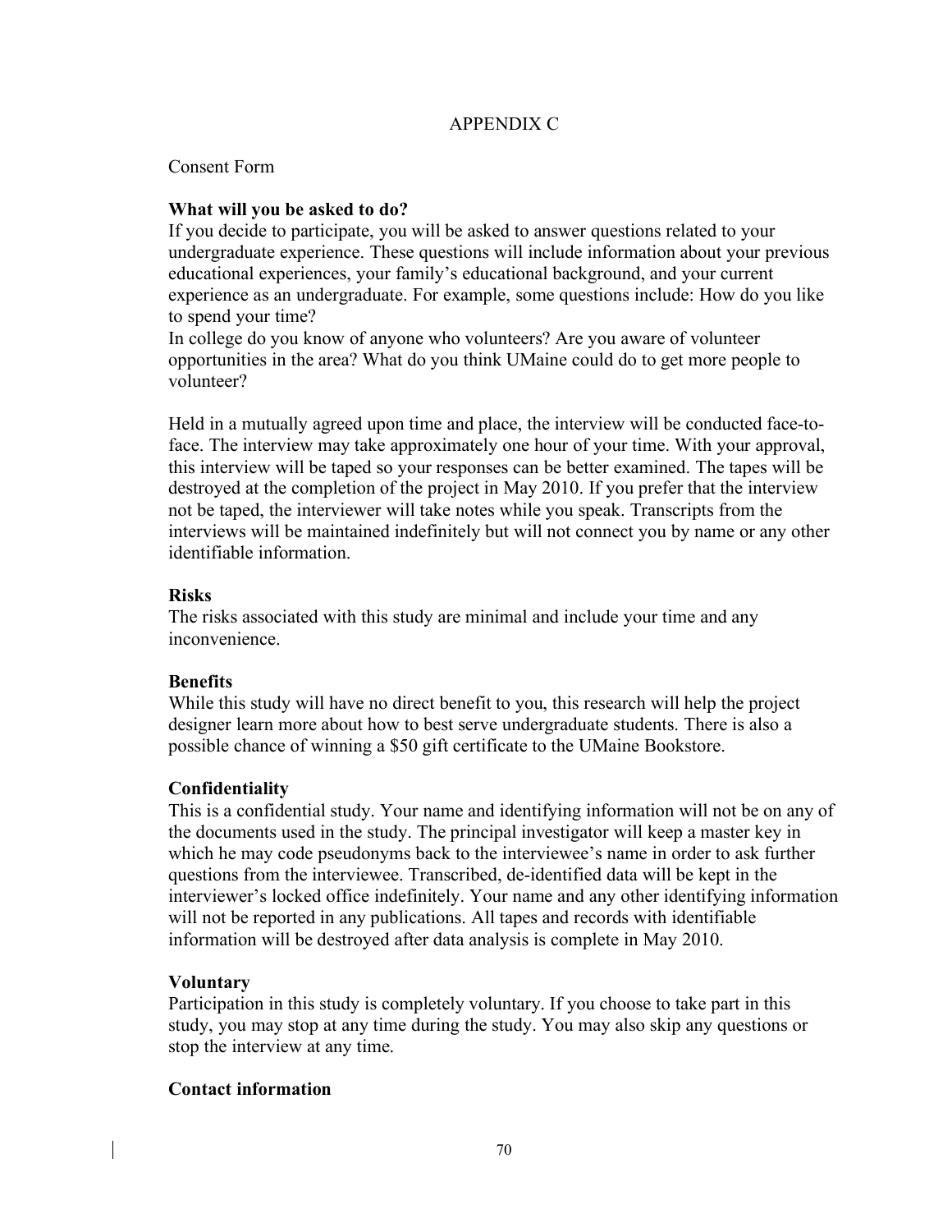# APPENDIX C

Consent Form

**What will you be asked to do?**

If you decide to participate, you will be asked to answer questions related to your undergraduate experience. These questions will include information about your previous educational experiences, your family's educational background, and your current experience as an undergraduate. For example, some questions include: How do you like to spend your time?

In college do you know of anyone who volunteers? Are you aware of volunteer opportunities in the area? What do you think UMaine could do to get more people to volunteer?

Held in a mutually agreed upon time and place, the interview will be conducted face-to-face. The interview may take approximately one hour of your time. With your approval, this interview will be taped so your responses can be better examined. The tapes will be destroyed at the completion of the project in May 2010. If you prefer that the interview not be taped, the interviewer will take notes while you speak. Transcripts from the interviews will be maintained indefinitely but will not connect you by name or any other identifiable information.

**Risks**

The risks associated with this study are minimal and include your time and any inconvenience.

**Benefits**

While this study will have no direct benefit to you, this research will help the project designer learn more about how to best serve undergraduate students. There is also a possible chance of winning a $50 gift certificate to the UMaine Bookstore.

**Confidentiality**

This is a confidential study. Your name and identifying information will not be on any of the documents used in the study. The principal investigator will keep a master key in which he may code pseudonyms back to the interviewee's name in order to ask further questions from the interviewee. Transcribed, de-identified data will be kept in the interviewer's locked office indefinitely. Your name and any other identifying information will not be reported in any publications. All tapes and records with identifiable information will be destroyed after data analysis is complete in May 2010.

**Voluntary**

Participation in this study is completely voluntary. If you choose to take part in this study, you may stop at any time during the study. You may also skip any questions or stop the interview at any time.

**Contact information**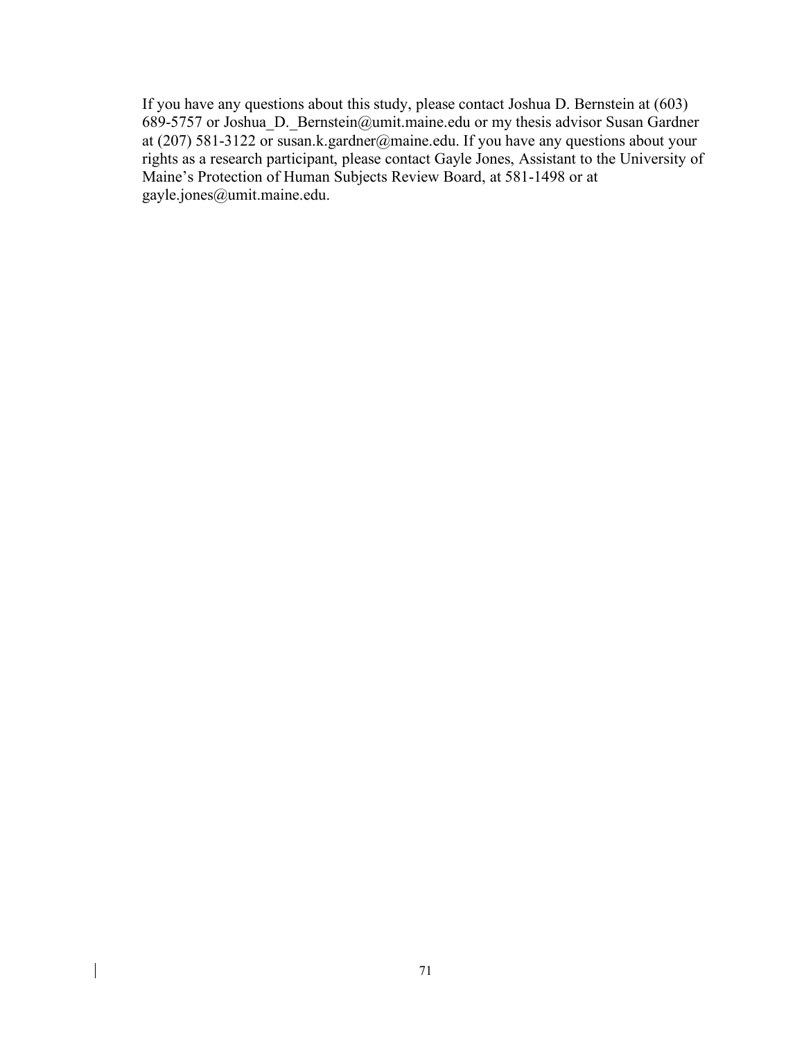If you have any questions about this study, please contact Joshua D. Bernstein at (603) 689-5757 or Joshua_D._Bernstein@umit.maine.edu or my thesis advisor Susan Gardner at (207) 581-3122 or susan.k.gardner@maine.edu. If you have any questions about your rights as a research participant, please contact Gayle Jones, Assistant to the University of Maine's Protection of Human Subjects Review Board, at 581-1498 or at gayle.jones@umit.maine.edu.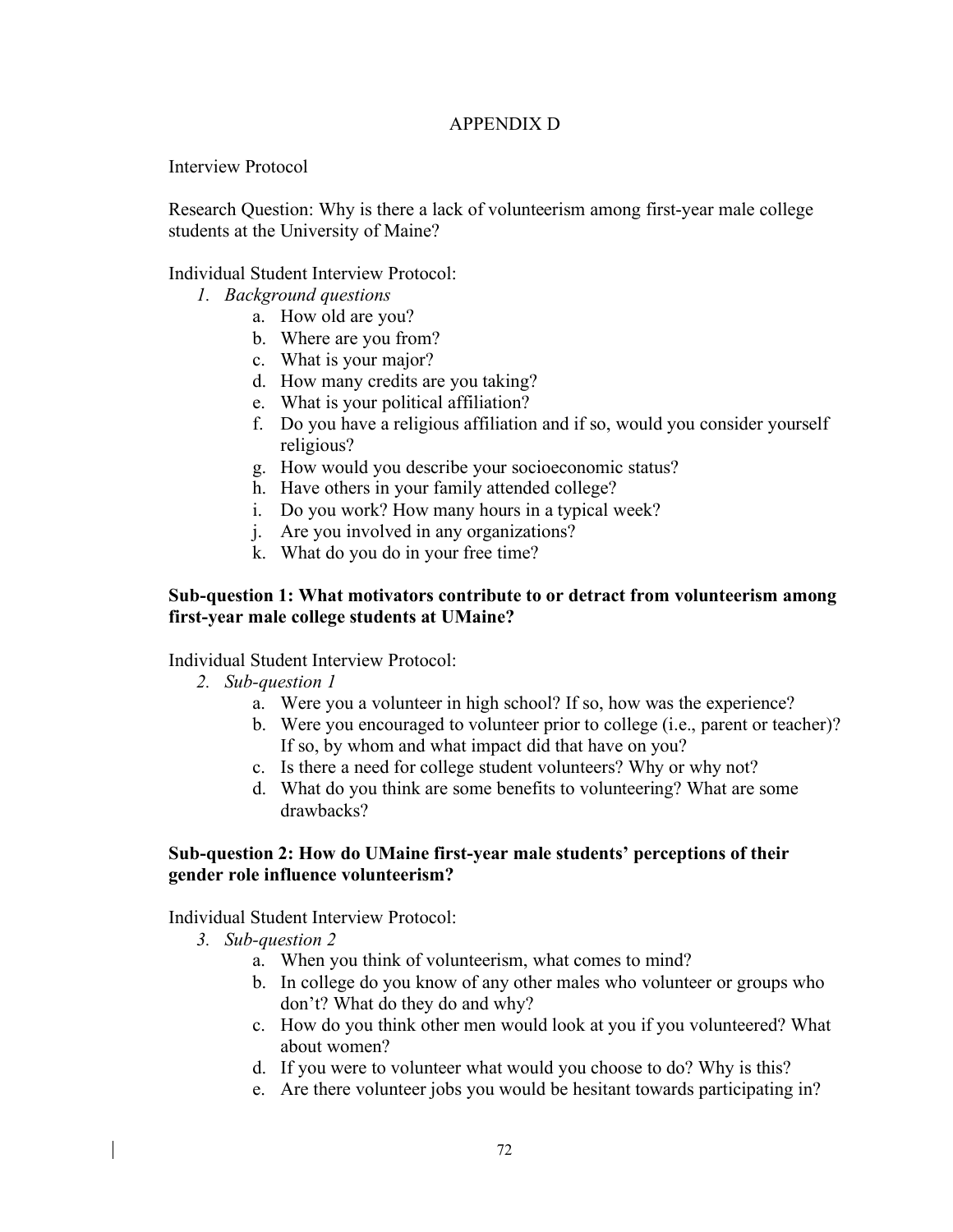# APPENDIX D

Interview Protocol

Research Question: Why is there a lack of volunteerism among first-year male college students at the University of Maine?

Individual Student Interview Protocol:

1. *Background questions*
    a. How old are you?
    b. Where are you from?
    c. What is your major?
    d. How many credits are you taking?
    e. What is your political affiliation?
    f. Do you have a religious affiliation and if so, would you consider yourself religious?
    g. How would you describe your socioeconomic status?
    h. Have others in your family attended college?
    i. Do you work? How many hours in a typical week?
    j. Are you involved in any organizations?
    k. What do you do in your free time?

**Sub-question 1: What motivators contribute to or detract from volunteerism among first-year male college students at UMaine?**

Individual Student Interview Protocol:

2. *Sub-question 1*
    a. Were you a volunteer in high school? If so, how was the experience?
    b. Were you encouraged to volunteer prior to college (i.e., parent or teacher)? If so, by whom and what impact did that have on you?
    c. Is there a need for college student volunteers? Why or why not?
    d. What do you think are some benefits to volunteering? What are some drawbacks?

**Sub-question 2: How do UMaine first-year male students' perceptions of their gender role influence volunteerism?**

Individual Student Interview Protocol:

3. *Sub-question 2*
    a. When you think of volunteerism, what comes to mind?
    b. In college do you know of any other males who volunteer or groups who don't? What do they do and why?
    c. How do you think other men would look at you if you volunteered? What about women?
    d. If you were to volunteer what would you choose to do? Why is this?
    e. Are there volunteer jobs you would be hesitant towards participating in?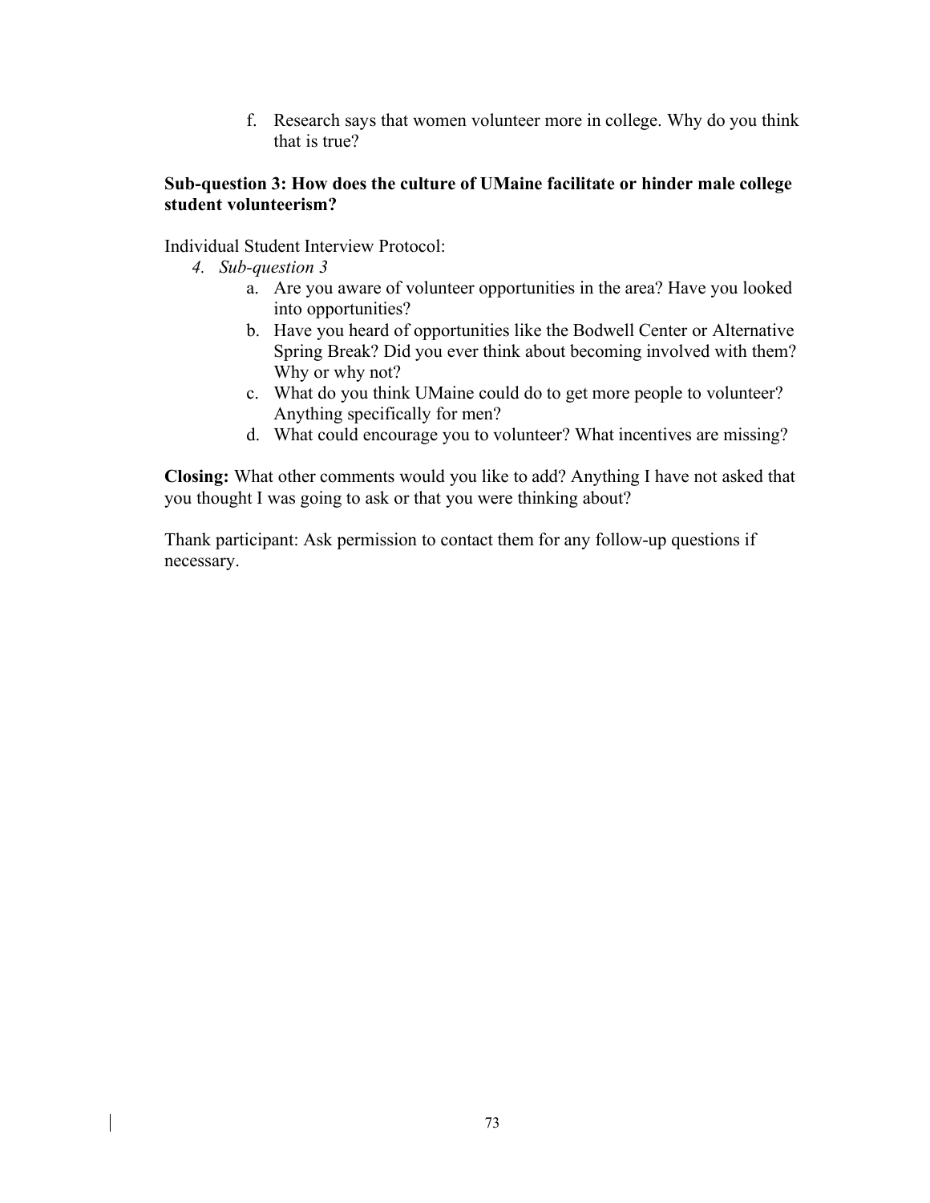f. Research says that women volunteer more in college. Why do you think that is true?

**Sub-question 3: How does the culture of UMaine facilitate or hinder male college student volunteerism?**

Individual Student Interview Protocol:

4. *Sub-question 3*
    a. Are you aware of volunteer opportunities in the area? Have you looked into opportunities?
    b. Have you heard of opportunities like the Bodwell Center or Alternative Spring Break? Did you ever think about becoming involved with them? Why or why not?
    c. What do you think UMaine could do to get more people to volunteer? Anything specifically for men?
    d. What could encourage you to volunteer? What incentives are missing?

**Closing:** What other comments would you like to add? Anything I have not asked that you thought I was going to ask or that you were thinking about?

Thank participant: Ask permission to contact them for any follow-up questions if necessary.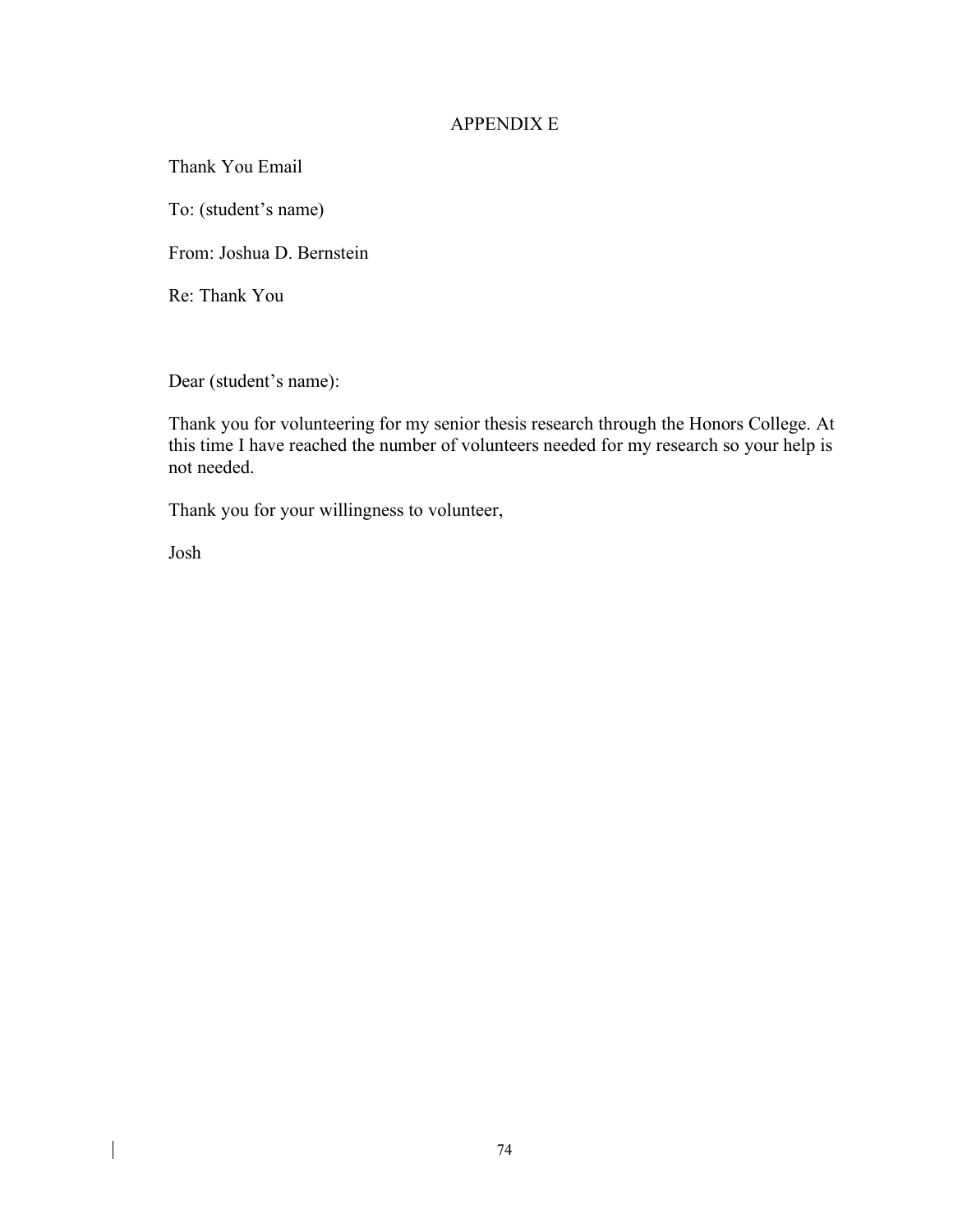# APPENDIX E

Thank You Email

To: (student's name)

From: Joshua D. Bernstein

Re: Thank You

Dear (student's name):

Thank you for volunteering for my senior thesis research through the Honors College. At this time I have reached the number of volunteers needed for my research so your help is not needed.

Thank you for your willingness to volunteer,

Josh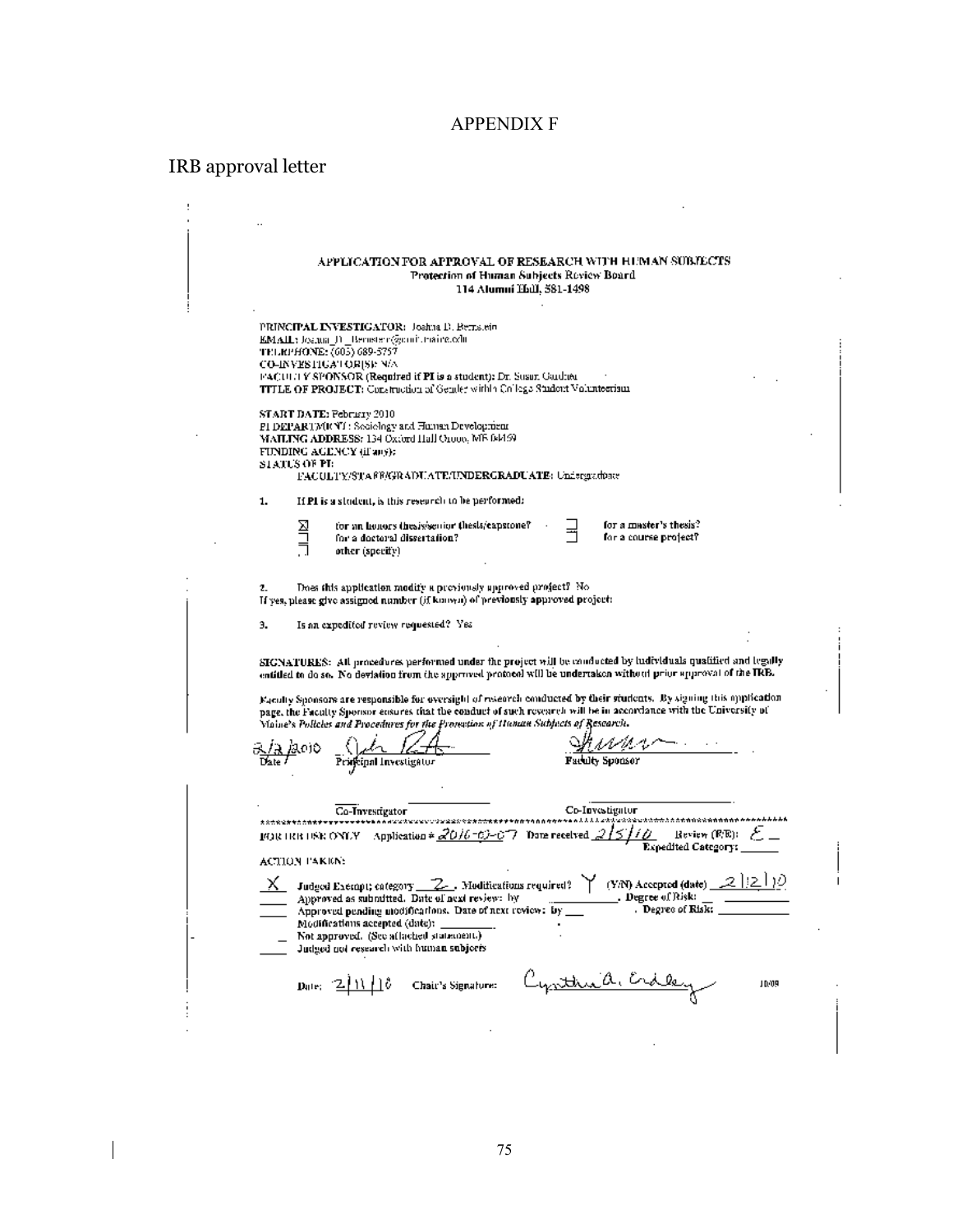# APPENDIX F

## IRB approval letter

APPLICATION FOR APPROVAL OF RESEARCH WITH HUMAN SUBJECTS
Protection of Human Subjects Review Board
114 Alumni Hall, 581-1498

**PRINCIPAL INVESTIGATOR:** Joshua D. Bernstein
**EMAIL:** Joshua_D_Bernstein@umit.maine.edu
**TELEPHONE:** (603) 689-5757
**CO-INVESTIGATOR(S):** N/A
**FACULTY SPONSOR (Required if PI is a student):** Dr. Susan Gardner
**TITLE OF PROJECT:** Construction of Gender within College Student Volunteerism

**START DATE:** February 2010
**PI DEPARTMENT:** Sociology and Human Development
**MAILING ADDRESS:** 134 Oxford Hall Orono, ME 04469
**FUNDING AGENCY (if any):**
**STATUS OF PI:**
FACULTY/STAFF/GRADUATE/UNDERGRADUATE: Undergraduate

1. **If PI is a student, is this research to be performed:**

☒ for an honors thesis/senior thesis/capstone? ☐ for a master's thesis?
☐ for a doctoral dissertation? ☐ for a course project?
☐ other (specify)

2. **Does this application modify a previously approved project?** No
**If yes, please give assigned number (if known) of previously approved project:**

3. **Is an expedited review requested?** Yes

**SIGNATURES:** All procedures performed under the project will be conducted by individuals qualified and legally entitled to do so. No deviation from the approved protocol will be undertaken without prior approval of the IRB.

Faculty Sponsors are responsible for oversight of research conducted by their students. By signing this application page, the Faculty Sponsor ensures that the conduct of such research will be in accordance with the University of Maine's *Policies and Procedures for the Protection of Human Subjects of Research.*

2/2/2010 [signature] [signature]
Date Principal Investigator Faculty Sponsor

Co-Investigator Co-Investigator

FOR IRB USE ONLY Application # 2010-02-07 Date received 2/5/10 Review (F/E): E
Expedited Category: ______

ACTION TAKEN:

X Judged Exempt; category 2. Modifications required? Y (Y/N) Accepted (date) 2/12/10
___ Approved as submitted. Date of next review: by ______. Degree of Risk: ______
___ Approved pending modifications. Date of next review: by ___. Degree of Risk: ______
Modifications accepted (date): ______
___ Not approved. (See attached statement.)
___ Judged not research with human subjects

Date: 2/11/10 Chair's Signature: Cynthia A. Erdley 10/09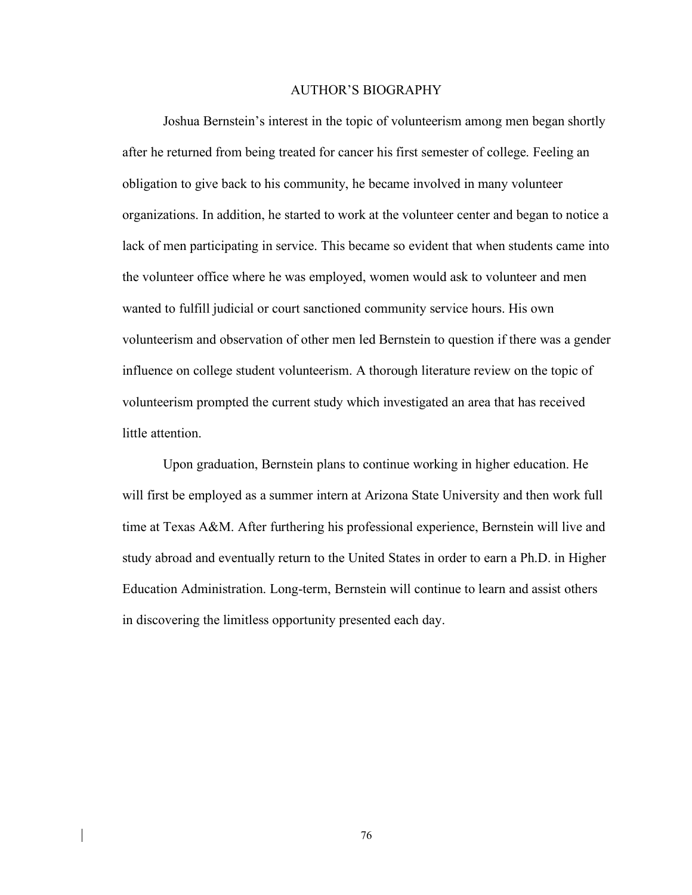# AUTHOR'S BIOGRAPHY

Joshua Bernstein's interest in the topic of volunteerism among men began shortly after he returned from being treated for cancer his first semester of college. Feeling an obligation to give back to his community, he became involved in many volunteer organizations. In addition, he started to work at the volunteer center and began to notice a lack of men participating in service. This became so evident that when students came into the volunteer office where he was employed, women would ask to volunteer and men wanted to fulfill judicial or court sanctioned community service hours. His own volunteerism and observation of other men led Bernstein to question if there was a gender influence on college student volunteerism. A thorough literature review on the topic of volunteerism prompted the current study which investigated an area that has received little attention.

Upon graduation, Bernstein plans to continue working in higher education. He will first be employed as a summer intern at Arizona State University and then work full time at Texas A&M. After furthering his professional experience, Bernstein will live and study abroad and eventually return to the United States in order to earn a Ph.D. in Higher Education Administration. Long-term, Bernstein will continue to learn and assist others in discovering the limitless opportunity presented each day.